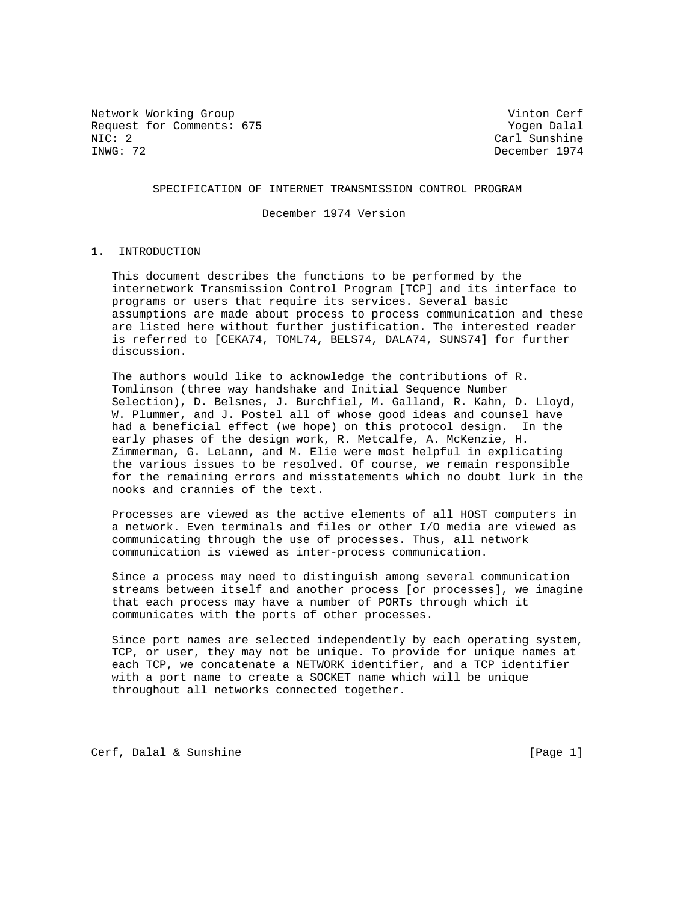Network Working Group
Request for Comments: 675
NIC: 2
INWG: 72

Vinton Cerf
Yogen Dalal
Carl Sunshine
December 1974

# SPECIFICATION OF INTERNET TRANSMISSION CONTROL PROGRAM

December 1974 Version

## 1. INTRODUCTION

This document describes the functions to be performed by the internetwork Transmission Control Program [TCP] and its interface to programs or users that require its services. Several basic assumptions are made about process to process communication and these are listed here without further justification. The interested reader is referred to [CEKA74, TOML74, BELS74, DALA74, SUNS74] for further discussion.

The authors would like to acknowledge the contributions of R. Tomlinson (three way handshake and Initial Sequence Number Selection), D. Belsnes, J. Burchfiel, M. Galland, R. Kahn, D. Lloyd, W. Plummer, and J. Postel all of whose good ideas and counsel have had a beneficial effect (we hope) on this protocol design. In the early phases of the design work, R. Metcalfe, A. McKenzie, H. Zimmerman, G. LeLann, and M. Elie were most helpful in explicating the various issues to be resolved. Of course, we remain responsible for the remaining errors and misstatements which no doubt lurk in the nooks and crannies of the text.

Processes are viewed as the active elements of all HOST computers in a network. Even terminals and files or other I/O media are viewed as communicating through the use of processes. Thus, all network communication is viewed as inter-process communication.

Since a process may need to distinguish among several communication streams between itself and another process [or processes], we imagine that each process may have a number of PORTs through which it communicates with the ports of other processes.

Since port names are selected independently by each operating system, TCP, or user, they may not be unique. To provide for unique names at each TCP, we concatenate a NETWORK identifier, and a TCP identifier with a port name to create a SOCKET name which will be unique throughout all networks connected together.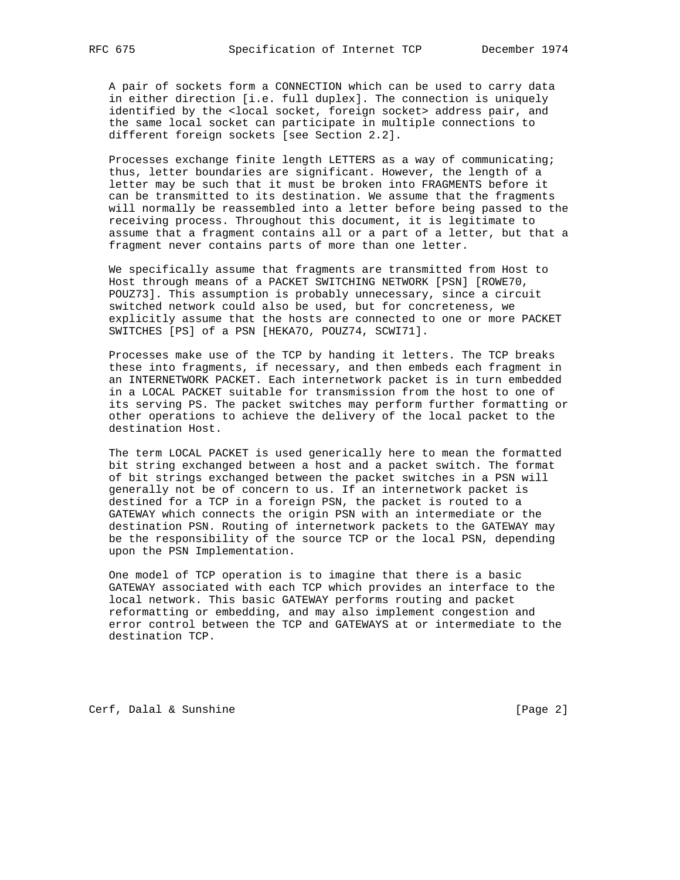A pair of sockets form a CONNECTION which can be used to carry data in either direction [i.e. full duplex]. The connection is uniquely identified by the <local socket, foreign socket> address pair, and the same local socket can participate in multiple connections to different foreign sockets [see Section 2.2].

Processes exchange finite length LETTERS as a way of communicating; thus, letter boundaries are significant. However, the length of a letter may be such that it must be broken into FRAGMENTS before it can be transmitted to its destination. We assume that the fragments will normally be reassembled into a letter before being passed to the receiving process. Throughout this document, it is legitimate to assume that a fragment contains all or a part of a letter, but that a fragment never contains parts of more than one letter.

We specifically assume that fragments are transmitted from Host to Host through means of a PACKET SWITCHING NETWORK [PSN] [ROWE70, POUZ73]. This assumption is probably unnecessary, since a circuit switched network could also be used, but for concreteness, we explicitly assume that the hosts are connected to one or more PACKET SWITCHES [PS] of a PSN [HEKA7O, POUZ74, SCWI71].

Processes make use of the TCP by handing it letters. The TCP breaks these into fragments, if necessary, and then embeds each fragment in an INTERNETWORK PACKET. Each internetwork packet is in turn embedded in a LOCAL PACKET suitable for transmission from the host to one of its serving PS. The packet switches may perform further formatting or other operations to achieve the delivery of the local packet to the destination Host.

The term LOCAL PACKET is used generically here to mean the formatted bit string exchanged between a host and a packet switch. The format of bit strings exchanged between the packet switches in a PSN will generally not be of concern to us. If an internetwork packet is destined for a TCP in a foreign PSN, the packet is routed to a GATEWAY which connects the origin PSN with an intermediate or the destination PSN. Routing of internetwork packets to the GATEWAY may be the responsibility of the source TCP or the local PSN, depending upon the PSN Implementation.

One model of TCP operation is to imagine that there is a basic GATEWAY associated with each TCP which provides an interface to the local network. This basic GATEWAY performs routing and packet reformatting or embedding, and may also implement congestion and error control between the TCP and GATEWAYS at or intermediate to the destination TCP.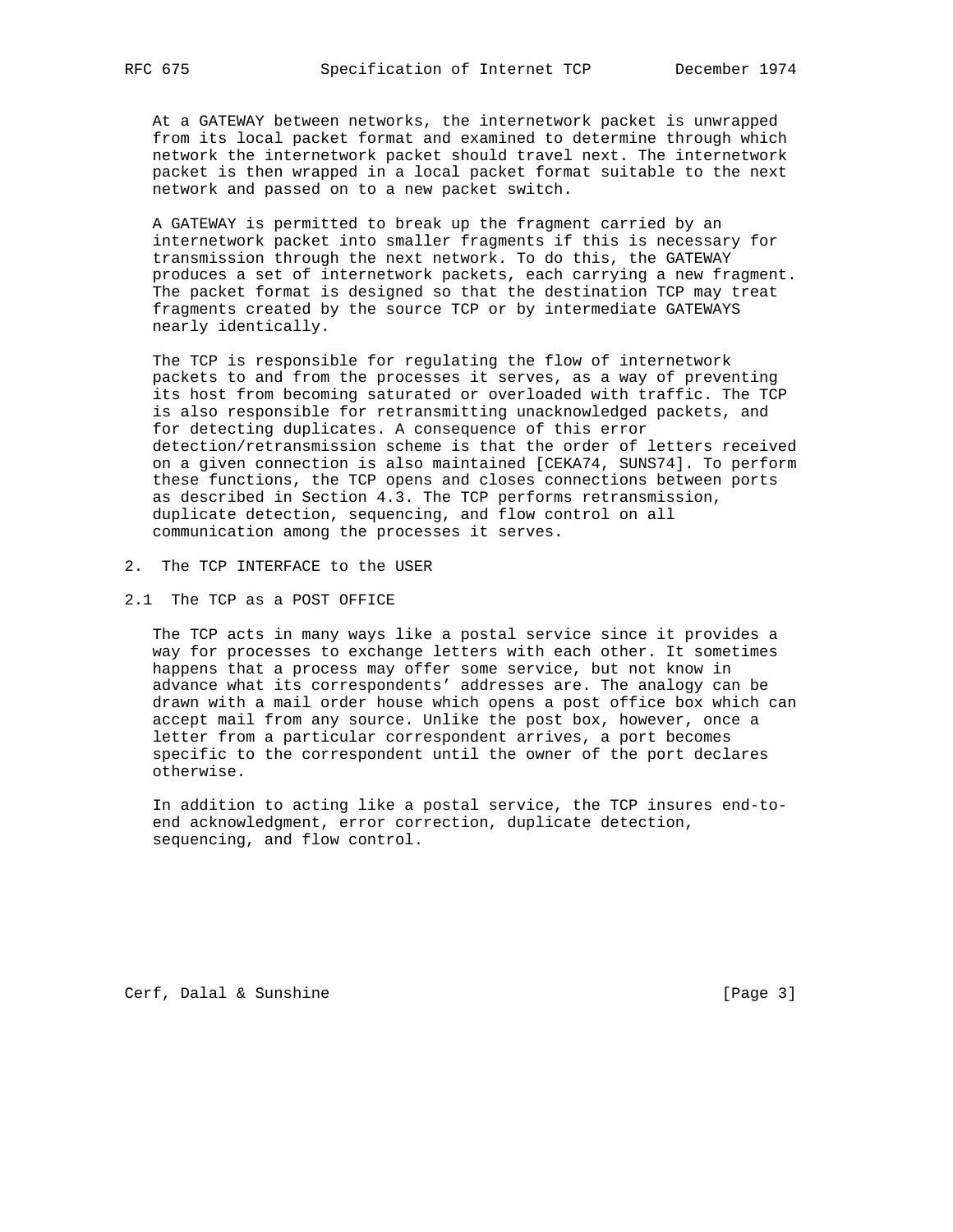At a GATEWAY between networks, the internetwork packet is unwrapped from its local packet format and examined to determine through which network the internetwork packet should travel next. The internetwork packet is then wrapped in a local packet format suitable to the next network and passed on to a new packet switch.

A GATEWAY is permitted to break up the fragment carried by an internetwork packet into smaller fragments if this is necessary for transmission through the next network. To do this, the GATEWAY produces a set of internetwork packets, each carrying a new fragment. The packet format is designed so that the destination TCP may treat fragments created by the source TCP or by intermediate GATEWAYS nearly identically.

The TCP is responsible for regulating the flow of internetwork packets to and from the processes it serves, as a way of preventing its host from becoming saturated or overloaded with traffic. The TCP is also responsible for retransmitting unacknowledged packets, and for detecting duplicates. A consequence of this error detection/retransmission scheme is that the order of letters received on a given connection is also maintained [CEKA74, SUNS74]. To perform these functions, the TCP opens and closes connections between ports as described in Section 4.3. The TCP performs retransmission, duplicate detection, sequencing, and flow control on all communication among the processes it serves.

## 2. The TCP INTERFACE to the USER

### 2.1 The TCP as a POST OFFICE

The TCP acts in many ways like a postal service since it provides a way for processes to exchange letters with each other. It sometimes happens that a process may offer some service, but not know in advance what its correspondents' addresses are. The analogy can be drawn with a mail order house which opens a post office box which can accept mail from any source. Unlike the post box, however, once a letter from a particular correspondent arrives, a port becomes specific to the correspondent until the owner of the port declares otherwise.

In addition to acting like a postal service, the TCP insures end-to-end acknowledgment, error correction, duplicate detection, sequencing, and flow control.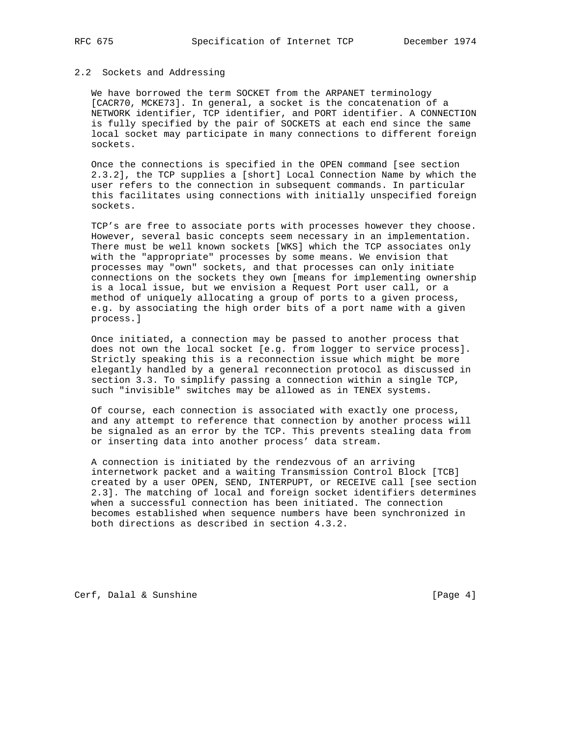## 2.2 Sockets and Addressing

We have borrowed the term SOCKET from the ARPANET terminology [CACR70, MCKE73]. In general, a socket is the concatenation of a NETWORK identifier, TCP identifier, and PORT identifier. A CONNECTION is fully specified by the pair of SOCKETS at each end since the same local socket may participate in many connections to different foreign sockets.

Once the connections is specified in the OPEN command [see section 2.3.2], the TCP supplies a [short] Local Connection Name by which the user refers to the connection in subsequent commands. In particular this facilitates using connections with initially unspecified foreign sockets.

TCP’s are free to associate ports with processes however they choose. However, several basic concepts seem necessary in an implementation. There must be well known sockets [WKS] which the TCP associates only with the "appropriate" processes by some means. We envision that processes may "own" sockets, and that processes can only initiate connections on the sockets they own [means for implementing ownership is a local issue, but we envision a Request Port user call, or a method of uniquely allocating a group of ports to a given process, e.g. by associating the high order bits of a port name with a given process.]

Once initiated, a connection may be passed to another process that does not own the local socket [e.g. from logger to service process]. Strictly speaking this is a reconnection issue which might be more elegantly handled by a general reconnection protocol as discussed in section 3.3. To simplify passing a connection within a single TCP, such "invisible" switches may be allowed as in TENEX systems.

Of course, each connection is associated with exactly one process, and any attempt to reference that connection by another process will be signaled as an error by the TCP. This prevents stealing data from or inserting data into another process’ data stream.

A connection is initiated by the rendezvous of an arriving internetwork packet and a waiting Transmission Control Block [TCB] created by a user OPEN, SEND, INTERPUPT, or RECEIVE call [see section 2.3]. The matching of local and foreign socket identifiers determines when a successful connection has been initiated. The connection becomes established when sequence numbers have been synchronized in both directions as described in section 4.3.2.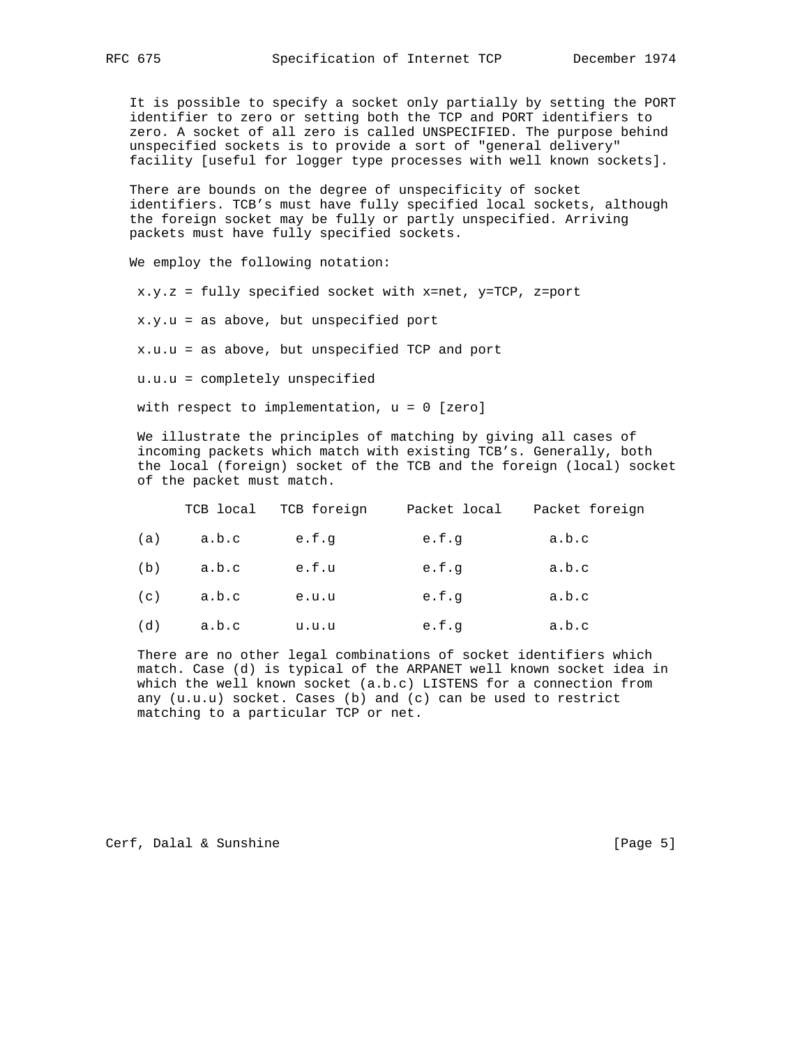It is possible to specify a socket only partially by setting the PORT identifier to zero or setting both the TCP and PORT identifiers to zero. A socket of all zero is called UNSPECIFIED. The purpose behind unspecified sockets is to provide a sort of "general delivery" facility [useful for logger type processes with well known sockets].

There are bounds on the degree of unspecificity of socket identifiers. TCB's must have fully specified local sockets, although the foreign socket may be fully or partly unspecified. Arriving packets must have fully specified sockets.

We employ the following notation:

x.y.z = fully specified socket with x=net, y=TCP, z=port

x.y.u = as above, but unspecified port

x.u.u = as above, but unspecified TCP and port

u.u.u = completely unspecified

with respect to implementation, u = 0 [zero]

We illustrate the principles of matching by giving all cases of incoming packets which match with existing TCB's. Generally, both the local (foreign) socket of the TCB and the foreign (local) socket of the packet must match.

| | TCB local | TCB foreign | Packet local | Packet foreign |
|---|---|---|---|---|
| (a) | a.b.c | e.f.g | e.f.g | a.b.c |
| (b) | a.b.c | e.f.u | e.f.g | a.b.c |
| (c) | a.b.c | e.u.u | e.f.g | a.b.c |
| (d) | a.b.c | u.u.u | e.f.g | a.b.c |

There are no other legal combinations of socket identifiers which match. Case (d) is typical of the ARPANET well known socket idea in which the well known socket (a.b.c) LISTENS for a connection from any (u.u.u) socket. Cases (b) and (c) can be used to restrict matching to a particular TCP or net.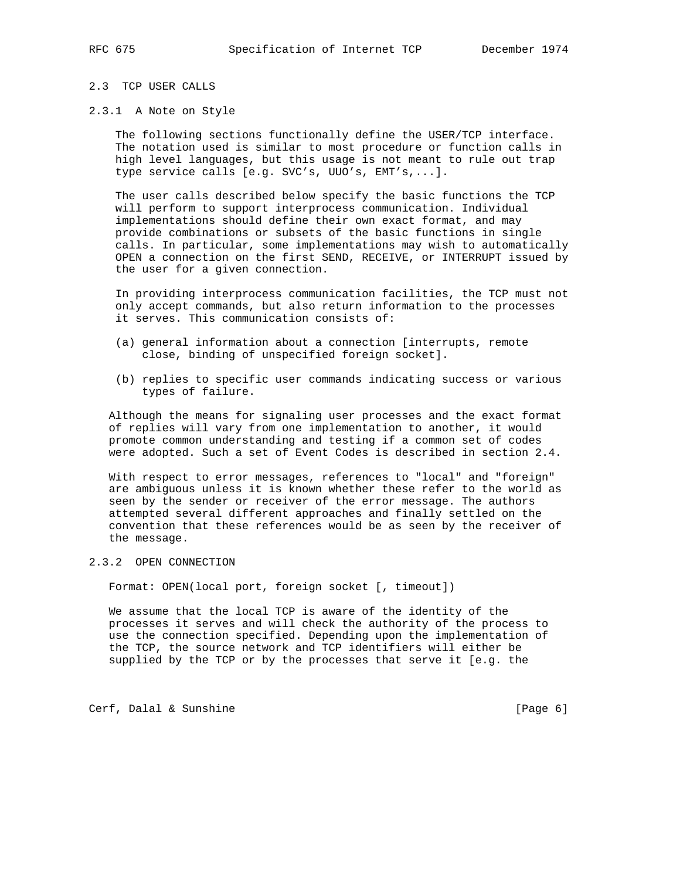## 2.3 TCP USER CALLS

### 2.3.1 A Note on Style

The following sections functionally define the USER/TCP interface. The notation used is similar to most procedure or function calls in high level languages, but this usage is not meant to rule out trap type service calls [e.g. SVC's, UUO's, EMT's,...].

The user calls described below specify the basic functions the TCP will perform to support interprocess communication. Individual implementations should define their own exact format, and may provide combinations or subsets of the basic functions in single calls. In particular, some implementations may wish to automatically OPEN a connection on the first SEND, RECEIVE, or INTERRUPT issued by the user for a given connection.

In providing interprocess communication facilities, the TCP must not only accept commands, but also return information to the processes it serves. This communication consists of:

(a) general information about a connection [interrupts, remote close, binding of unspecified foreign socket].

(b) replies to specific user commands indicating success or various types of failure.

Although the means for signaling user processes and the exact format of replies will vary from one implementation to another, it would promote common understanding and testing if a common set of codes were adopted. Such a set of Event Codes is described in section 2.4.

With respect to error messages, references to "local" and "foreign" are ambiguous unless it is known whether these refer to the world as seen by the sender or receiver of the error message. The authors attempted several different approaches and finally settled on the convention that these references would be as seen by the receiver of the message.

### 2.3.2 OPEN CONNECTION

Format: OPEN(local port, foreign socket [, timeout])

We assume that the local TCP is aware of the identity of the processes it serves and will check the authority of the process to use the connection specified. Depending upon the implementation of the TCP, the source network and TCP identifiers will either be supplied by the TCP or by the processes that serve it [e.g. the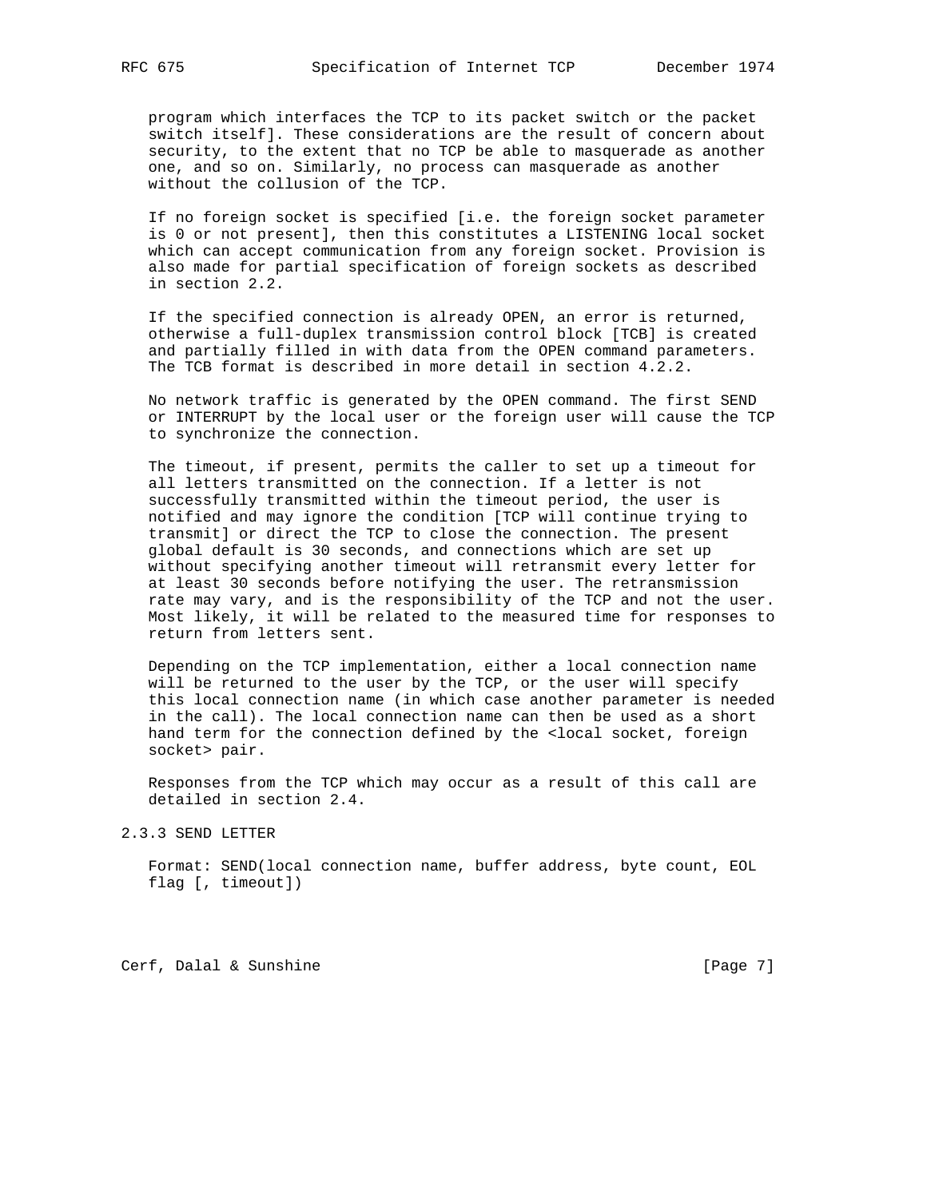program which interfaces the TCP to its packet switch or the packet switch itself]. These considerations are the result of concern about security, to the extent that no TCP be able to masquerade as another one, and so on. Similarly, no process can masquerade as another without the collusion of the TCP.

If no foreign socket is specified [i.e. the foreign socket parameter is 0 or not present], then this constitutes a LISTENING local socket which can accept communication from any foreign socket. Provision is also made for partial specification of foreign sockets as described in section 2.2.

If the specified connection is already OPEN, an error is returned, otherwise a full-duplex transmission control block [TCB] is created and partially filled in with data from the OPEN command parameters. The TCB format is described in more detail in section 4.2.2.

No network traffic is generated by the OPEN command. The first SEND or INTERRUPT by the local user or the foreign user will cause the TCP to synchronize the connection.

The timeout, if present, permits the caller to set up a timeout for all letters transmitted on the connection. If a letter is not successfully transmitted within the timeout period, the user is notified and may ignore the condition [TCP will continue trying to transmit] or direct the TCP to close the connection. The present global default is 30 seconds, and connections which are set up without specifying another timeout will retransmit every letter for at least 30 seconds before notifying the user. The retransmission rate may vary, and is the responsibility of the TCP and not the user. Most likely, it will be related to the measured time for responses to return from letters sent.

Depending on the TCP implementation, either a local connection name will be returned to the user by the TCP, or the user will specify this local connection name (in which case another parameter is needed in the call). The local connection name can then be used as a short hand term for the connection defined by the <local socket, foreign socket> pair.

Responses from the TCP which may occur as a result of this call are detailed in section 2.4.

### 2.3.3 SEND LETTER

Format: SEND(local connection name, buffer address, byte count, EOL flag [, timeout])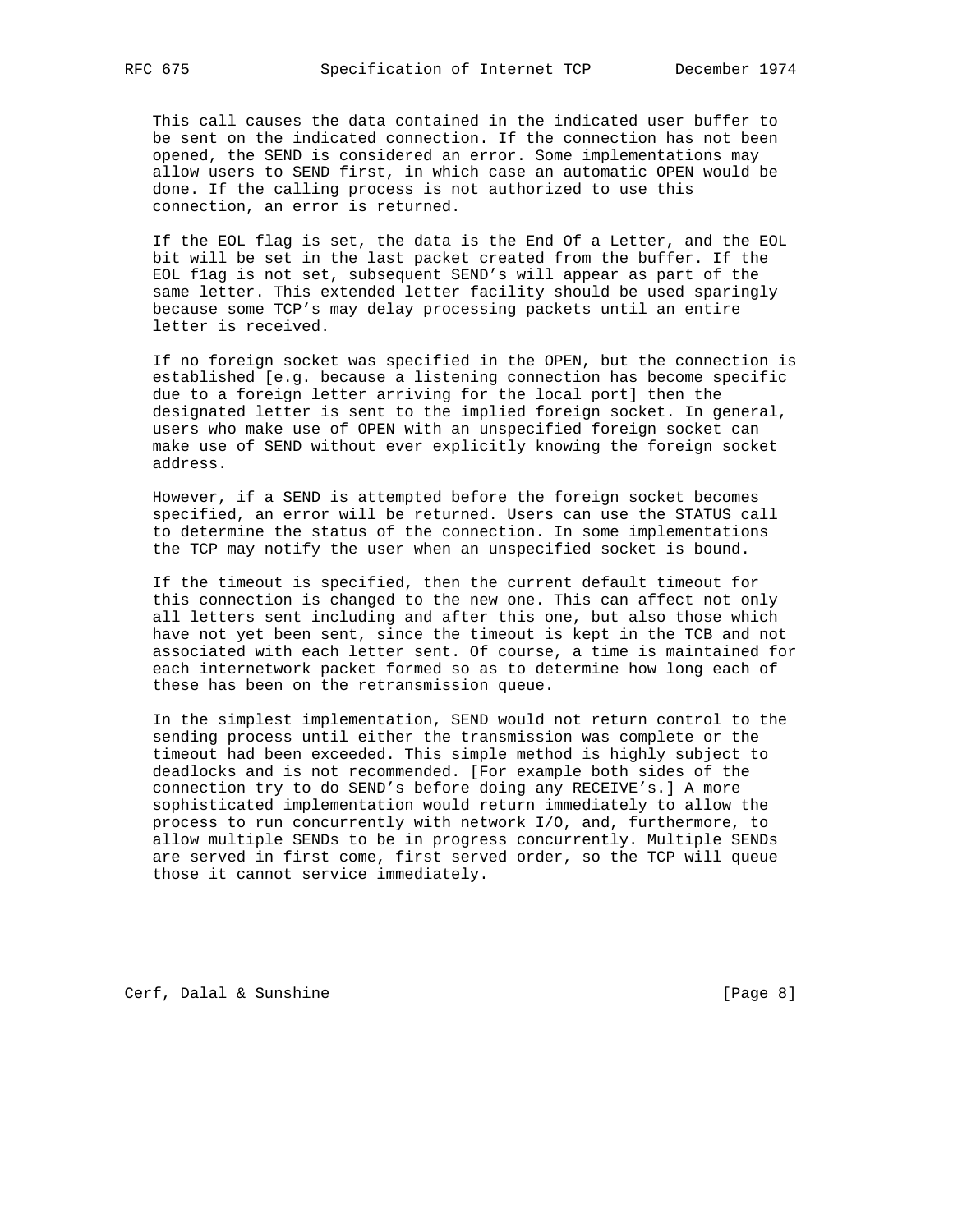This call causes the data contained in the indicated user buffer to be sent on the indicated connection. If the connection has not been opened, the SEND is considered an error. Some implementations may allow users to SEND first, in which case an automatic OPEN would be done. If the calling process is not authorized to use this connection, an error is returned.

If the EOL flag is set, the data is the End Of a Letter, and the EOL bit will be set in the last packet created from the buffer. If the EOL f1ag is not set, subsequent SEND's will appear as part of the same letter. This extended letter facility should be used sparingly because some TCP's may delay processing packets until an entire letter is received.

If no foreign socket was specified in the OPEN, but the connection is established [e.g. because a listening connection has become specific due to a foreign letter arriving for the local port] then the designated letter is sent to the implied foreign socket. In general, users who make use of OPEN with an unspecified foreign socket can make use of SEND without ever explicitly knowing the foreign socket address.

However, if a SEND is attempted before the foreign socket becomes specified, an error will be returned. Users can use the STATUS call to determine the status of the connection. In some implementations the TCP may notify the user when an unspecified socket is bound.

If the timeout is specified, then the current default timeout for this connection is changed to the new one. This can affect not only all letters sent including and after this one, but also those which have not yet been sent, since the timeout is kept in the TCB and not associated with each letter sent. Of course, a time is maintained for each internetwork packet formed so as to determine how long each of these has been on the retransmission queue.

In the simplest implementation, SEND would not return control to the sending process until either the transmission was complete or the timeout had been exceeded. This simple method is highly subject to deadlocks and is not recommended. [For example both sides of the connection try to do SEND's before doing any RECEIVE's.] A more sophisticated implementation would return immediately to allow the process to run concurrently with network I/O, and, furthermore, to allow multiple SENDs to be in progress concurrently. Multiple SENDs are served in first come, first served order, so the TCP will queue those it cannot service immediately.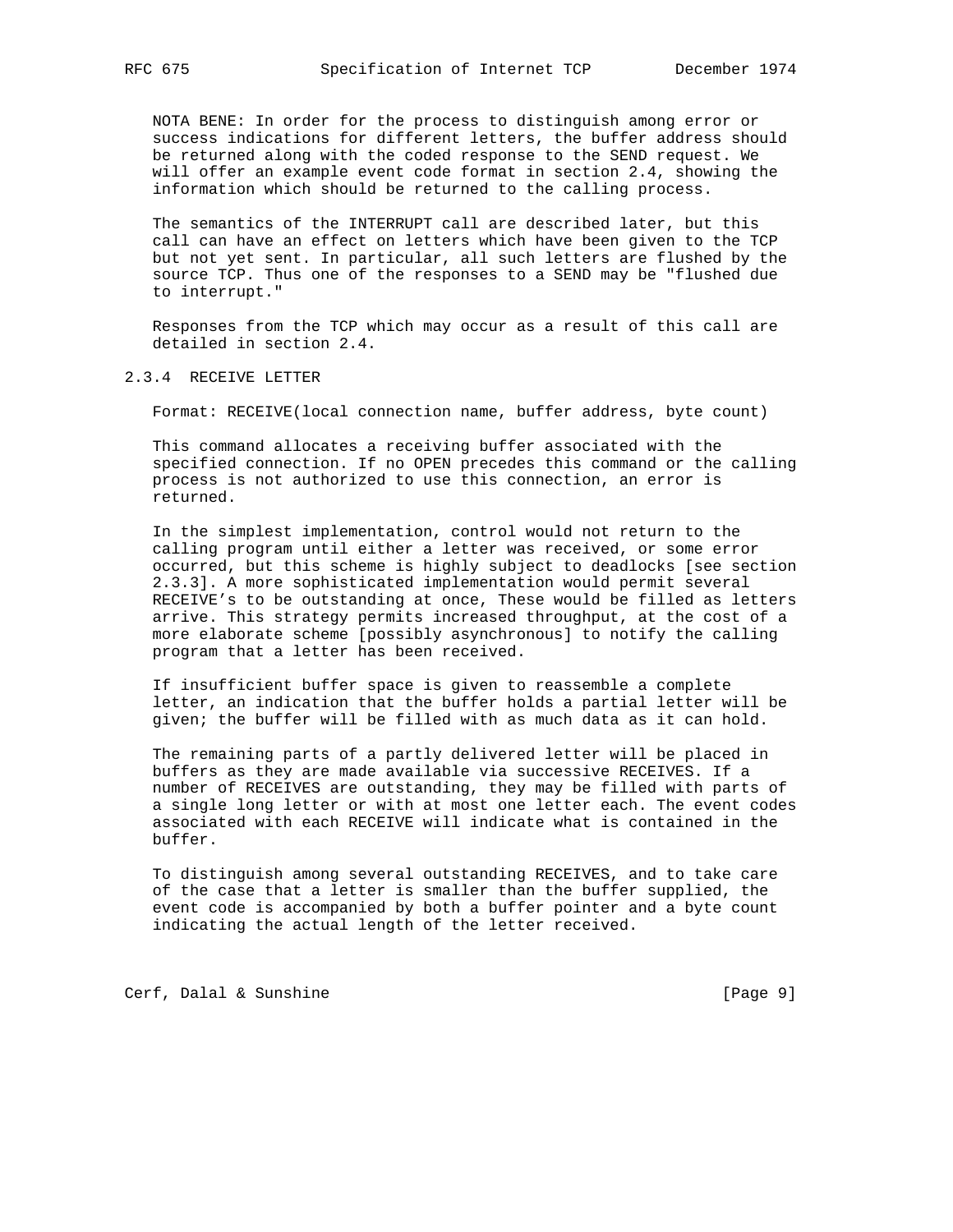NOTA BENE: In order for the process to distinguish among error or success indications for different letters, the buffer address should be returned along with the coded response to the SEND request. We will offer an example event code format in section 2.4, showing the information which should be returned to the calling process.

The semantics of the INTERRUPT call are described later, but this call can have an effect on letters which have been given to the TCP but not yet sent. In particular, all such letters are flushed by the source TCP. Thus one of the responses to a SEND may be "flushed due to interrupt."

Responses from the TCP which may occur as a result of this call are detailed in section 2.4.

### 2.3.4 RECEIVE LETTER

Format: RECEIVE(local connection name, buffer address, byte count)

This command allocates a receiving buffer associated with the specified connection. If no OPEN precedes this command or the calling process is not authorized to use this connection, an error is returned.

In the simplest implementation, control would not return to the calling program until either a letter was received, or some error occurred, but this scheme is highly subject to deadlocks [see section 2.3.3]. A more sophisticated implementation would permit several RECEIVE's to be outstanding at once, These would be filled as letters arrive. This strategy permits increased throughput, at the cost of a more elaborate scheme [possibly asynchronous] to notify the calling program that a letter has been received.

If insufficient buffer space is given to reassemble a complete letter, an indication that the buffer holds a partial letter will be given; the buffer will be filled with as much data as it can hold.

The remaining parts of a partly delivered letter will be placed in buffers as they are made available via successive RECEIVES. If a number of RECEIVES are outstanding, they may be filled with parts of a single long letter or with at most one letter each. The event codes associated with each RECEIVE will indicate what is contained in the buffer.

To distinguish among several outstanding RECEIVES, and to take care of the case that a letter is smaller than the buffer supplied, the event code is accompanied by both a buffer pointer and a byte count indicating the actual length of the letter received.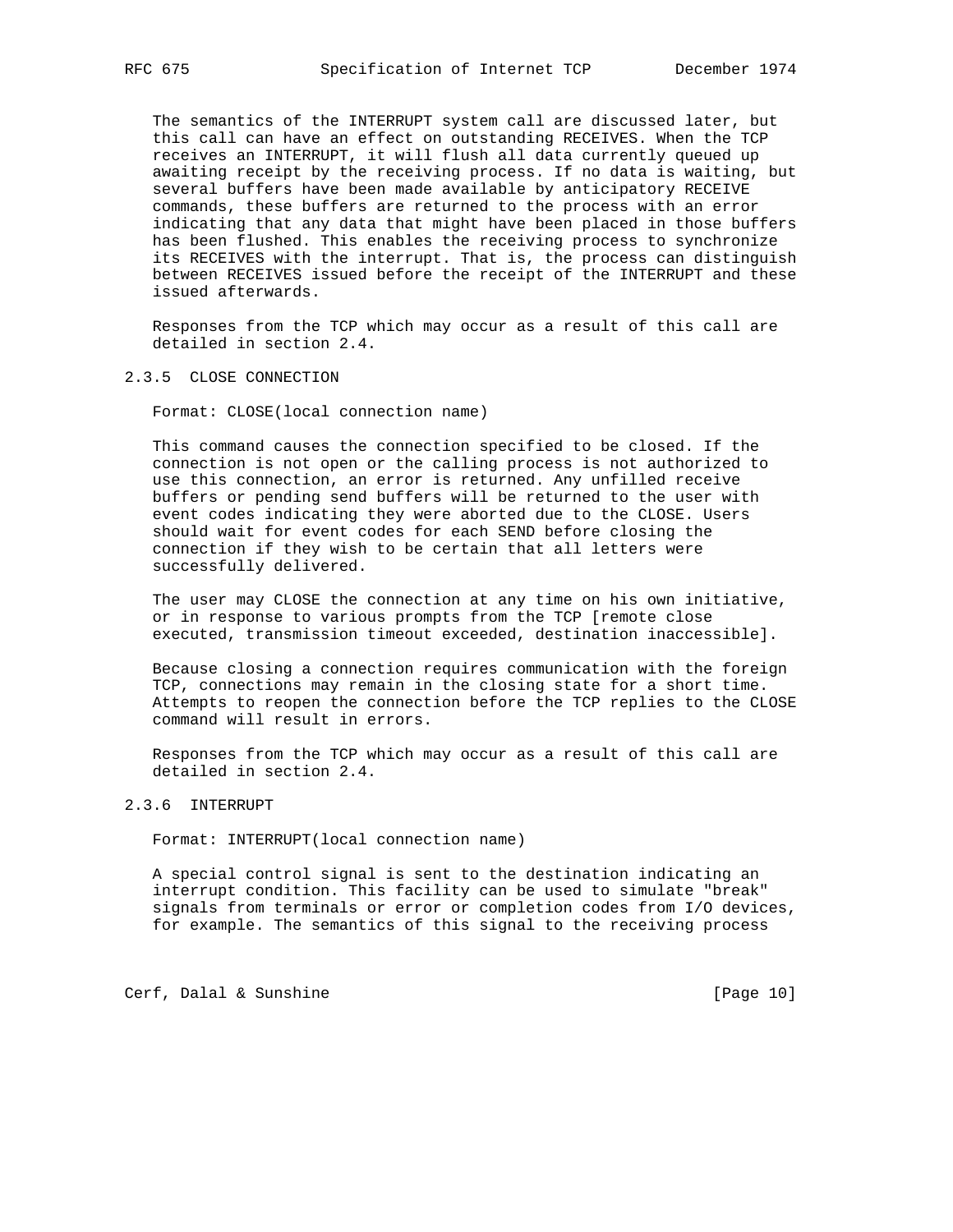The semantics of the INTERRUPT system call are discussed later, but this call can have an effect on outstanding RECEIVES. When the TCP receives an INTERRUPT, it will flush all data currently queued up awaiting receipt by the receiving process. If no data is waiting, but several buffers have been made available by anticipatory RECEIVE commands, these buffers are returned to the process with an error indicating that any data that might have been placed in those buffers has been flushed. This enables the receiving process to synchronize its RECEIVES with the interrupt. That is, the process can distinguish between RECEIVES issued before the receipt of the INTERRUPT and these issued afterwards.

Responses from the TCP which may occur as a result of this call are detailed in section 2.4.

### 2.3.5 CLOSE CONNECTION

Format: CLOSE(local connection name)

This command causes the connection specified to be closed. If the connection is not open or the calling process is not authorized to use this connection, an error is returned. Any unfilled receive buffers or pending send buffers will be returned to the user with event codes indicating they were aborted due to the CLOSE. Users should wait for event codes for each SEND before closing the connection if they wish to be certain that all letters were successfully delivered.

The user may CLOSE the connection at any time on his own initiative, or in response to various prompts from the TCP [remote close executed, transmission timeout exceeded, destination inaccessible].

Because closing a connection requires communication with the foreign TCP, connections may remain in the closing state for a short time. Attempts to reopen the connection before the TCP replies to the CLOSE command will result in errors.

Responses from the TCP which may occur as a result of this call are detailed in section 2.4.

### 2.3.6 INTERRUPT

Format: INTERRUPT(local connection name)

A special control signal is sent to the destination indicating an interrupt condition. This facility can be used to simulate "break" signals from terminals or error or completion codes from I/O devices, for example. The semantics of this signal to the receiving process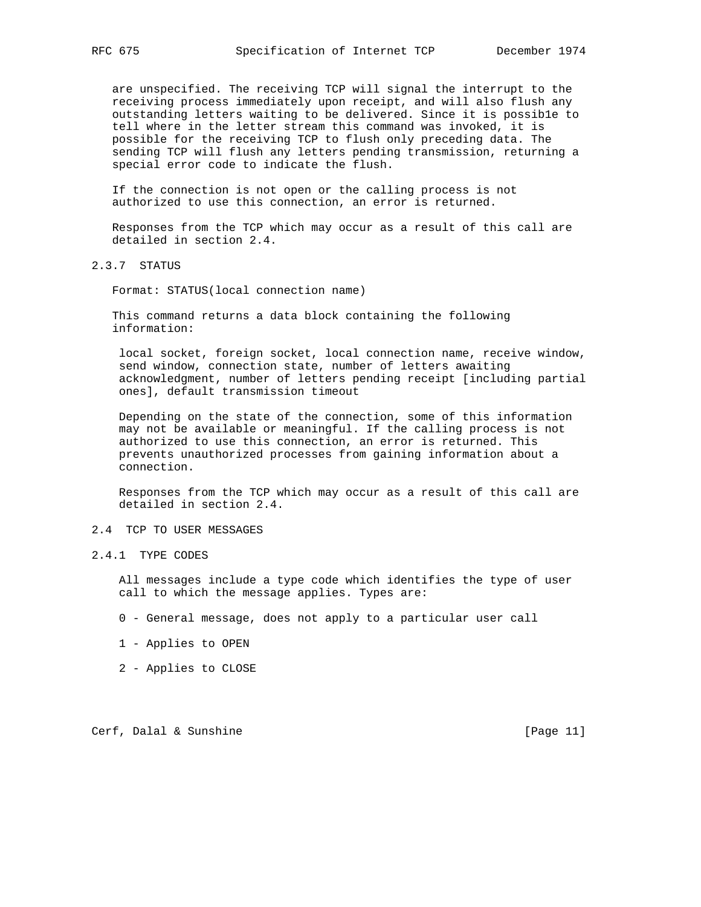are unspecified. The receiving TCP will signal the interrupt to the receiving process immediately upon receipt, and will also flush any outstanding letters waiting to be delivered. Since it is possib1e to tell where in the letter stream this command was invoked, it is possible for the receiving TCP to flush only preceding data. The sending TCP will flush any letters pending transmission, returning a special error code to indicate the flush.

If the connection is not open or the calling process is not authorized to use this connection, an error is returned.

Responses from the TCP which may occur as a result of this call are detailed in section 2.4.

### 2.3.7 STATUS

Format: STATUS(local connection name)

This command returns a data block containing the following information:

local socket, foreign socket, local connection name, receive window, send window, connection state, number of letters awaiting acknowledgment, number of letters pending receipt [including partial ones], default transmission timeout

Depending on the state of the connection, some of this information may not be available or meaningful. If the calling process is not authorized to use this connection, an error is returned. This prevents unauthorized processes from gaining information about a connection.

Responses from the TCP which may occur as a result of this call are detailed in section 2.4.

## 2.4 TCP TO USER MESSAGES

### 2.4.1 TYPE CODES

All messages include a type code which identifies the type of user call to which the message applies. Types are:

0 - General message, does not apply to a particular user call

1 - Applies to OPEN

2 - Applies to CLOSE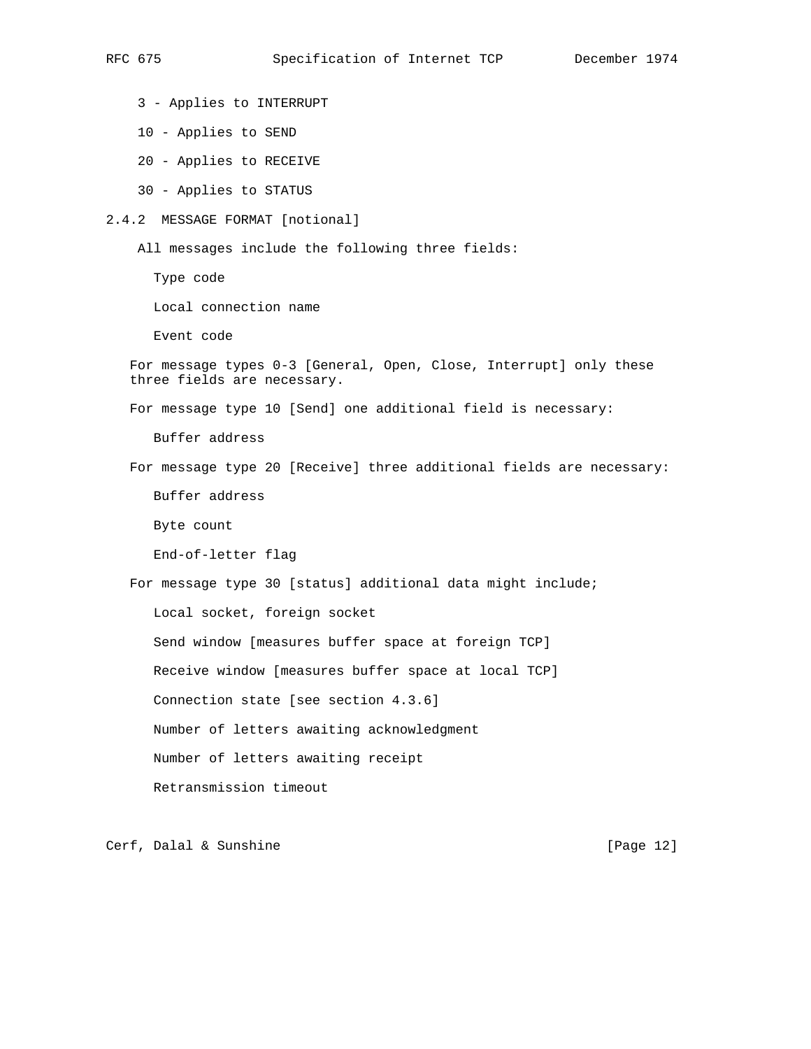3 - Applies to INTERRUPT

10 - Applies to SEND

20 - Applies to RECEIVE

30 - Applies to STATUS

### 2.4.2 MESSAGE FORMAT [notional]

All messages include the following three fields:

Type code

Local connection name

Event code

For message types 0-3 [General, Open, Close, Interrupt] only these three fields are necessary.

For message type 10 [Send] one additional field is necessary:

Buffer address

For message type 20 [Receive] three additional fields are necessary:

Buffer address

Byte count

End-of-letter flag

For message type 30 [status] additional data might include;

Local socket, foreign socket

Send window [measures buffer space at foreign TCP]

Receive window [measures buffer space at local TCP]

Connection state [see section 4.3.6]

Number of letters awaiting acknowledgment

Number of letters awaiting receipt

Retransmission timeout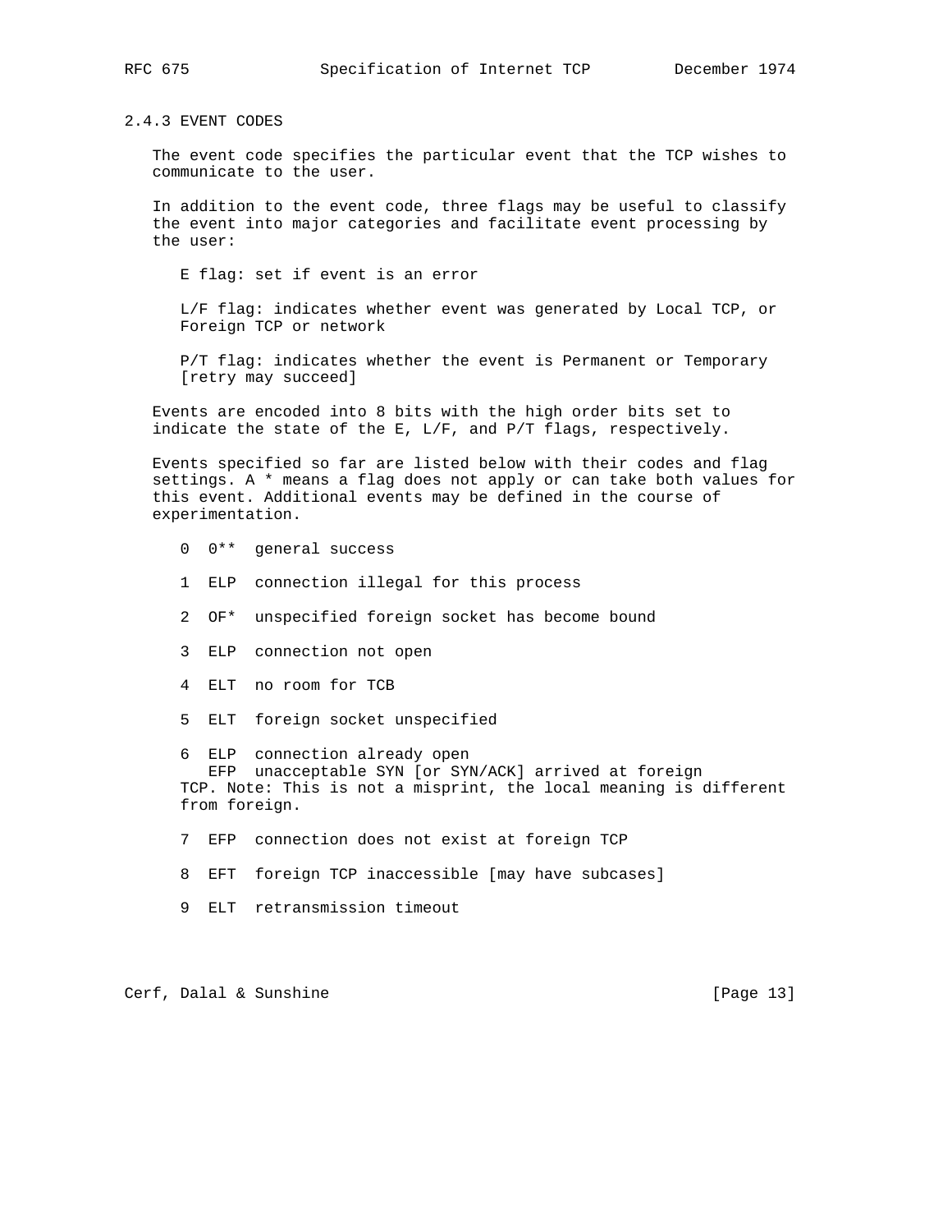### 2.4.3 EVENT CODES

The event code specifies the particular event that the TCP wishes to communicate to the user.

In addition to the event code, three flags may be useful to classify the event into major categories and facilitate event processing by the user:

E flag: set if event is an error

L/F flag: indicates whether event was generated by Local TCP, or Foreign TCP or network

P/T flag: indicates whether the event is Permanent or Temporary [retry may succeed]

Events are encoded into 8 bits with the high order bits set to indicate the state of the E, L/F, and P/T flags, respectively.

Events specified so far are listed below with their codes and flag settings. A * means a flag does not apply or can take both values for this event. Additional events may be defined in the course of experimentation.

```
0  0**  general success

1  ELP  connection illegal for this process

2  OF*  unspecified foreign socket has become bound

3  ELP  connection not open

4  ELT  no room for TCB

5  ELT  foreign socket unspecified

6  ELP  connection already open
   EFP  unacceptable SYN [or SYN/ACK] arrived at foreign
TCP. Note: This is not a misprint, the local meaning is different
from foreign.

7  EFP  connection does not exist at foreign TCP

8  EFT  foreign TCP inaccessible [may have subcases]

9  ELT  retransmission timeout
```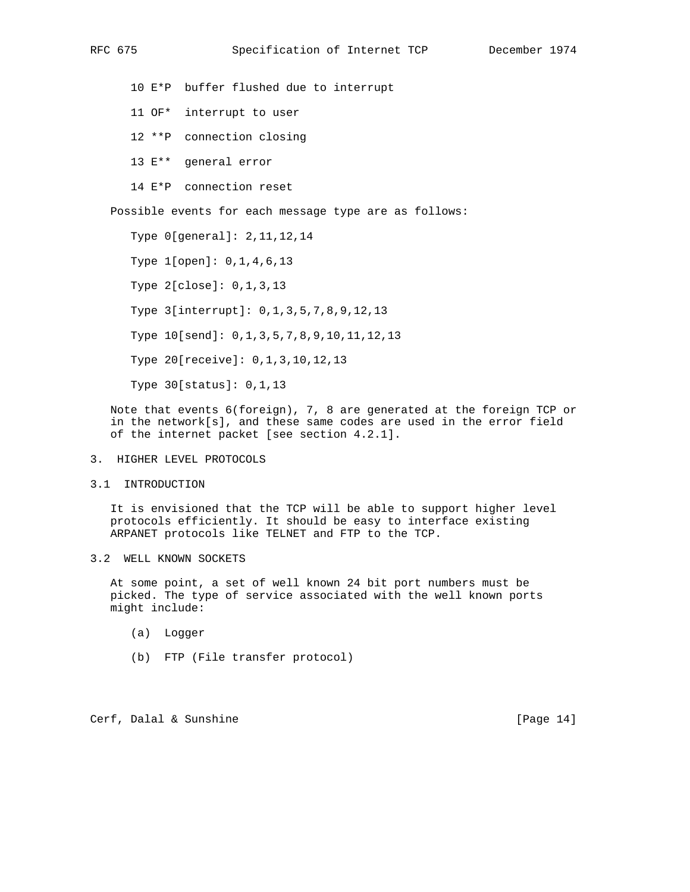10 E*P  buffer flushed due to interrupt

11 OF*  interrupt to user

12 **P  connection closing

13 E**  general error

14 E*P  connection reset

Possible events for each message type are as follows:

Type 0[general]: 2,11,12,14

Type 1[open]: 0,1,4,6,13

Type 2[close]: 0,1,3,13

Type 3[interrupt]: 0,1,3,5,7,8,9,12,13

Type 10[send]: 0,1,3,5,7,8,9,10,11,12,13

Type 20[receive]: 0,1,3,10,12,13

Type 30[status]: 0,1,13

Note that events 6(foreign), 7, 8 are generated at the foreign TCP or in the network[s], and these same codes are used in the error field of the internet packet [see section 4.2.1].

## 3. HIGHER LEVEL PROTOCOLS

### 3.1 INTRODUCTION

It is envisioned that the TCP will be able to support higher level protocols efficiently. It should be easy to interface existing ARPANET protocols like TELNET and FTP to the TCP.

### 3.2 WELL KNOWN SOCKETS

At some point, a set of well known 24 bit port numbers must be picked. The type of service associated with the well known ports might include:

(a)  Logger

(b)  FTP (File transfer protocol)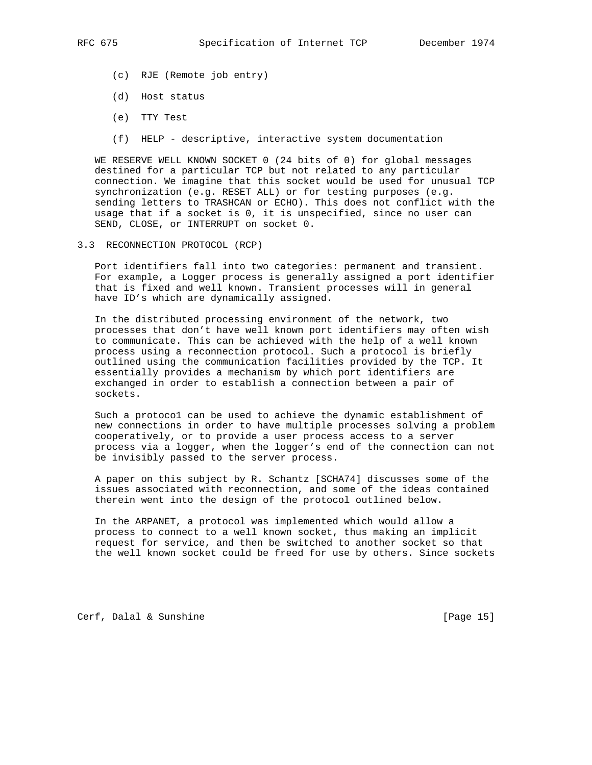(c) RJE (Remote job entry)

(d) Host status

(e) TTY Test

(f) HELP - descriptive, interactive system documentation

WE RESERVE WELL KNOWN SOCKET 0 (24 bits of 0) for global messages destined for a particular TCP but not related to any particular connection. We imagine that this socket would be used for unusual TCP synchronization (e.g. RESET ALL) or for testing purposes (e.g. sending letters to TRASHCAN or ECHO). This does not conflict with the usage that if a socket is 0, it is unspecified, since no user can SEND, CLOSE, or INTERRUPT on socket 0.

## 3.3 RECONNECTION PROTOCOL (RCP)

Port identifiers fall into two categories: permanent and transient. For example, a Logger process is generally assigned a port identifier that is fixed and well known. Transient processes will in general have ID's which are dynamically assigned.

In the distributed processing environment of the network, two processes that don't have well known port identifiers may often wish to communicate. This can be achieved with the help of a well known process using a reconnection protocol. Such a protocol is briefly outlined using the communication facilities provided by the TCP. It essentially provides a mechanism by which port identifiers are exchanged in order to establish a connection between a pair of sockets.

Such a protoco1 can be used to achieve the dynamic establishment of new connections in order to have multiple processes solving a problem cooperatively, or to provide a user process access to a server process via a logger, when the logger's end of the connection can not be invisibly passed to the server process.

A paper on this subject by R. Schantz [SCHA74] discusses some of the issues associated with reconnection, and some of the ideas contained therein went into the design of the protocol outlined below.

In the ARPANET, a protocol was implemented which would allow a process to connect to a well known socket, thus making an implicit request for service, and then be switched to another socket so that the well known socket could be freed for use by others. Since sockets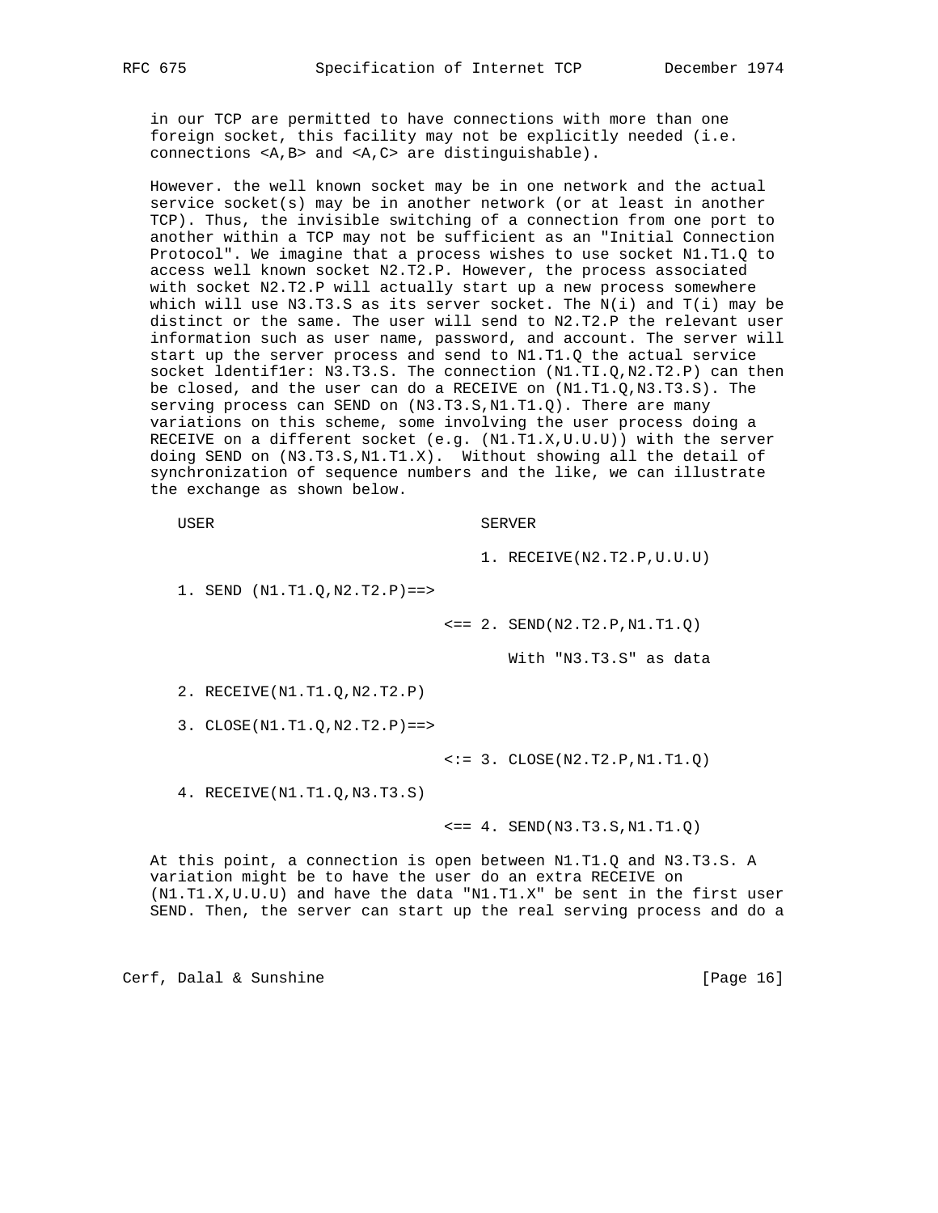in our TCP are permitted to have connections with more than one foreign socket, this facility may not be explicitly needed (i.e. connections <A,B> and <A,C> are distinguishable).

However. the well known socket may be in one network and the actual service socket(s) may be in another network (or at least in another TCP). Thus, the invisible switching of a connection from one port to another within a TCP may not be sufficient as an "Initial Connection Protocol". We imagine that a process wishes to use socket N1.T1.Q to access well known socket N2.T2.P. However, the process associated with socket N2.T2.P will actually start up a new process somewhere which will use N3.T3.S as its server socket. The N(i) and T(i) may be distinct or the same. The user will send to N2.T2.P the relevant user information such as user name, password, and account. The server will start up the server process and send to N1.T1.Q the actual service socket ldentif1er: N3.T3.S. The connection (N1.TI.Q,N2.T2.P) can then be closed, and the user can do a RECEIVE on (N1.T1.Q,N3.T3.S). The serving process can SEND on (N3.T3.S,N1.T1.Q). There are many variations on this scheme, some involving the user process doing a RECEIVE on a different socket (e.g. (N1.T1.X,U.U.U)) with the server doing SEND on (N3.T3.S,N1.T1.X). Without showing all the detail of synchronization of sequence numbers and the like, we can illustrate the exchange as shown below.

```
   USER                              SERVER

                                     1. RECEIVE(N2.T2.P,U.U.U)

   1. SEND (N1.T1.Q,N2.T2.P)==>

                                 <== 2. SEND(N2.T2.P,N1.T1.Q)

                                        With "N3.T3.S" as data

   2. RECEIVE(N1.T1.Q,N2.T2.P)

   3. CLOSE(N1.T1.Q,N2.T2.P)==>

                                 <:= 3. CLOSE(N2.T2.P,N1.T1.Q)

   4. RECEIVE(N1.T1.Q,N3.T3.S)

                                 <== 4. SEND(N3.T3.S,N1.T1.Q)
```

At this point, a connection is open between N1.T1.Q and N3.T3.S. A variation might be to have the user do an extra RECEIVE on (N1.T1.X,U.U.U) and have the data "N1.T1.X" be sent in the first user SEND. Then, the server can start up the real serving process and do a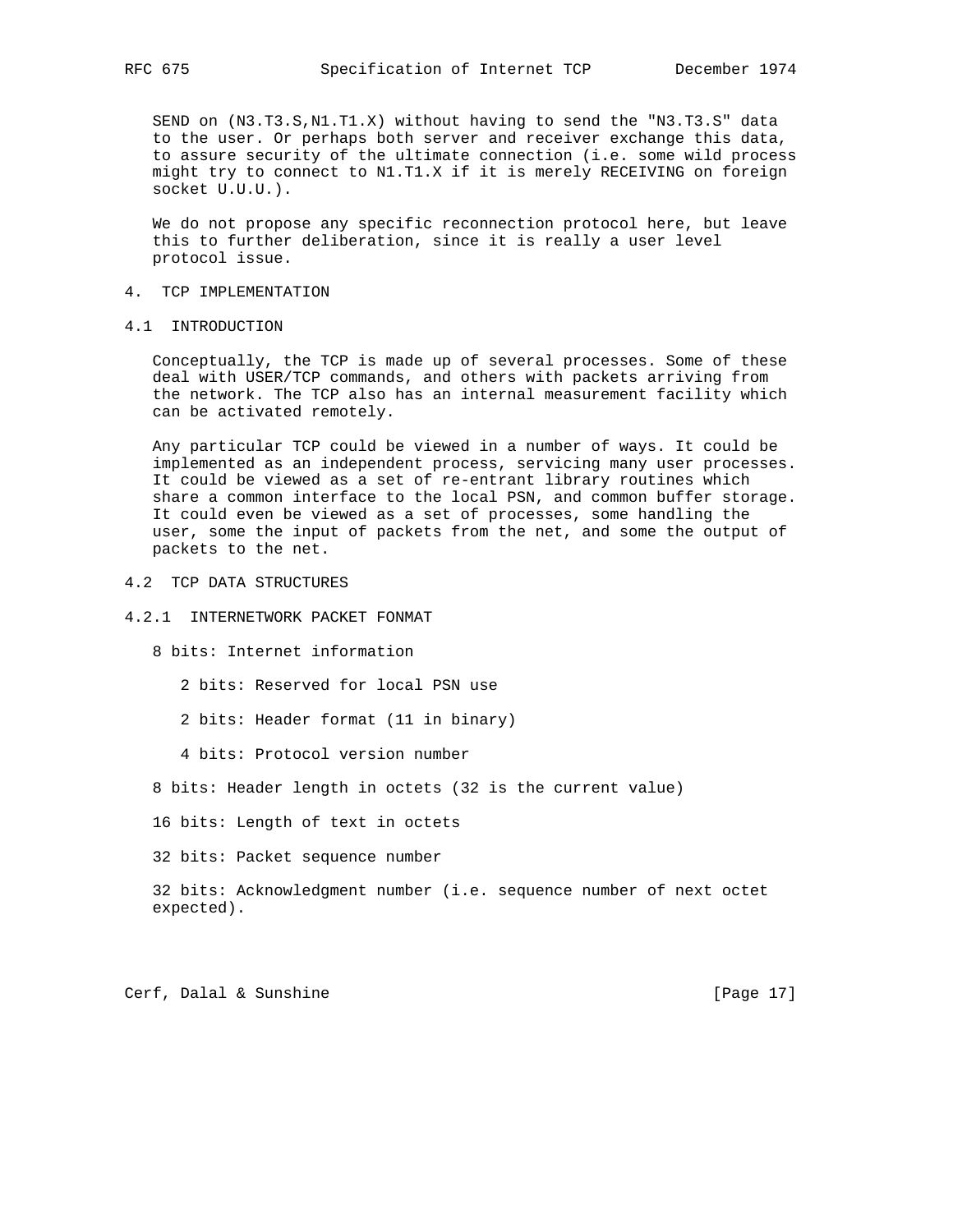SEND on (N3.T3.S,N1.T1.X) without having to send the "N3.T3.S" data to the user. Or perhaps both server and receiver exchange this data, to assure security of the ultimate connection (i.e. some wild process might try to connect to N1.T1.X if it is merely RECEIVING on foreign socket U.U.U.).

We do not propose any specific reconnection protocol here, but leave this to further deliberation, since it is really a user level protocol issue.

# 4. TCP IMPLEMENTATION

## 4.1 INTRODUCTION

Conceptually, the TCP is made up of several processes. Some of these deal with USER/TCP commands, and others with packets arriving from the network. The TCP also has an internal measurement facility which can be activated remotely.

Any particular TCP could be viewed in a number of ways. It could be implemented as an independent process, servicing many user processes. It could be viewed as a set of re-entrant library routines which share a common interface to the local PSN, and common buffer storage. It could even be viewed as a set of processes, some handling the user, some the input of packets from the net, and some the output of packets to the net.

## 4.2 TCP DATA STRUCTURES

### 4.2.1 INTERNETWORK PACKET FONMAT

8 bits: Internet information

- 2 bits: Reserved for local PSN use
- 2 bits: Header format (11 in binary)
- 4 bits: Protocol version number

8 bits: Header length in octets (32 is the current value)

16 bits: Length of text in octets

32 bits: Packet sequence number

32 bits: Acknowledgment number (i.e. sequence number of next octet expected).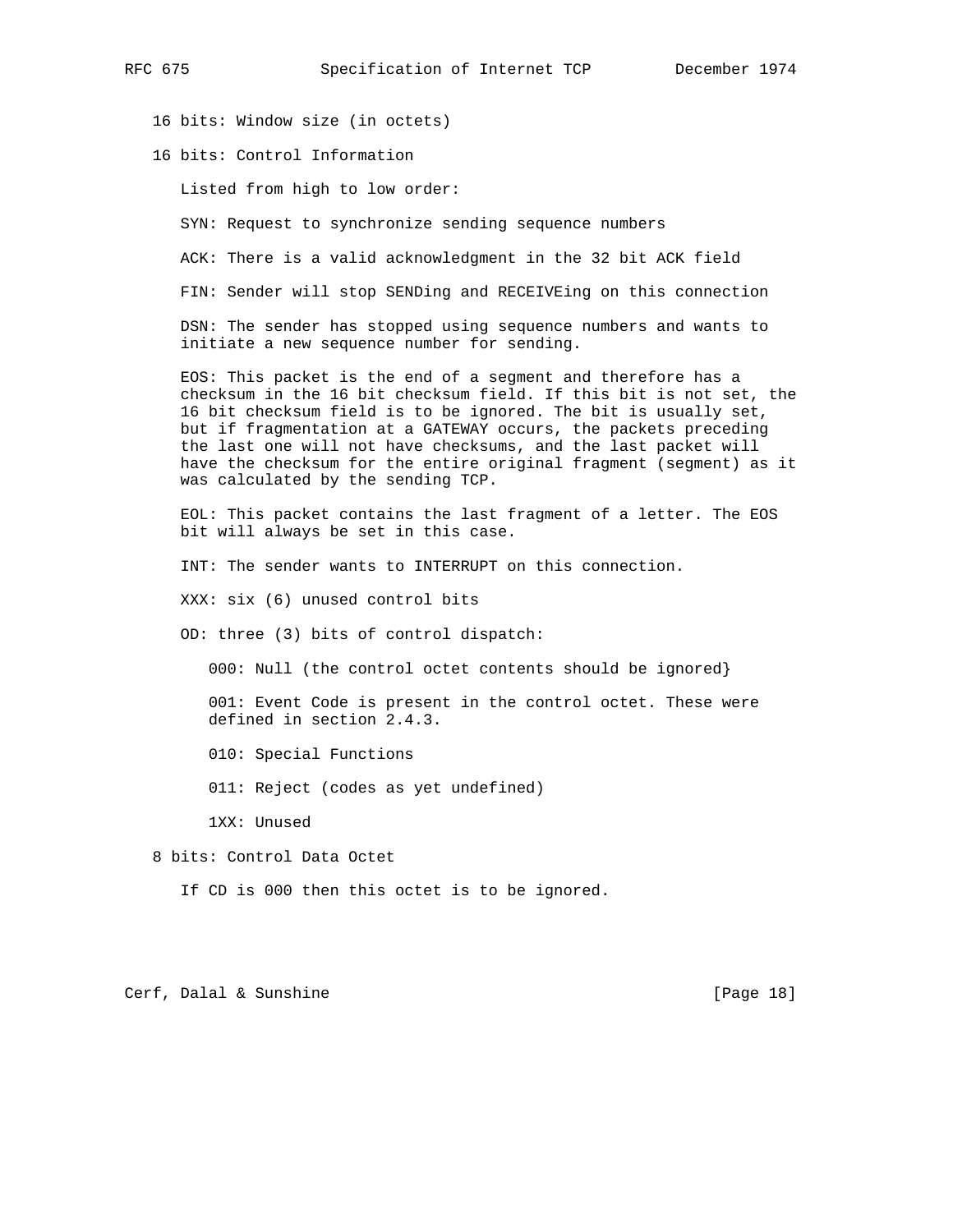16 bits: Window size (in octets)

16 bits: Control Information

Listed from high to low order:

SYN: Request to synchronize sending sequence numbers

ACK: There is a valid acknowledgment in the 32 bit ACK field

FIN: Sender will stop SENDing and RECEIVEing on this connection

DSN: The sender has stopped using sequence numbers and wants to initiate a new sequence number for sending.

EOS: This packet is the end of a segment and therefore has a checksum in the 16 bit checksum field. If this bit is not set, the 16 bit checksum field is to be ignored. The bit is usually set, but if fragmentation at a GATEWAY occurs, the packets preceding the last one will not have checksums, and the last packet will have the checksum for the entire original fragment (segment) as it was calculated by the sending TCP.

EOL: This packet contains the last fragment of a letter. The EOS bit will always be set in this case.

INT: The sender wants to INTERRUPT on this connection.

XXX: six (6) unused control bits

OD: three (3) bits of control dispatch:

- 000: Null (the control octet contents should be ignored}
- 001: Event Code is present in the control octet. These were defined in section 2.4.3.
- 010: Special Functions
- 011: Reject (codes as yet undefined)
- 1XX: Unused

8 bits: Control Data Octet

If CD is 000 then this octet is to be ignored.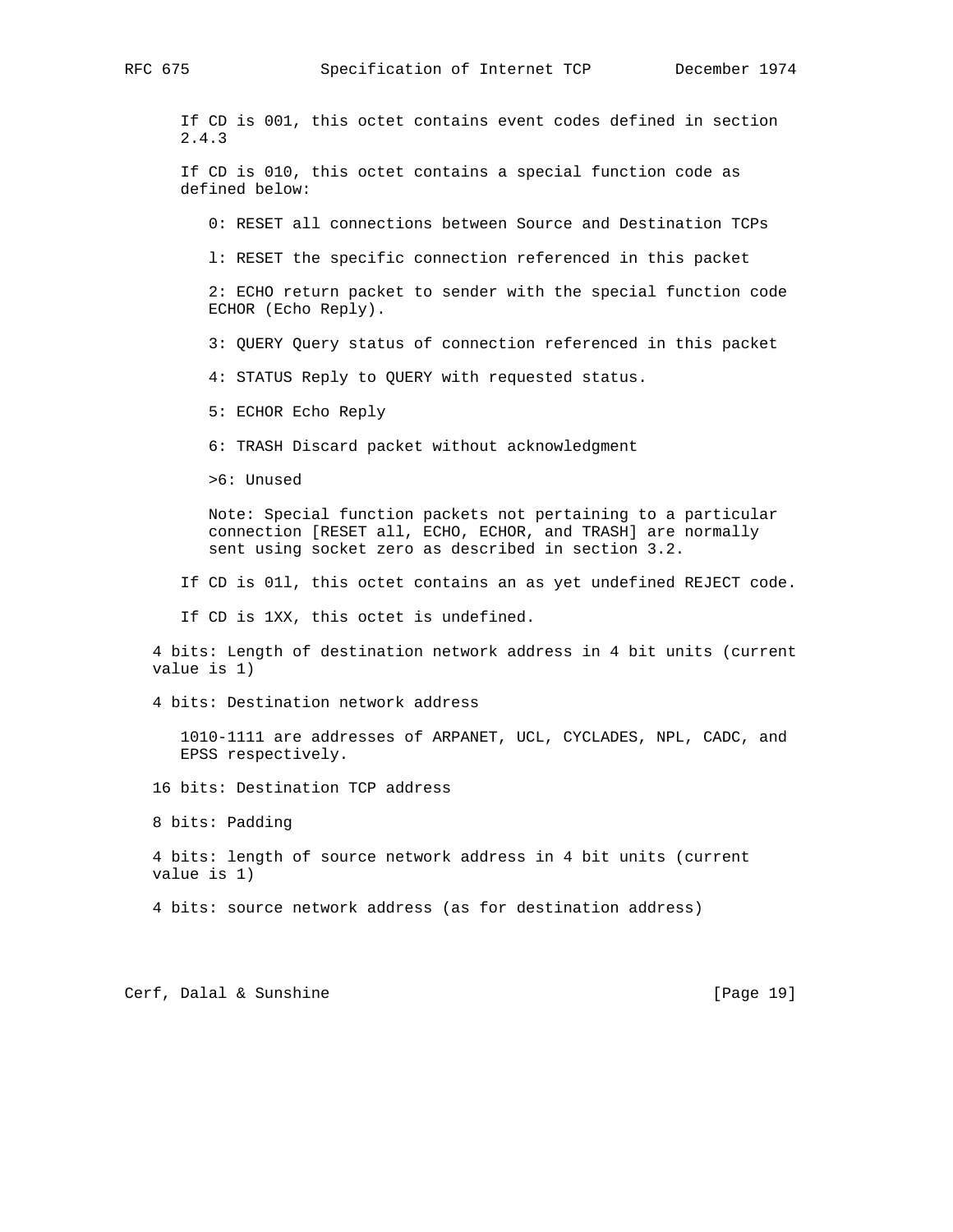If CD is 001, this octet contains event codes defined in section 2.4.3

If CD is 010, this octet contains a special function code as defined below:

0: RESET all connections between Source and Destination TCPs

l: RESET the specific connection referenced in this packet

2: ECHO return packet to sender with the special function code ECHOR (Echo Reply).

3: QUERY Query status of connection referenced in this packet

4: STATUS Reply to QUERY with requested status.

5: ECHOR Echo Reply

6: TRASH Discard packet without acknowledgment

>6: Unused

Note: Special function packets not pertaining to a particular connection [RESET all, ECHO, ECHOR, and TRASH] are normally sent using socket zero as described in section 3.2.

If CD is 01l, this octet contains an as yet undefined REJECT code.

If CD is 1XX, this octet is undefined.

4 bits: Length of destination network address in 4 bit units (current value is 1)

4 bits: Destination network address

1010-1111 are addresses of ARPANET, UCL, CYCLADES, NPL, CADC, and EPSS respectively.

16 bits: Destination TCP address

8 bits: Padding

4 bits: length of source network address in 4 bit units (current value is 1)

4 bits: source network address (as for destination address)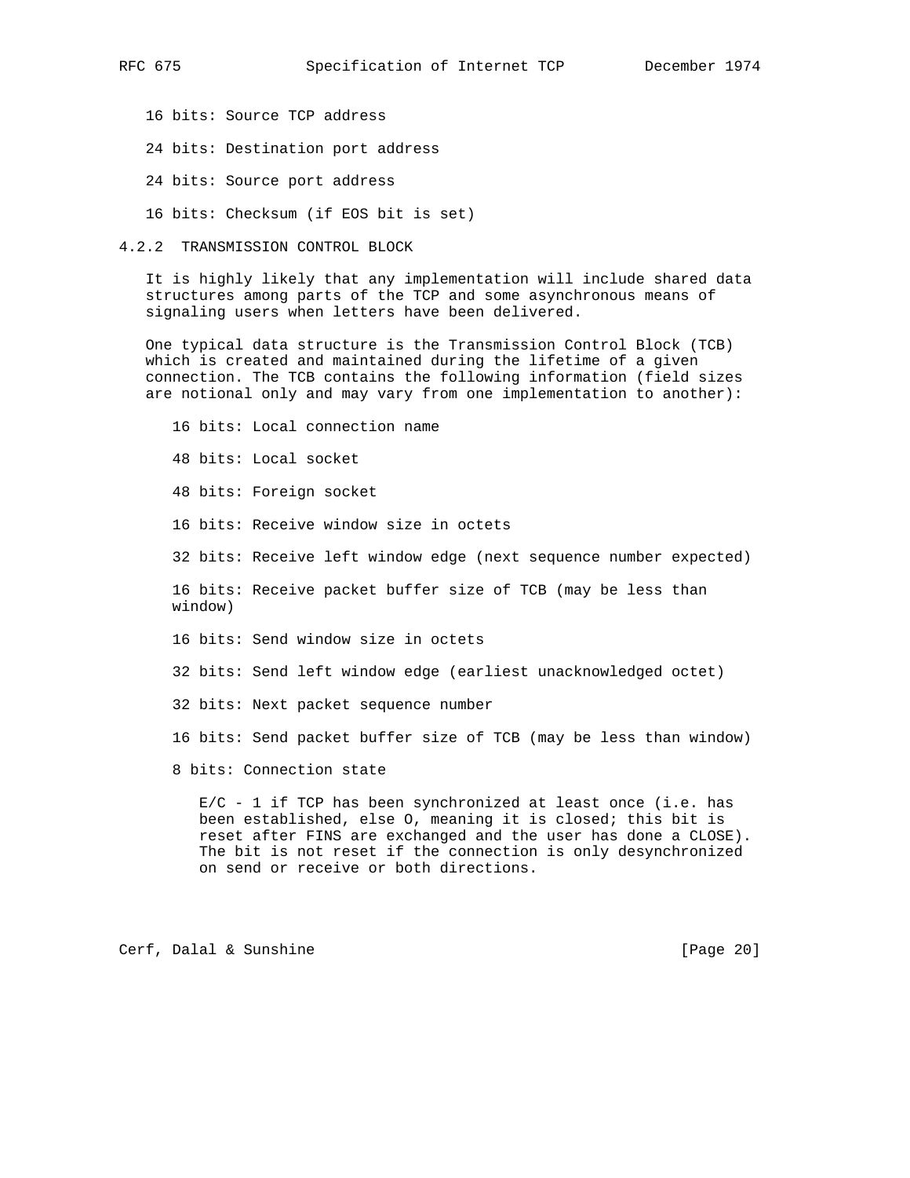16 bits: Source TCP address

24 bits: Destination port address

24 bits: Source port address

16 bits: Checksum (if EOS bit is set)

### 4.2.2 TRANSMISSION CONTROL BLOCK

It is highly likely that any implementation will include shared data structures among parts of the TCP and some asynchronous means of signaling users when letters have been delivered.

One typical data structure is the Transmission Control Block (TCB) which is created and maintained during the lifetime of a given connection. The TCB contains the following information (field sizes are notional only and may vary from one implementation to another):

16 bits: Local connection name

48 bits: Local socket

48 bits: Foreign socket

16 bits: Receive window size in octets

32 bits: Receive left window edge (next sequence number expected)

16 bits: Receive packet buffer size of TCB (may be less than window)

16 bits: Send window size in octets

32 bits: Send left window edge (earliest unacknowledged octet)

32 bits: Next packet sequence number

16 bits: Send packet buffer size of TCB (may be less than window)

8 bits: Connection state

E/C - 1 if TCP has been synchronized at least once (i.e. has been established, else O, meaning it is closed; this bit is reset after FINS are exchanged and the user has done a CLOSE). The bit is not reset if the connection is only desynchronized on send or receive or both directions.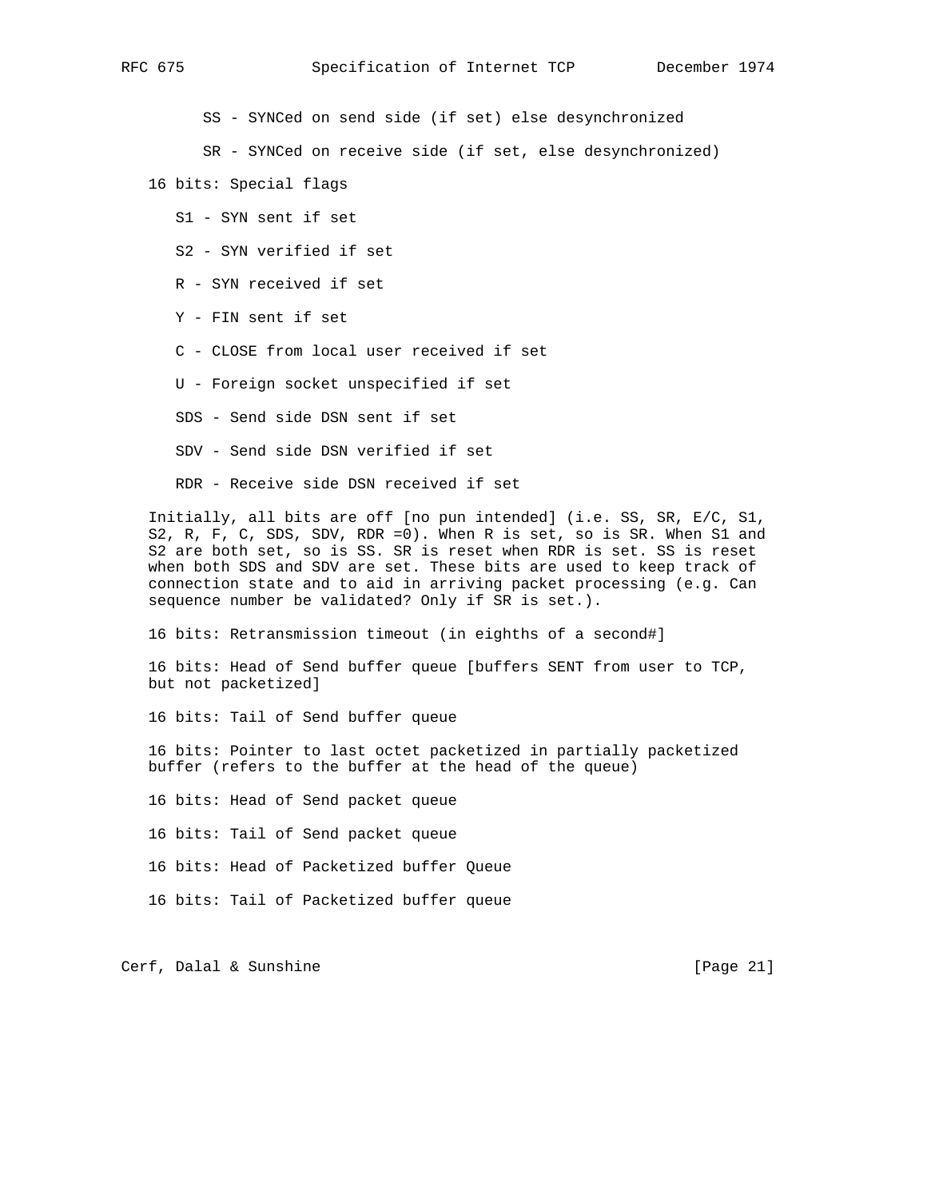SS - SYNCed on send side (if set) else desynchronized

SR - SYNCed on receive side (if set, else desynchronized)

16 bits: Special flags

S1 - SYN sent if set

S2 - SYN verified if set

R - SYN received if set

Y - FIN sent if set

C - CLOSE from local user received if set

U - Foreign socket unspecified if set

SDS - Send side DSN sent if set

SDV - Send side DSN verified if set

RDR - Receive side DSN received if set

Initially, all bits are off [no pun intended] (i.e. SS, SR, E/C, S1, S2, R, F, C, SDS, SDV, RDR =0). When R is set, so is SR. When S1 and S2 are both set, so is SS. SR is reset when RDR is set. SS is reset when both SDS and SDV are set. These bits are used to keep track of connection state and to aid in arriving packet processing (e.g. Can sequence number be validated? Only if SR is set.).

16 bits: Retransmission timeout (in eighths of a second#]

16 bits: Head of Send buffer queue [buffers SENT from user to TCP, but not packetized]

16 bits: Tail of Send buffer queue

16 bits: Pointer to last octet packetized in partially packetized buffer (refers to the buffer at the head of the queue)

16 bits: Head of Send packet queue

16 bits: Tail of Send packet queue

16 bits: Head of Packetized buffer Queue

16 bits: Tail of Packetized buffer queue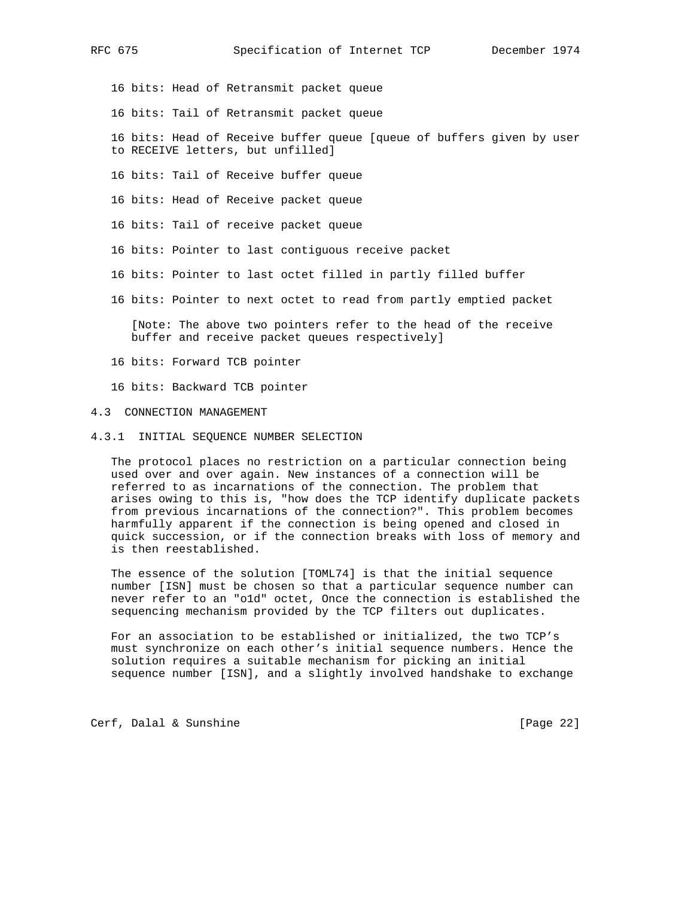16 bits: Head of Retransmit packet queue

16 bits: Tail of Retransmit packet queue

16 bits: Head of Receive buffer queue [queue of buffers given by user to RECEIVE letters, but unfilled]

16 bits: Tail of Receive buffer queue

16 bits: Head of Receive packet queue

16 bits: Tail of receive packet queue

16 bits: Pointer to last contiguous receive packet

16 bits: Pointer to last octet filled in partly filled buffer

16 bits: Pointer to next octet to read from partly emptied packet

[Note: The above two pointers refer to the head of the receive buffer and receive packet queues respectively]

16 bits: Forward TCB pointer

16 bits: Backward TCB pointer

## 4.3 CONNECTION MANAGEMENT

### 4.3.1 INITIAL SEQUENCE NUMBER SELECTION

The protocol places no restriction on a particular connection being used over and over again. New instances of a connection will be referred to as incarnations of the connection. The problem that arises owing to this is, "how does the TCP identify duplicate packets from previous incarnations of the connection?". This problem becomes harmfully apparent if the connection is being opened and closed in quick succession, or if the connection breaks with loss of memory and is then reestablished.

The essence of the solution [TOML74] is that the initial sequence number [ISN] must be chosen so that a particular sequence number can never refer to an "o1d" octet, Once the connection is established the sequencing mechanism provided by the TCP filters out duplicates.

For an association to be established or initialized, the two TCP's must synchronize on each other's initial sequence numbers. Hence the solution requires a suitable mechanism for picking an initial sequence number [ISN], and a slightly involved handshake to exchange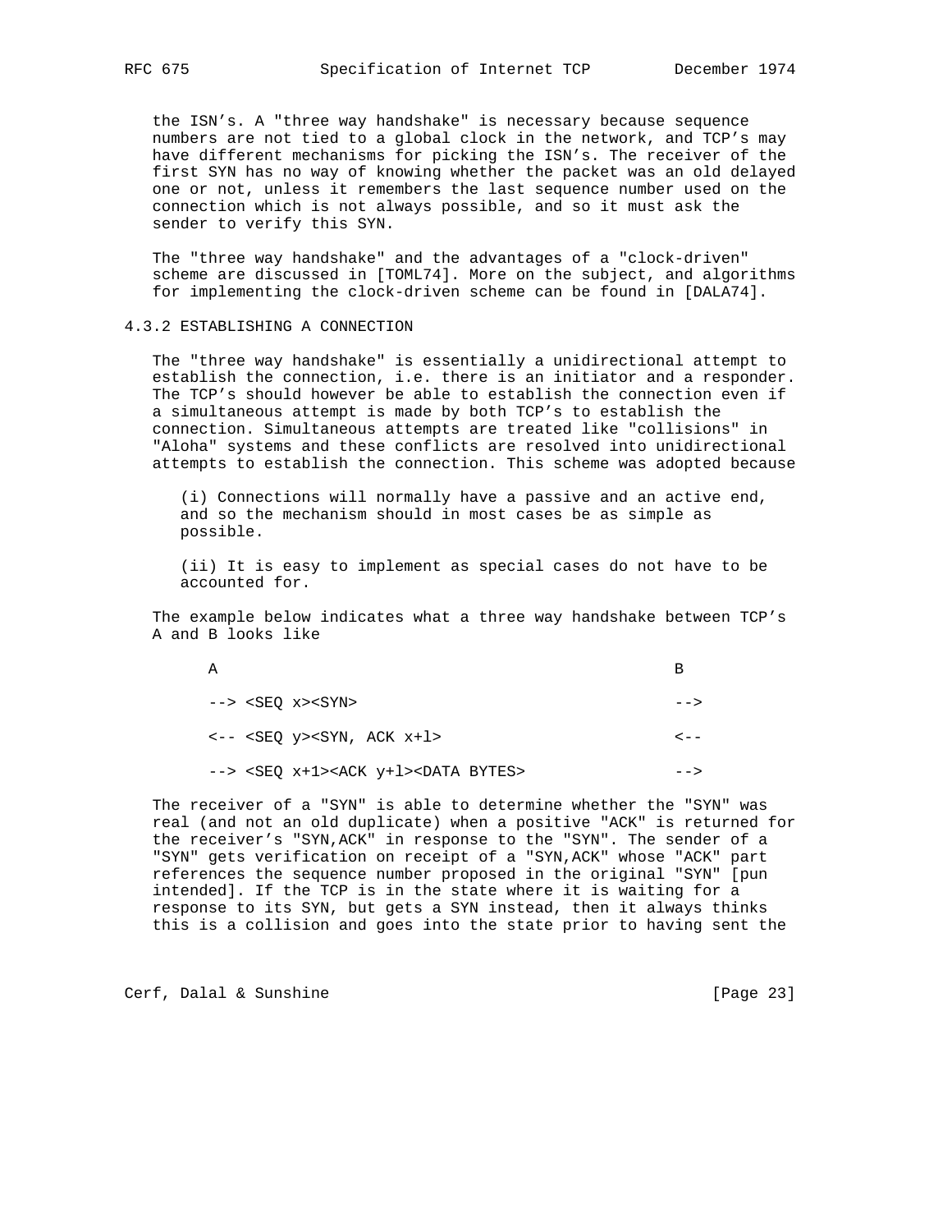the ISN's. A "three way handshake" is necessary because sequence numbers are not tied to a global clock in the network, and TCP's may have different mechanisms for picking the ISN's. The receiver of the first SYN has no way of knowing whether the packet was an old delayed one or not, unless it remembers the last sequence number used on the connection which is not always possible, and so it must ask the sender to verify this SYN.

The "three way handshake" and the advantages of a "clock-driven" scheme are discussed in [TOML74]. More on the subject, and algorithms for implementing the clock-driven scheme can be found in [DALA74].

### 4.3.2 ESTABLISHING A CONNECTION

The "three way handshake" is essentially a unidirectional attempt to establish the connection, i.e. there is an initiator and a responder. The TCP's should however be able to establish the connection even if a simultaneous attempt is made by both TCP's to establish the connection. Simultaneous attempts are treated like "collisions" in "Aloha" systems and these conflicts are resolved into unidirectional attempts to establish the connection. This scheme was adopted because

(i) Connections will normally have a passive and an active end, and so the mechanism should in most cases be as simple as possible.

(ii) It is easy to implement as special cases do not have to be accounted for.

The example below indicates what a three way handshake between TCP's A and B looks like

```
A                                                  B

--> <SEQ x><SYN>                                   -->

<-- <SEQ y><SYN, ACK x+l>                          <--

--> <SEQ x+1><ACK y+l><DATA BYTES>                 -->
```

The receiver of a "SYN" is able to determine whether the "SYN" was real (and not an old duplicate) when a positive "ACK" is returned for the receiver's "SYN,ACK" in response to the "SYN". The sender of a "SYN" gets verification on receipt of a "SYN,ACK" whose "ACK" part references the sequence number proposed in the original "SYN" [pun intended]. If the TCP is in the state where it is waiting for a response to its SYN, but gets a SYN instead, then it always thinks this is a collision and goes into the state prior to having sent the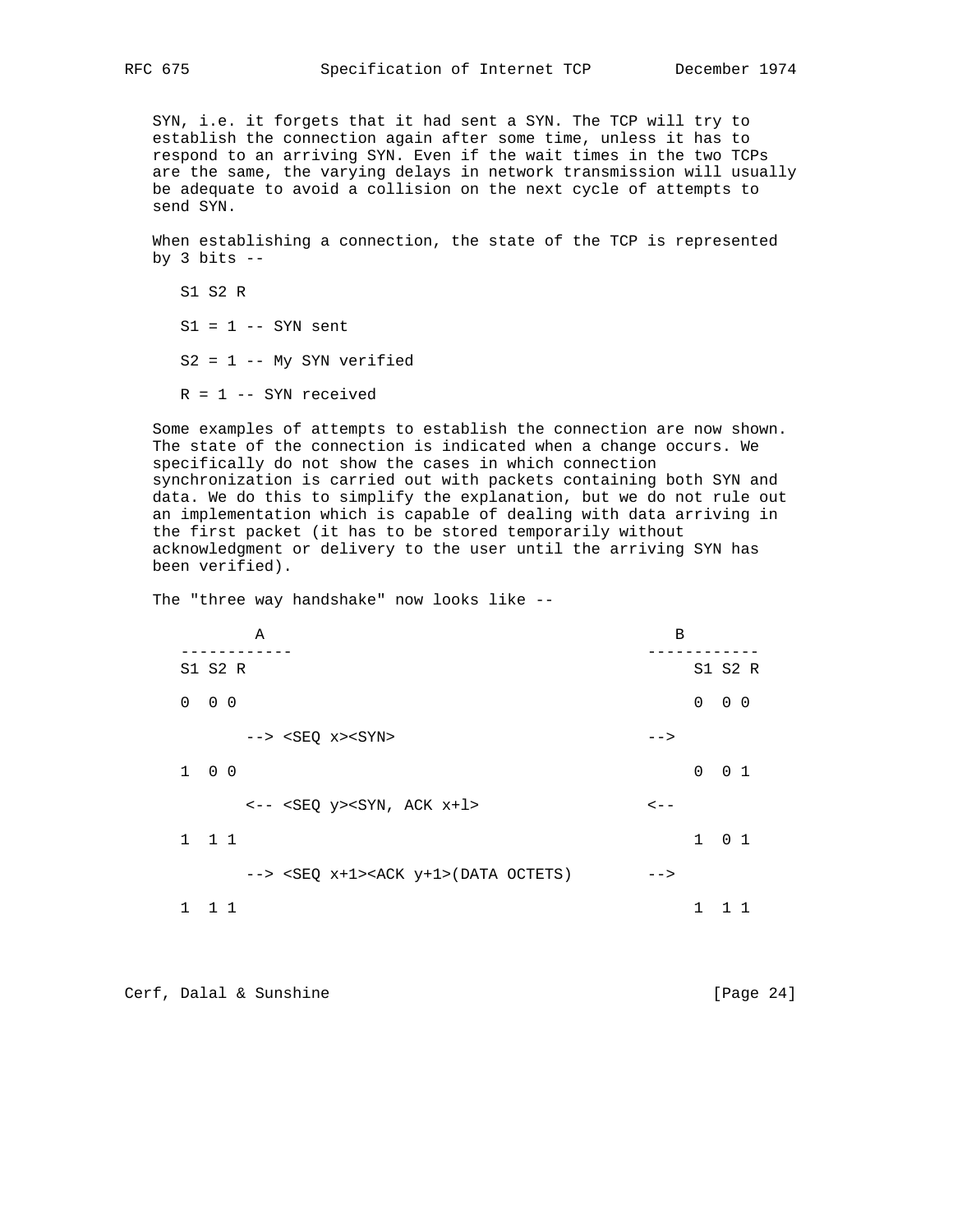SYN, i.e. it forgets that it had sent a SYN. The TCP will try to establish the connection again after some time, unless it has to respond to an arriving SYN. Even if the wait times in the two TCPs are the same, the varying delays in network transmission will usually be adequate to avoid a collision on the next cycle of attempts to send SYN.

When establishing a connection, the state of the TCP is represented by 3 bits --

```
S1 S2 R

S1 = 1 -- SYN sent

S2 = 1 -- My SYN verified

R = 1 -- SYN received
```

Some examples of attempts to establish the connection are now shown. The state of the connection is indicated when a change occurs. We specifically do not show the cases in which connection synchronization is carried out with packets containing both SYN and data. We do this to simplify the explanation, but we do not rule out an implementation which is capable of dealing with data arriving in the first packet (it has to be stored temporarily without acknowledgment or delivery to the user until the arriving SYN has been verified).

The "three way handshake" now looks like --

```
        A                                             B
------------                                     ------------
S1 S2 R                                               S1 S2 R

0  0 0                                                0  0 0

      --> <SEQ x><SYN>                           -->

1  0 0                                                0  0 1

      <-- <SEQ y><SYN, ACK x+l>                  <--

1  1 1                                                1  0 1

      --> <SEQ x+1><ACK y+1>(DATA OCTETS)        -->

1  1 1                                                1  1 1
```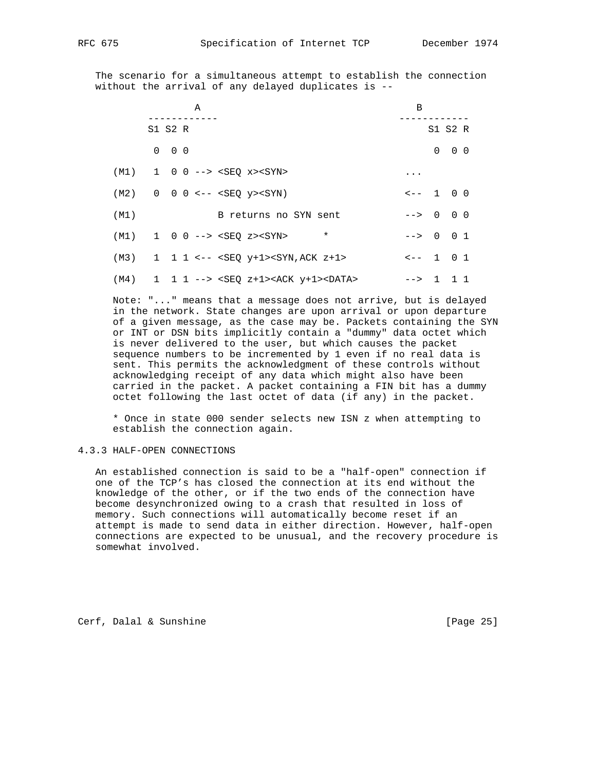The scenario for a simultaneous attempt to establish the connection without the arrival of any delayed duplicates is --

```
                A                                      B
           ------------                           ------------
           S1 S2 R                                      S1 S2 R

            0  0 0                                       0  0 0

     (M1)   1  0 0 --> <SEQ x><SYN>               ...

     (M2)   0  0 0 <-- <SEQ y><SYN)               <--  1  0 0

     (M1)              B returns no SYN sent      -->  0  0 0

     (M1)   1  0 0 --> <SEQ z><SYN>      *        -->  0  0 1

     (M3)   1  1 1 <-- <SEQ y+1><SYN,ACK z+1>     <--  1  0 1

     (M4)   1  1 1 --> <SEQ z+1><ACK y+1><DATA>   -->  1  1 1
```

Note: "..." means that a message does not arrive, but is delayed in the network. State changes are upon arrival or upon departure of a given message, as the case may be. Packets containing the SYN or INT or DSN bits implicitly contain a "dummy" data octet which is never delivered to the user, but which causes the packet sequence numbers to be incremented by 1 even if no real data is sent. This permits the acknowledgment of these controls without acknowledging receipt of any data which might also have been carried in the packet. A packet containing a FIN bit has a dummy octet following the last octet of data (if any) in the packet.

* Once in state 000 sender selects new ISN z when attempting to establish the connection again.

### 4.3.3 HALF-OPEN CONNECTIONS

An established connection is said to be a "half-open" connection if one of the TCP's has closed the connection at its end without the knowledge of the other, or if the two ends of the connection have become desynchronized owing to a crash that resulted in loss of memory. Such connections will automatically become reset if an attempt is made to send data in either direction. However, half-open connections are expected to be unusual, and the recovery procedure is somewhat involved.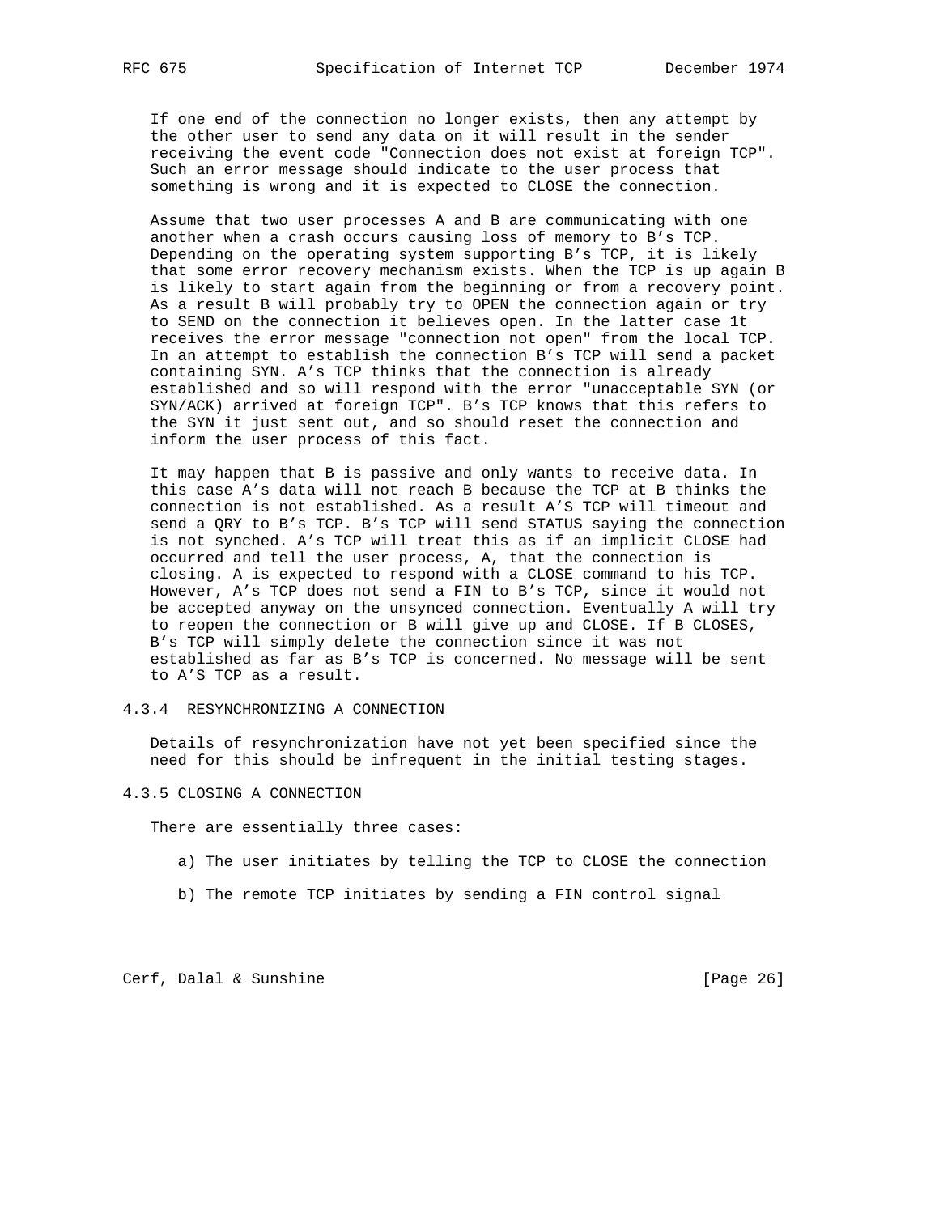If one end of the connection no longer exists, then any attempt by the other user to send any data on it will result in the sender receiving the event code "Connection does not exist at foreign TCP". Such an error message should indicate to the user process that something is wrong and it is expected to CLOSE the connection.

Assume that two user processes A and B are communicating with one another when a crash occurs causing loss of memory to B's TCP. Depending on the operating system supporting B's TCP, it is likely that some error recovery mechanism exists. When the TCP is up again B is likely to start again from the beginning or from a recovery point. As a result B will probably try to OPEN the connection again or try to SEND on the connection it believes open. In the latter case 1t receives the error message "connection not open" from the local TCP. In an attempt to establish the connection B's TCP will send a packet containing SYN. A's TCP thinks that the connection is already established and so will respond with the error "unacceptable SYN (or SYN/ACK) arrived at foreign TCP". B's TCP knows that this refers to the SYN it just sent out, and so should reset the connection and inform the user process of this fact.

It may happen that B is passive and only wants to receive data. In this case A's data will not reach B because the TCP at B thinks the connection is not established. As a result A'S TCP will timeout and send a QRY to B's TCP. B's TCP will send STATUS saying the connection is not synched. A's TCP will treat this as if an implicit CLOSE had occurred and tell the user process, A, that the connection is closing. A is expected to respond with a CLOSE command to his TCP. However, A's TCP does not send a FIN to B's TCP, since it would not be accepted anyway on the unsynced connection. Eventually A will try to reopen the connection or B will give up and CLOSE. If B CLOSES, B's TCP will simply delete the connection since it was not established as far as B's TCP is concerned. No message will be sent to A'S TCP as a result.

### 4.3.4 RESYNCHRONIZING A CONNECTION

Details of resynchronization have not yet been specified since the need for this should be infrequent in the initial testing stages.

### 4.3.5 CLOSING A CONNECTION

There are essentially three cases:

a) The user initiates by telling the TCP to CLOSE the connection

b) The remote TCP initiates by sending a FIN control signal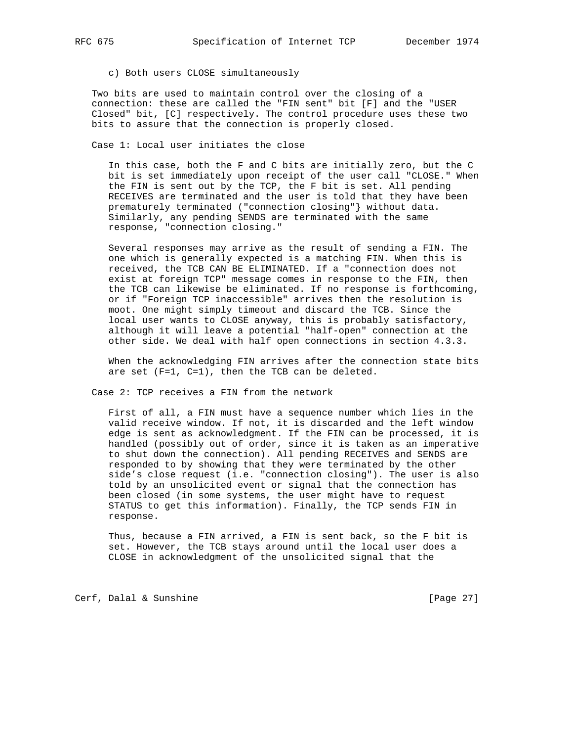c) Both users CLOSE simultaneously

Two bits are used to maintain control over the closing of a connection: these are called the "FIN sent" bit [F] and the "USER Closed" bit, [C] respectively. The control procedure uses these two bits to assure that the connection is properly closed.

Case 1: Local user initiates the close

In this case, both the F and C bits are initially zero, but the C bit is set immediately upon receipt of the user call "CLOSE." When the FIN is sent out by the TCP, the F bit is set. All pending RECEIVES are terminated and the user is told that they have been prematurely terminated ("connection closing"} without data. Similarly, any pending SENDS are terminated with the same response, "connection closing."

Several responses may arrive as the result of sending a FIN. The one which is generally expected is a matching FIN. When this is received, the TCB CAN BE ELIMINATED. If a "connection does not exist at foreign TCP" message comes in response to the FIN, then the TCB can likewise be eliminated. If no response is forthcoming, or if "Foreign TCP inaccessible" arrives then the resolution is moot. One might simply timeout and discard the TCB. Since the local user wants to CLOSE anyway, this is probably satisfactory, although it will leave a potential "half-open" connection at the other side. We deal with half open connections in section 4.3.3.

When the acknowledging FIN arrives after the connection state bits are set (F=1, C=1), then the TCB can be deleted.

Case 2: TCP receives a FIN from the network

First of all, a FIN must have a sequence number which lies in the valid receive window. If not, it is discarded and the left window edge is sent as acknowledgment. If the FIN can be processed, it is handled (possibly out of order, since it is taken as an imperative to shut down the connection). All pending RECEIVES and SENDS are responded to by showing that they were terminated by the other side’s close request (i.e. "connection closing"). The user is also told by an unsolicited event or signal that the connection has been closed (in some systems, the user might have to request STATUS to get this information). Finally, the TCP sends FIN in response.

Thus, because a FIN arrived, a FIN is sent back, so the F bit is set. However, the TCB stays around until the local user does a CLOSE in acknowledgment of the unsolicited signal that the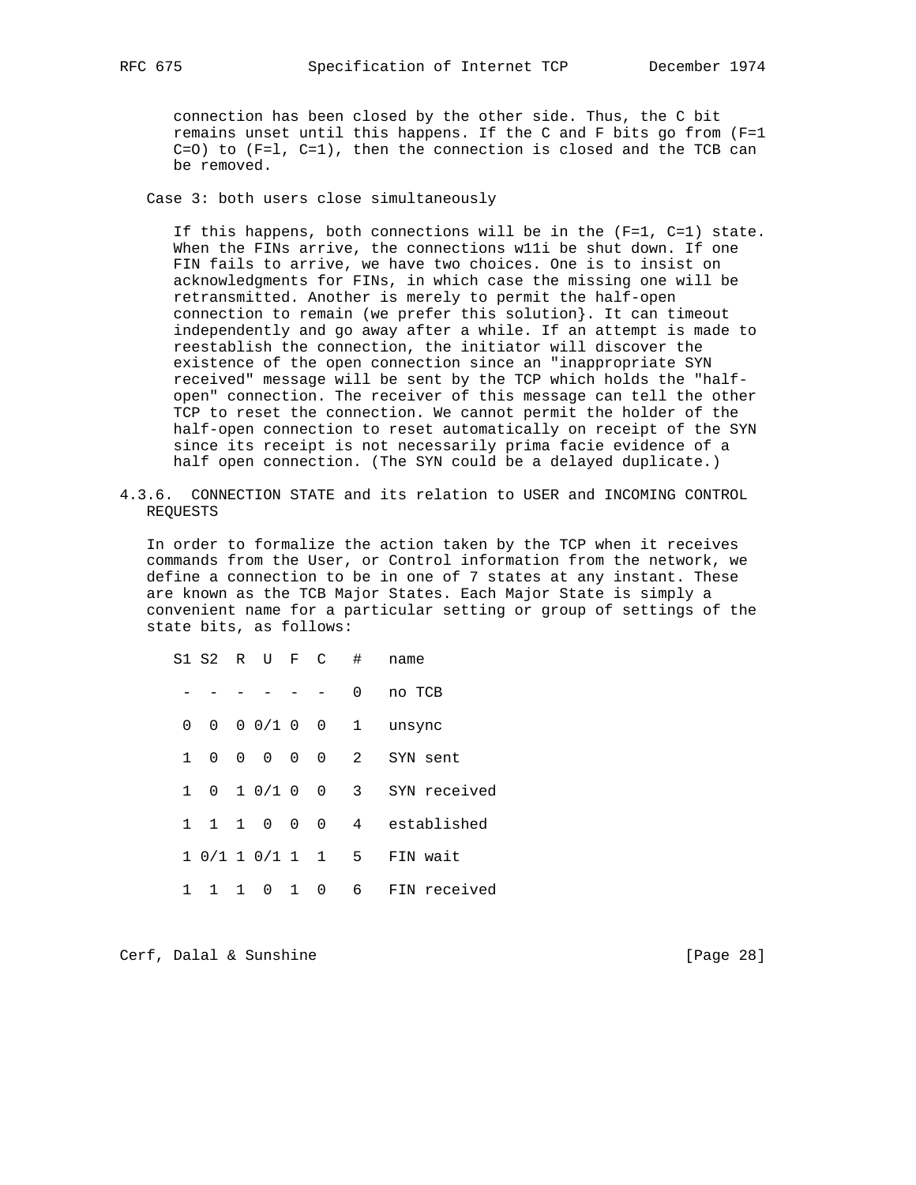connection has been closed by the other side. Thus, the C bit remains unset until this happens. If the C and F bits go from (F=1 C=O) to (F=l, C=1), then the connection is closed and the TCB can be removed.

Case 3: both users close simultaneously

If this happens, both connections will be in the (F=1, C=1) state. When the FINs arrive, the connections w11i be shut down. If one FIN fails to arrive, we have two choices. One is to insist on acknowledgments for FINs, in which case the missing one will be retransmitted. Another is merely to permit the half-open connection to remain (we prefer this solution}. It can timeout independently and go away after a while. If an attempt is made to reestablish the connection, the initiator will discover the existence of the open connection since an "inappropriate SYN received" message will be sent by the TCP which holds the "half-open" connection. The receiver of this message can tell the other TCP to reset the connection. We cannot permit the holder of the half-open connection to reset automatically on receipt of the SYN since its receipt is not necessarily prima facie evidence of a half open connection. (The SYN could be a delayed duplicate.)

### 4.3.6. CONNECTION STATE and its relation to USER and INCOMING CONTROL REQUESTS

In order to formalize the action taken by the TCP when it receives commands from the User, or Control information from the network, we define a connection to be in one of 7 states at any instant. These are known as the TCB Major States. Each Major State is simply a convenient name for a particular setting or group of settings of the state bits, as follows:

| S1 | S2 | R | U | F | C | # | name |
|---|---|---|---|---|---|---|---|
| - | - | - | - | - | - | 0 | no TCB |
| 0 | 0 | 0 | 0/1 | 0 | 0 | 1 | unsync |
| 1 | 0 | 0 | 0 | 0 | 0 | 2 | SYN sent |
| 1 | 0 | 1 | 0/1 | 0 | 0 | 3 | SYN received |
| 1 | 1 | 1 | 0 | 0 | 0 | 4 | established |
| 1 | 0/1 | 1 | 0/1 | 1 | 1 | 5 | FIN wait |
| 1 | 1 | 1 | 0 | 1 | 0 | 6 | FIN received |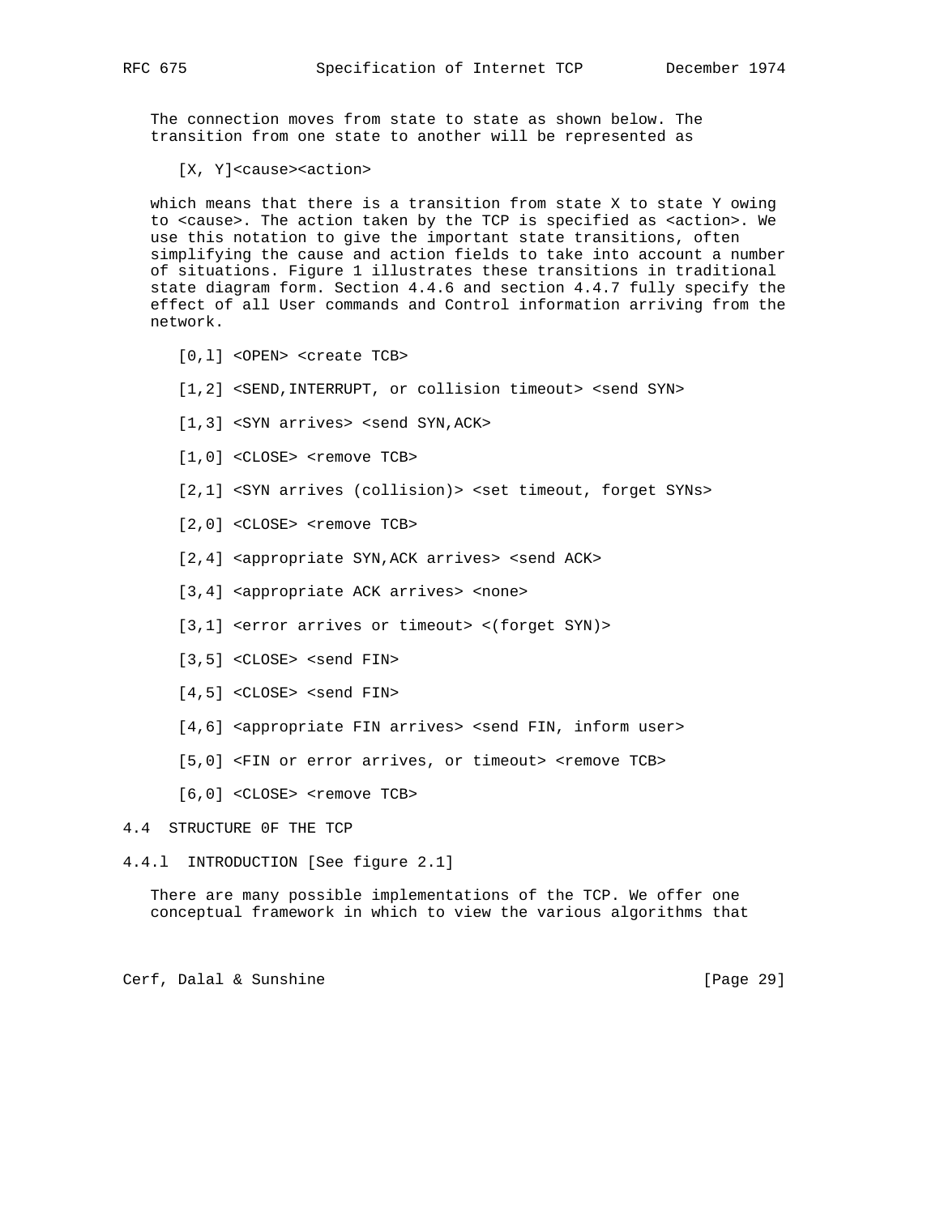The connection moves from state to state as shown below. The transition from one state to another will be represented as

```
[X, Y]<cause><action>
```

which means that there is a transition from state X to state Y owing to <cause>. The action taken by the TCP is specified as <action>. We use this notation to give the important state transitions, often simplifying the cause and action fields to take into account a number of situations. Figure 1 illustrates these transitions in traditional state diagram form. Section 4.4.6 and section 4.4.7 fully specify the effect of all User commands and Control information arriving from the network.

```
[0,l] <OPEN> <create TCB>

[1,2] <SEND,INTERRUPT, or collision timeout> <send SYN>

[1,3] <SYN arrives> <send SYN,ACK>

[1,0] <CLOSE> <remove TCB>

[2,1] <SYN arrives (collision)> <set timeout, forget SYNs>

[2,0] <CLOSE> <remove TCB>

[2,4] <appropriate SYN,ACK arrives> <send ACK>

[3,4] <appropriate ACK arrives> <none>

[3,1] <error arrives or timeout> <(forget SYN)>

[3,5] <CLOSE> <send FIN>

[4,5] <CLOSE> <send FIN>

[4,6] <appropriate FIN arrives> <send FIN, inform user>

[5,0] <FIN or error arrives, or timeout> <remove TCB>

[6,0] <CLOSE> <remove TCB>
```

## 4.4 STRUCTURE 0F THE TCP

### 4.4.l INTRODUCTION [See figure 2.1]

There are many possible implementations of the TCP. We offer one conceptual framework in which to view the various algorithms that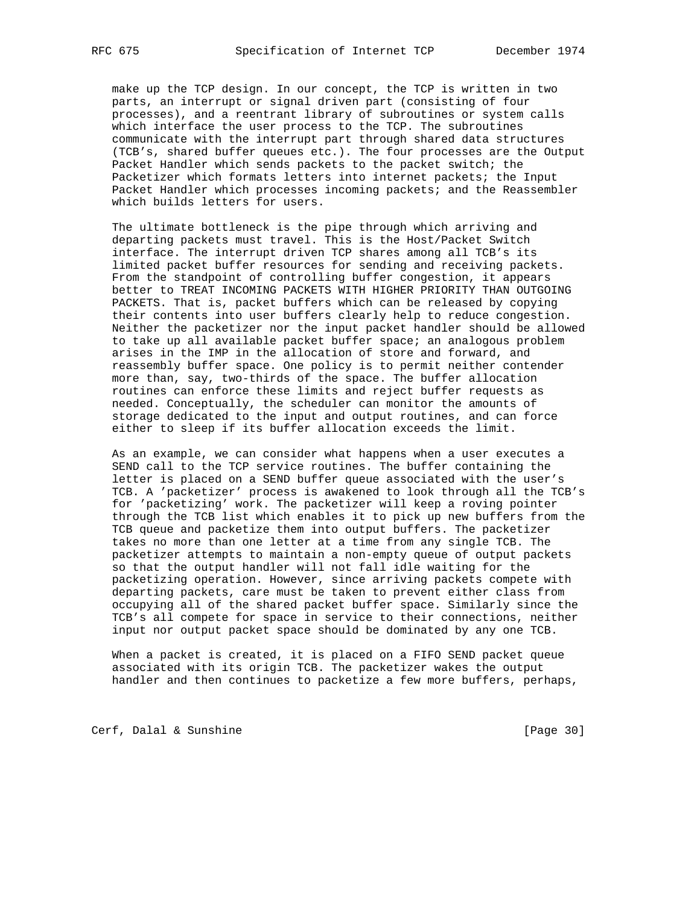make up the TCP design. In our concept, the TCP is written in two parts, an interrupt or signal driven part (consisting of four processes), and a reentrant library of subroutines or system calls which interface the user process to the TCP. The subroutines communicate with the interrupt part through shared data structures (TCB's, shared buffer queues etc.). The four processes are the Output Packet Handler which sends packets to the packet switch; the Packetizer which formats letters into internet packets; the Input Packet Handler which processes incoming packets; and the Reassembler which builds letters for users.

The ultimate bottleneck is the pipe through which arriving and departing packets must travel. This is the Host/Packet Switch interface. The interrupt driven TCP shares among all TCB's its limited packet buffer resources for sending and receiving packets. From the standpoint of controlling buffer congestion, it appears better to TREAT INCOMING PACKETS WITH HIGHER PRIORITY THAN OUTGOING PACKETS. That is, packet buffers which can be released by copying their contents into user buffers clearly help to reduce congestion. Neither the packetizer nor the input packet handler should be allowed to take up all available packet buffer space; an analogous problem arises in the IMP in the allocation of store and forward, and reassembly buffer space. One policy is to permit neither contender more than, say, two-thirds of the space. The buffer allocation routines can enforce these limits and reject buffer requests as needed. Conceptually, the scheduler can monitor the amounts of storage dedicated to the input and output routines, and can force either to sleep if its buffer allocation exceeds the limit.

As an example, we can consider what happens when a user executes a SEND call to the TCP service routines. The buffer containing the letter is placed on a SEND buffer queue associated with the user's TCB. A 'packetizer' process is awakened to look through all the TCB's for 'packetizing' work. The packetizer will keep a roving pointer through the TCB list which enables it to pick up new buffers from the TCB queue and packetize them into output buffers. The packetizer takes no more than one letter at a time from any single TCB. The packetizer attempts to maintain a non-empty queue of output packets so that the output handler will not fall idle waiting for the packetizing operation. However, since arriving packets compete with departing packets, care must be taken to prevent either class from occupying all of the shared packet buffer space. Similarly since the TCB's all compete for space in service to their connections, neither input nor output packet space should be dominated by any one TCB.

When a packet is created, it is placed on a FIFO SEND packet queue associated with its origin TCB. The packetizer wakes the output handler and then continues to packetize a few more buffers, perhaps,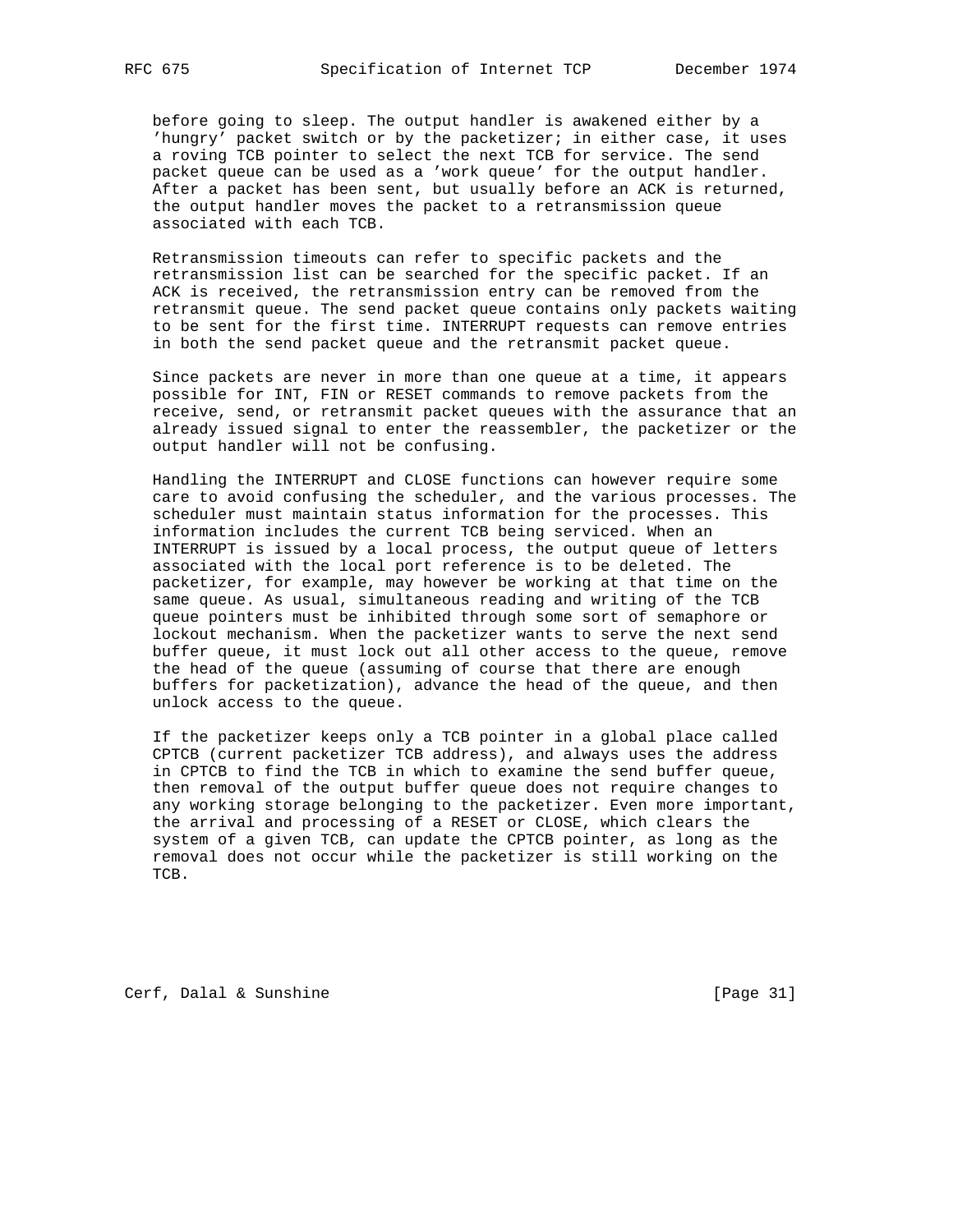before going to sleep. The output handler is awakened either by a 'hungry' packet switch or by the packetizer; in either case, it uses a roving TCB pointer to select the next TCB for service. The send packet queue can be used as a 'work queue' for the output handler. After a packet has been sent, but usually before an ACK is returned, the output handler moves the packet to a retransmission queue associated with each TCB.

Retransmission timeouts can refer to specific packets and the retransmission list can be searched for the specific packet. If an ACK is received, the retransmission entry can be removed from the retransmit queue. The send packet queue contains only packets waiting to be sent for the first time. INTERRUPT requests can remove entries in both the send packet queue and the retransmit packet queue.

Since packets are never in more than one queue at a time, it appears possible for INT, FIN or RESET commands to remove packets from the receive, send, or retransmit packet queues with the assurance that an already issued signal to enter the reassembler, the packetizer or the output handler will not be confusing.

Handling the INTERRUPT and CLOSE functions can however require some care to avoid confusing the scheduler, and the various processes. The scheduler must maintain status information for the processes. This information includes the current TCB being serviced. When an INTERRUPT is issued by a local process, the output queue of letters associated with the local port reference is to be deleted. The packetizer, for example, may however be working at that time on the same queue. As usual, simultaneous reading and writing of the TCB queue pointers must be inhibited through some sort of semaphore or lockout mechanism. When the packetizer wants to serve the next send buffer queue, it must lock out all other access to the queue, remove the head of the queue (assuming of course that there are enough buffers for packetization), advance the head of the queue, and then unlock access to the queue.

If the packetizer keeps only a TCB pointer in a global place called CPTCB (current packetizer TCB address), and always uses the address in CPTCB to find the TCB in which to examine the send buffer queue, then removal of the output buffer queue does not require changes to any working storage belonging to the packetizer. Even more important, the arrival and processing of a RESET or CLOSE, which clears the system of a given TCB, can update the CPTCB pointer, as long as the removal does not occur while the packetizer is still working on the TCB.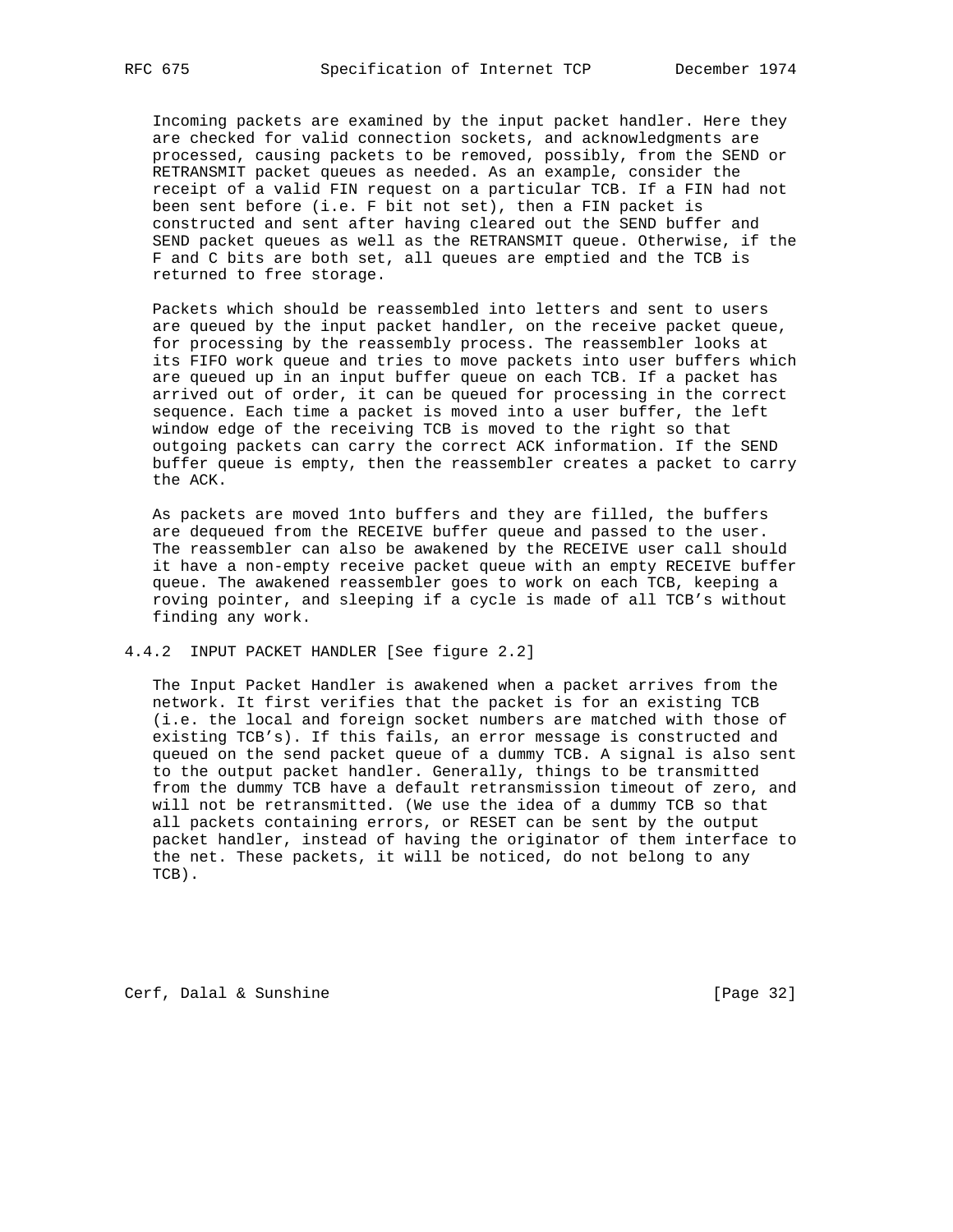Incoming packets are examined by the input packet handler. Here they are checked for valid connection sockets, and acknowledgments are processed, causing packets to be removed, possibly, from the SEND or RETRANSMIT packet queues as needed. As an example, consider the receipt of a valid FIN request on a particular TCB. If a FIN had not been sent before (i.e. F bit not set), then a FIN packet is constructed and sent after having cleared out the SEND buffer and SEND packet queues as well as the RETRANSMIT queue. Otherwise, if the F and C bits are both set, all queues are emptied and the TCB is returned to free storage.

Packets which should be reassembled into letters and sent to users are queued by the input packet handler, on the receive packet queue, for processing by the reassembly process. The reassembler looks at its FIFO work queue and tries to move packets into user buffers which are queued up in an input buffer queue on each TCB. If a packet has arrived out of order, it can be queued for processing in the correct sequence. Each time a packet is moved into a user buffer, the left window edge of the receiving TCB is moved to the right so that outgoing packets can carry the correct ACK information. If the SEND buffer queue is empty, then the reassembler creates a packet to carry the ACK.

As packets are moved 1nto buffers and they are filled, the buffers are dequeued from the RECEIVE buffer queue and passed to the user. The reassembler can also be awakened by the RECEIVE user call should it have a non-empty receive packet queue with an empty RECEIVE buffer queue. The awakened reassembler goes to work on each TCB, keeping a roving pointer, and sleeping if a cycle is made of all TCB's without finding any work.

### 4.4.2 INPUT PACKET HANDLER [See figure 2.2]

The Input Packet Handler is awakened when a packet arrives from the network. It first verifies that the packet is for an existing TCB (i.e. the local and foreign socket numbers are matched with those of existing TCB's). If this fails, an error message is constructed and queued on the send packet queue of a dummy TCB. A signal is also sent to the output packet handler. Generally, things to be transmitted from the dummy TCB have a default retransmission timeout of zero, and will not be retransmitted. (We use the idea of a dummy TCB so that all packets containing errors, or RESET can be sent by the output packet handler, instead of having the originator of them interface to the net. These packets, it will be noticed, do not belong to any TCB).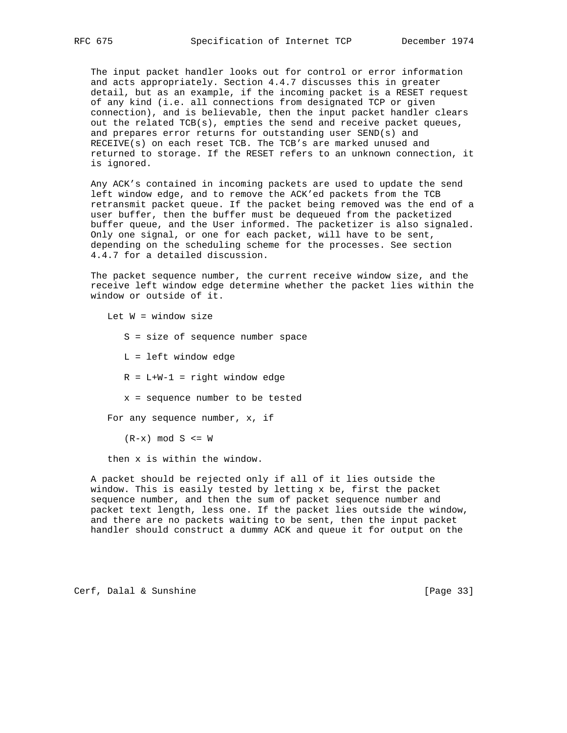The input packet handler looks out for control or error information and acts appropriately. Section 4.4.7 discusses this in greater detail, but as an example, if the incoming packet is a RESET request of any kind (i.e. all connections from designated TCP or given connection), and is believable, then the input packet handler clears out the related TCB(s), empties the send and receive packet queues, and prepares error returns for outstanding user SEND(s) and RECEIVE(s) on each reset TCB. The TCB's are marked unused and returned to storage. If the RESET refers to an unknown connection, it is ignored.

Any ACK's contained in incoming packets are used to update the send left window edge, and to remove the ACK'ed packets from the TCB retransmit packet queue. If the packet being removed was the end of a user buffer, then the buffer must be dequeued from the packetized buffer queue, and the User informed. The packetizer is also signaled. Only one signal, or one for each packet, will have to be sent, depending on the scheduling scheme for the processes. See section 4.4.7 for a detailed discussion.

The packet sequence number, the current receive window size, and the receive left window edge determine whether the packet lies within the window or outside of it.

Let $W$ = window size

$S$ = size of sequence number space

$L$ = left window edge

$R = L+W-1$ = right window edge

$x$ = sequence number to be tested

For any sequence number, $x$, if

$$(R-x) \bmod S \leq W$$

then $x$ is within the window.

A packet should be rejected only if all of it lies outside the window. This is easily tested by letting $x$ be, first the packet sequence number, and then the sum of packet sequence number and packet text length, less one. If the packet lies outside the window, and there are no packets waiting to be sent, then the input packet handler should construct a dummy ACK and queue it for output on the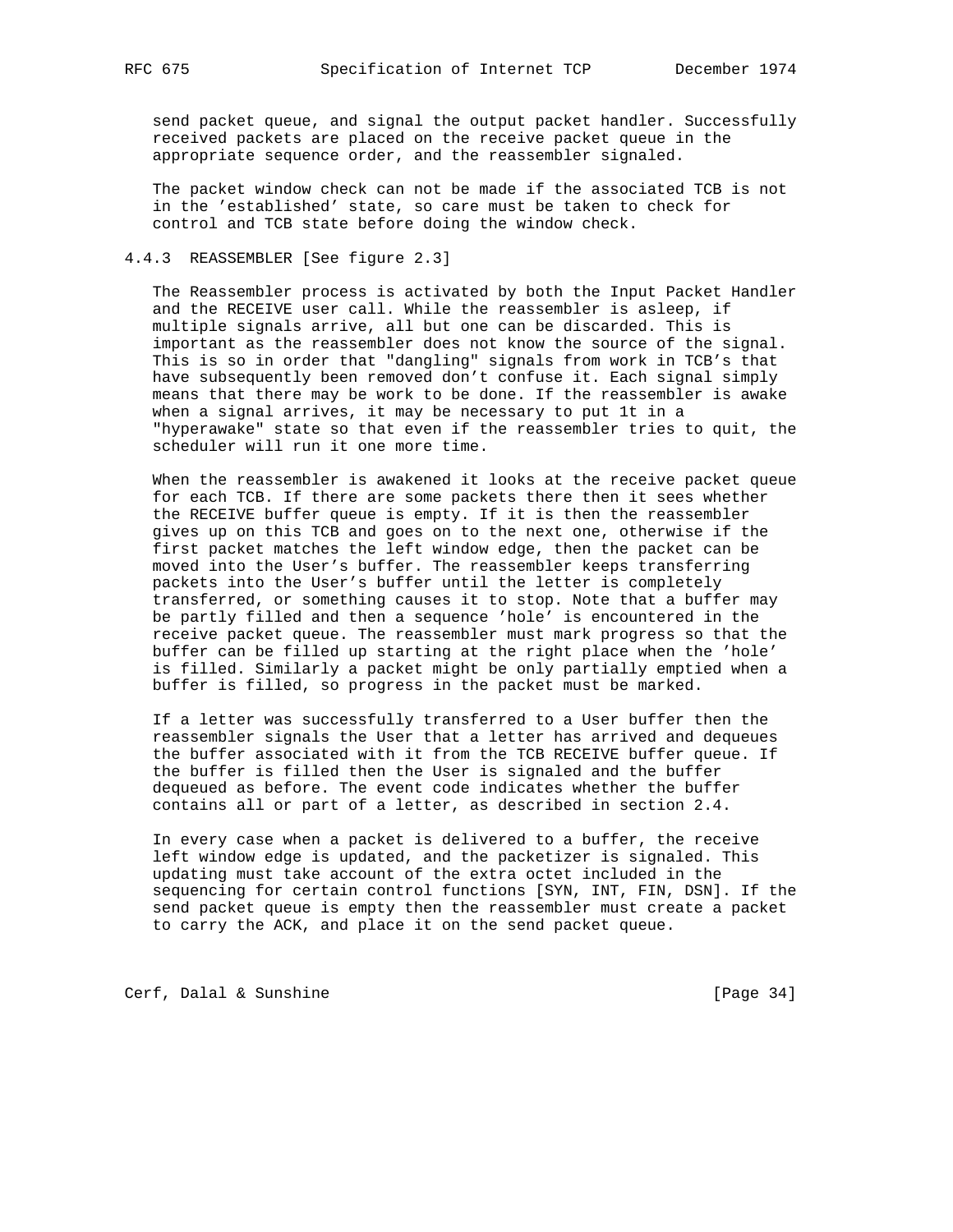send packet queue, and signal the output packet handler. Successfully received packets are placed on the receive packet queue in the appropriate sequence order, and the reassembler signaled.

The packet window check can not be made if the associated TCB is not in the 'established' state, so care must be taken to check for control and TCB state before doing the window check.

### 4.4.3 REASSEMBLER [See figure 2.3]

The Reassembler process is activated by both the Input Packet Handler and the RECEIVE user call. While the reassembler is asleep, if multiple signals arrive, all but one can be discarded. This is important as the reassembler does not know the source of the signal. This is so in order that "dangling" signals from work in TCB's that have subsequently been removed don't confuse it. Each signal simply means that there may be work to be done. If the reassembler is awake when a signal arrives, it may be necessary to put 1t in a "hyperawake" state so that even if the reassembler tries to quit, the scheduler will run it one more time.

When the reassembler is awakened it looks at the receive packet queue for each TCB. If there are some packets there then it sees whether the RECEIVE buffer queue is empty. If it is then the reassembler gives up on this TCB and goes on to the next one, otherwise if the first packet matches the left window edge, then the packet can be moved into the User's buffer. The reassembler keeps transferring packets into the User's buffer until the letter is completely transferred, or something causes it to stop. Note that a buffer may be partly filled and then a sequence 'hole' is encountered in the receive packet queue. The reassembler must mark progress so that the buffer can be filled up starting at the right place when the 'hole' is filled. Similarly a packet might be only partially emptied when a buffer is filled, so progress in the packet must be marked.

If a letter was successfully transferred to a User buffer then the reassembler signals the User that a letter has arrived and dequeues the buffer associated with it from the TCB RECEIVE buffer queue. If the buffer is filled then the User is signaled and the buffer dequeued as before. The event code indicates whether the buffer contains all or part of a letter, as described in section 2.4.

In every case when a packet is delivered to a buffer, the receive left window edge is updated, and the packetizer is signaled. This updating must take account of the extra octet included in the sequencing for certain control functions [SYN, INT, FIN, DSN]. If the send packet queue is empty then the reassembler must create a packet to carry the ACK, and place it on the send packet queue.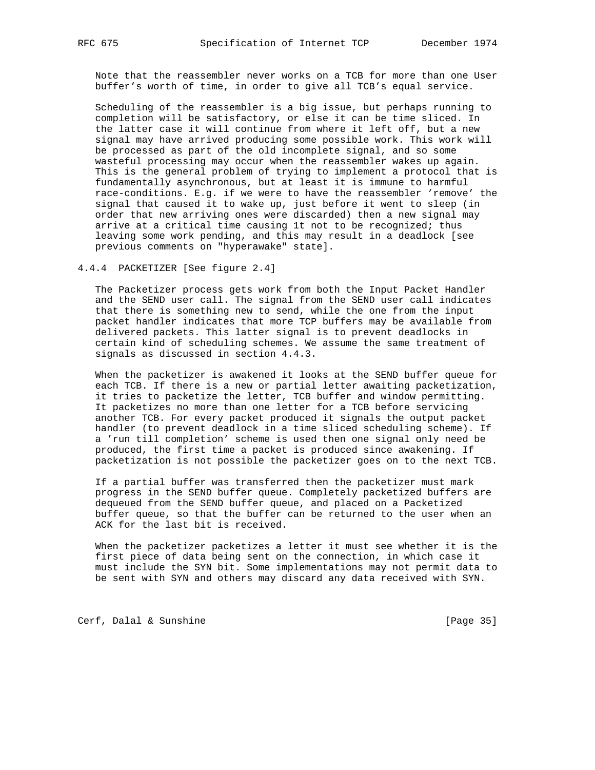Note that the reassembler never works on a TCB for more than one User buffer's worth of time, in order to give all TCB's equal service.

Scheduling of the reassembler is a big issue, but perhaps running to completion will be satisfactory, or else it can be time sliced. In the latter case it will continue from where it left off, but a new signal may have arrived producing some possible work. This work will be processed as part of the old incomplete signal, and so some wasteful processing may occur when the reassembler wakes up again. This is the general problem of trying to implement a protocol that is fundamentally asynchronous, but at least it is immune to harmful race-conditions. E.g. if we were to have the reassembler 'remove' the signal that caused it to wake up, just before it went to sleep (in order that new arriving ones were discarded) then a new signal may arrive at a critical time causing 1t not to be recognized; thus leaving some work pending, and this may result in a deadlock [see previous comments on "hyperawake" state].

### 4.4.4 PACKETIZER [See figure 2.4]

The Packetizer process gets work from both the Input Packet Handler and the SEND user call. The signal from the SEND user call indicates that there is something new to send, while the one from the input packet handler indicates that more TCP buffers may be available from delivered packets. This latter signal is to prevent deadlocks in certain kind of scheduling schemes. We assume the same treatment of signals as discussed in section 4.4.3.

When the packetizer is awakened it looks at the SEND buffer queue for each TCB. If there is a new or partial letter awaiting packetization, it tries to packetize the letter, TCB buffer and window permitting. It packetizes no more than one letter for a TCB before servicing another TCB. For every packet produced it signals the output packet handler (to prevent deadlock in a time sliced scheduling scheme). If a 'run till completion' scheme is used then one signal only need be produced, the first time a packet is produced since awakening. If packetization is not possible the packetizer goes on to the next TCB.

If a partial buffer was transferred then the packetizer must mark progress in the SEND buffer queue. Completely packetized buffers are dequeued from the SEND buffer queue, and placed on a Packetized buffer queue, so that the buffer can be returned to the user when an ACK for the last bit is received.

When the packetizer packetizes a letter it must see whether it is the first piece of data being sent on the connection, in which case it must include the SYN bit. Some implementations may not permit data to be sent with SYN and others may discard any data received with SYN.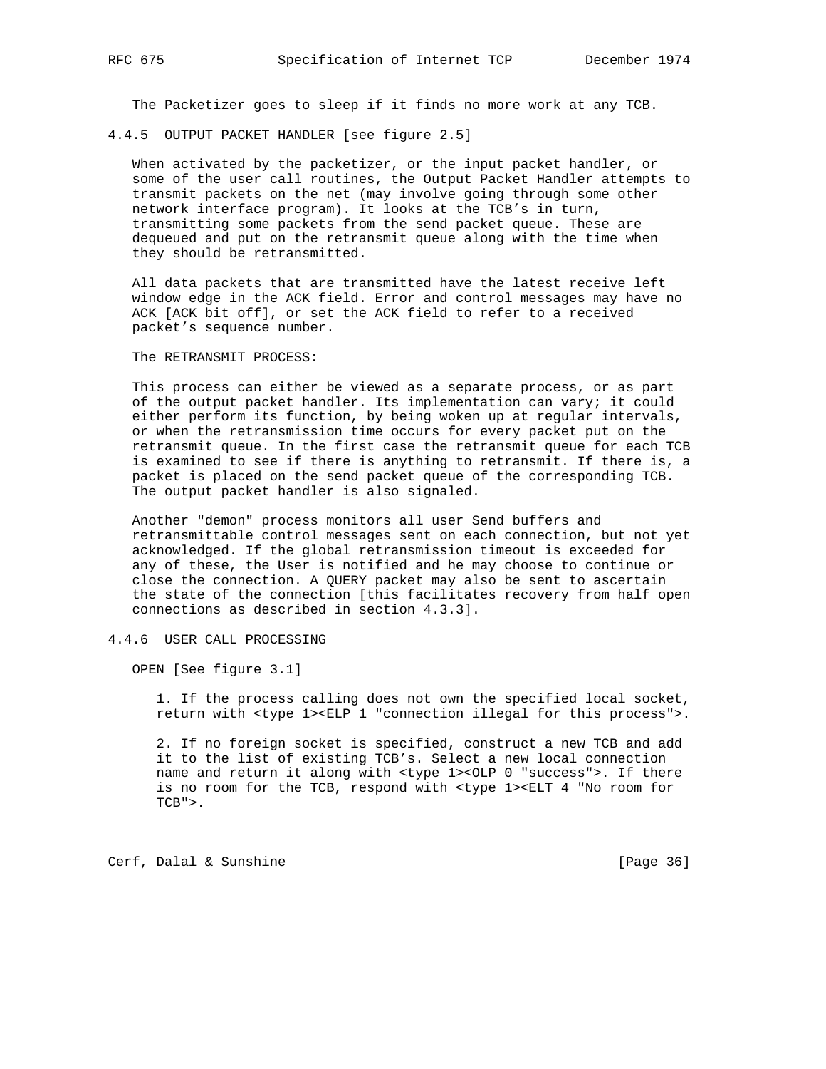The Packetizer goes to sleep if it finds no more work at any TCB.

### 4.4.5 OUTPUT PACKET HANDLER [see figure 2.5]

When activated by the packetizer, or the input packet handler, or some of the user call routines, the Output Packet Handler attempts to transmit packets on the net (may involve going through some other network interface program). It looks at the TCB's in turn, transmitting some packets from the send packet queue. These are dequeued and put on the retransmit queue along with the time when they should be retransmitted.

All data packets that are transmitted have the latest receive left window edge in the ACK field. Error and control messages may have no ACK [ACK bit off], or set the ACK field to refer to a received packet's sequence number.

The RETRANSMIT PROCESS:

This process can either be viewed as a separate process, or as part of the output packet handler. Its implementation can vary; it could either perform its function, by being woken up at regular intervals, or when the retransmission time occurs for every packet put on the retransmit queue. In the first case the retransmit queue for each TCB is examined to see if there is anything to retransmit. If there is, a packet is placed on the send packet queue of the corresponding TCB. The output packet handler is also signaled.

Another "demon" process monitors all user Send buffers and retransmittable control messages sent on each connection, but not yet acknowledged. If the global retransmission timeout is exceeded for any of these, the User is notified and he may choose to continue or close the connection. A QUERY packet may also be sent to ascertain the state of the connection [this facilitates recovery from half open connections as described in section 4.3.3].

### 4.4.6 USER CALL PROCESSING

OPEN [See figure 3.1]

1. If the process calling does not own the specified local socket, return with <type 1><ELP 1 "connection illegal for this process">.

2. If no foreign socket is specified, construct a new TCB and add it to the list of existing TCB's. Select a new local connection name and return it along with <type 1><OLP 0 "success">. If there is no room for the TCB, respond with <type 1><ELT 4 "No room for TCB">.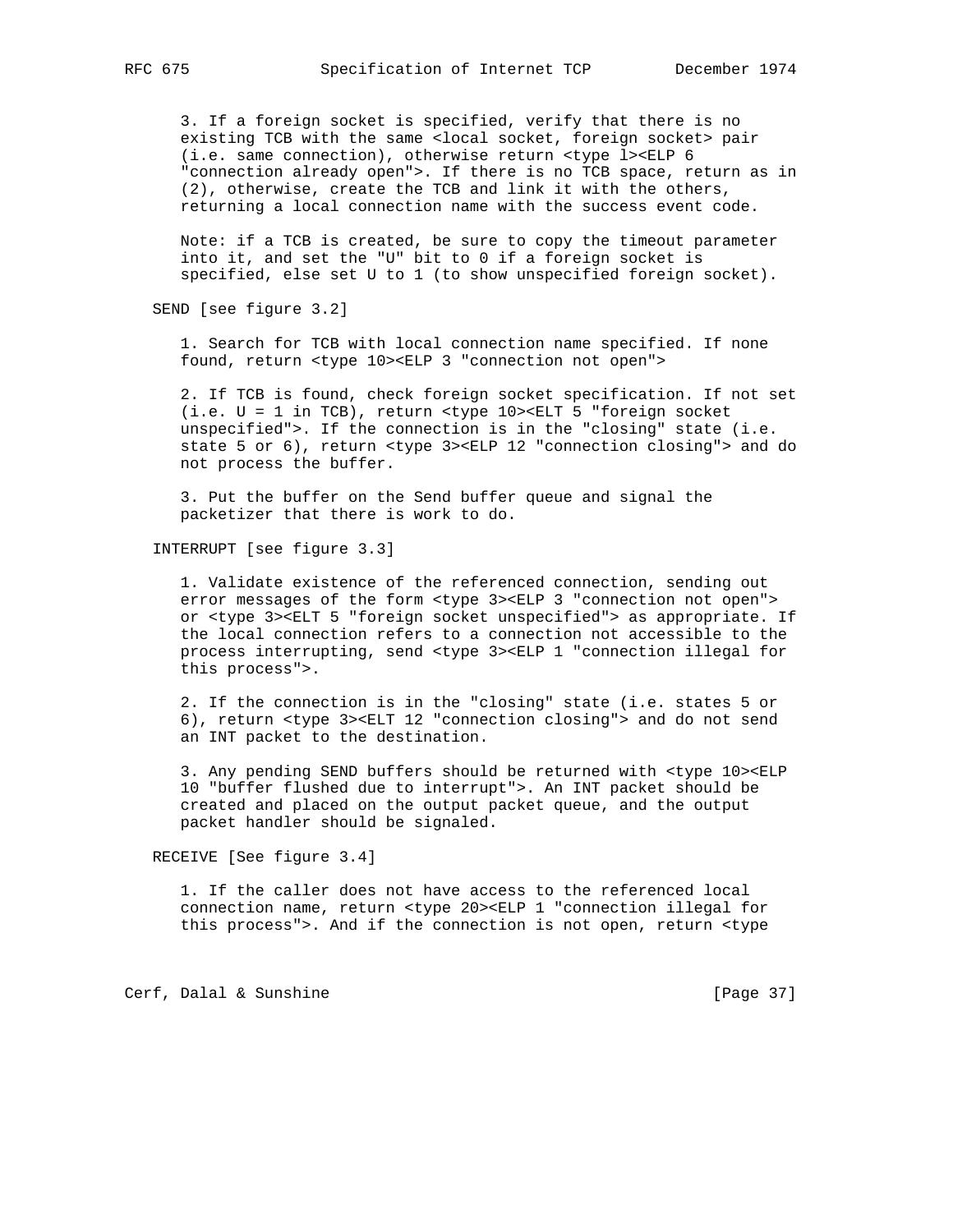3. If a foreign socket is specified, verify that there is no existing TCB with the same <local socket, foreign socket> pair (i.e. same connection), otherwise return <type l><ELP 6 "connection already open">. If there is no TCB space, return as in (2), otherwise, create the TCB and link it with the others, returning a local connection name with the success event code.

Note: if a TCB is created, be sure to copy the timeout parameter into it, and set the "U" bit to 0 if a foreign socket is specified, else set U to 1 (to show unspecified foreign socket).

SEND [see figure 3.2]

1. Search for TCB with local connection name specified. If none found, return <type 10><ELP 3 "connection not open">

2. If TCB is found, check foreign socket specification. If not set (i.e. U = 1 in TCB), return <type 10><ELT 5 "foreign socket unspecified">. If the connection is in the "closing" state (i.e. state 5 or 6), return <type 3><ELP 12 "connection closing"> and do not process the buffer.

3. Put the buffer on the Send buffer queue and signal the packetizer that there is work to do.

INTERRUPT [see figure 3.3]

1. Validate existence of the referenced connection, sending out error messages of the form <type 3><ELP 3 "connection not open"> or <type 3><ELT 5 "foreign socket unspecified"> as appropriate. If the local connection refers to a connection not accessible to the process interrupting, send <type 3><ELP 1 "connection illegal for this process">.

2. If the connection is in the "closing" state (i.e. states 5 or 6), return <type 3><ELT 12 "connection closing"> and do not send an INT packet to the destination.

3. Any pending SEND buffers should be returned with <type 10><ELP 10 "buffer flushed due to interrupt">. An INT packet should be created and placed on the output packet queue, and the output packet handler should be signaled.

RECEIVE [See figure 3.4]

1. If the caller does not have access to the referenced local connection name, return <type 20><ELP 1 "connection illegal for this process">. And if the connection is not open, return <type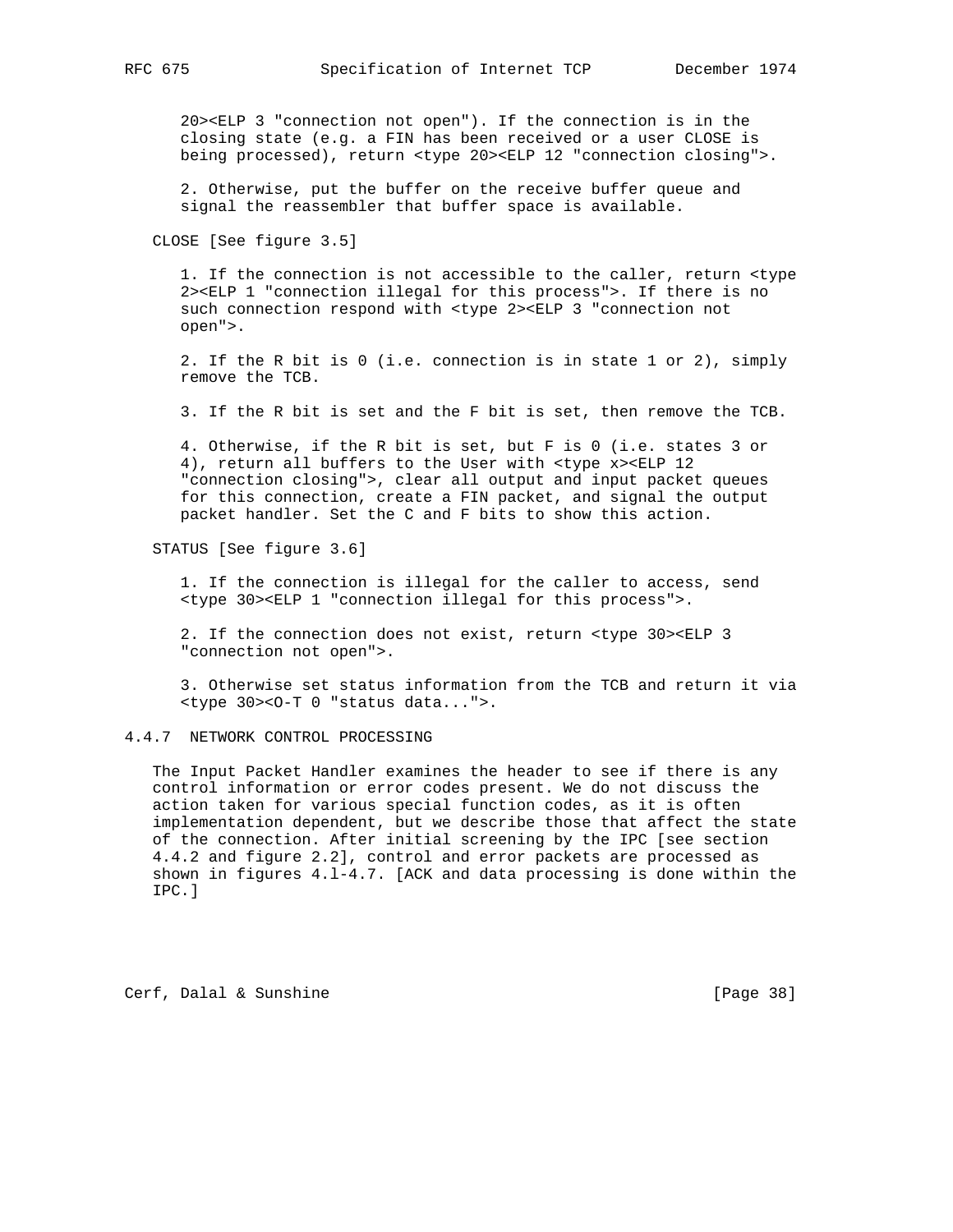20><ELP 3 "connection not open"). If the connection is in the closing state (e.g. a FIN has been received or a user CLOSE is being processed), return <type 20><ELP 12 "connection closing">.

2. Otherwise, put the buffer on the receive buffer queue and signal the reassembler that buffer space is available.

CLOSE [See figure 3.5]

1. If the connection is not accessible to the caller, return <type 2><ELP 1 "connection illegal for this process">. If there is no such connection respond with <type 2><ELP 3 "connection not open">.

2. If the R bit is 0 (i.e. connection is in state 1 or 2), simply remove the TCB.

3. If the R bit is set and the F bit is set, then remove the TCB.

4. Otherwise, if the R bit is set, but F is 0 (i.e. states 3 or 4), return all buffers to the User with <type x><ELP 12 "connection closing">, clear all output and input packet queues for this connection, create a FIN packet, and signal the output packet handler. Set the C and F bits to show this action.

STATUS [See figure 3.6]

1. If the connection is illegal for the caller to access, send <type 30><ELP 1 "connection illegal for this process">.

2. If the connection does not exist, return <type 30><ELP 3 "connection not open">.

3. Otherwise set status information from the TCB and return it via <type 30><O-T 0 "status data...">.

### 4.4.7 NETWORK CONTROL PROCESSING

The Input Packet Handler examines the header to see if there is any control information or error codes present. We do not discuss the action taken for various special function codes, as it is often implementation dependent, but we describe those that affect the state of the connection. After initial screening by the IPC [see section 4.4.2 and figure 2.2], control and error packets are processed as shown in figures 4.l-4.7. [ACK and data processing is done within the IPC.]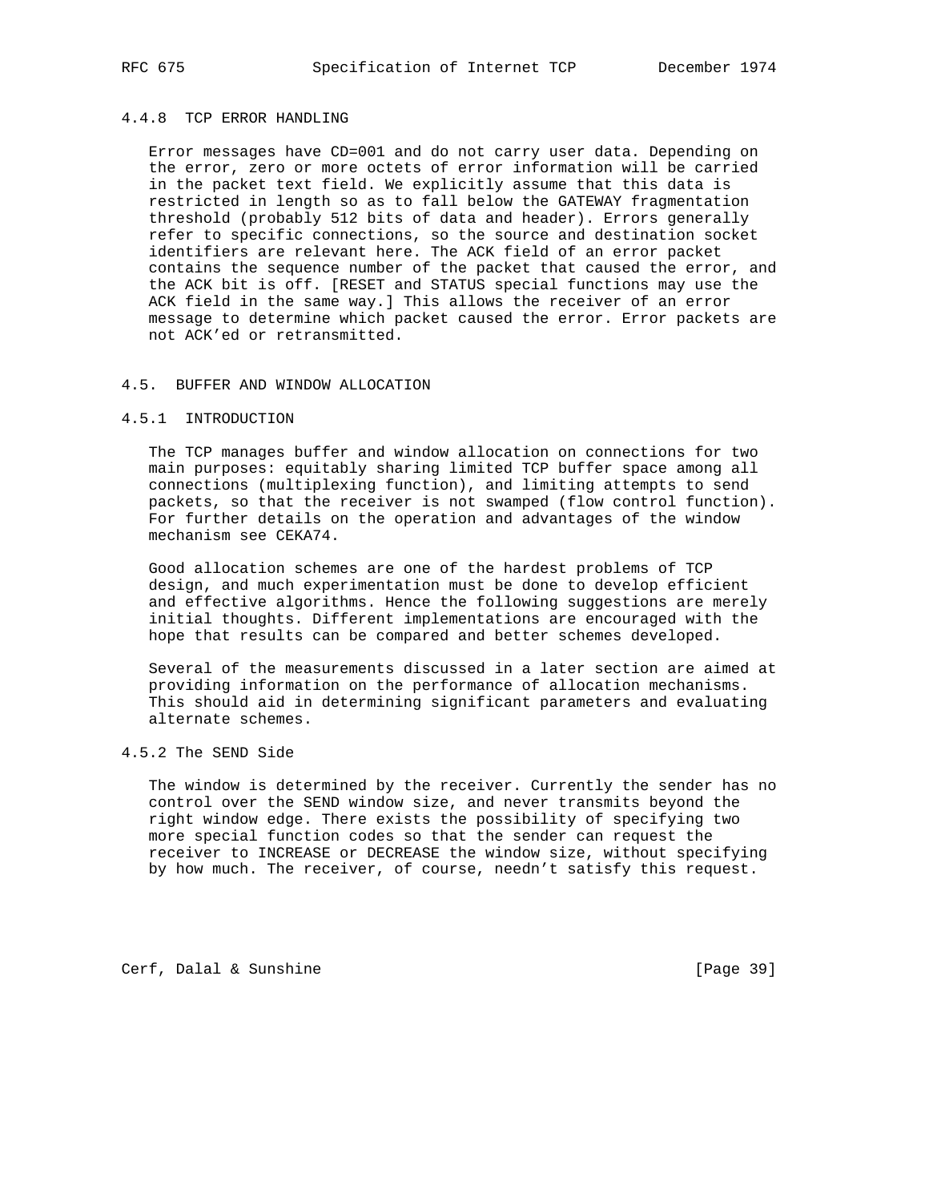### 4.4.8 TCP ERROR HANDLING

Error messages have CD=001 and do not carry user data. Depending on the error, zero or more octets of error information will be carried in the packet text field. We explicitly assume that this data is restricted in length so as to fall below the GATEWAY fragmentation threshold (probably 512 bits of data and header). Errors generally refer to specific connections, so the source and destination socket identifiers are relevant here. The ACK field of an error packet contains the sequence number of the packet that caused the error, and the ACK bit is off. [RESET and STATUS special functions may use the ACK field in the same way.] This allows the receiver of an error message to determine which packet caused the error. Error packets are not ACK'ed or retransmitted.

## 4.5. BUFFER AND WINDOW ALLOCATION

### 4.5.1 INTRODUCTION

The TCP manages buffer and window allocation on connections for two main purposes: equitably sharing limited TCP buffer space among all connections (multiplexing function), and limiting attempts to send packets, so that the receiver is not swamped (flow control function). For further details on the operation and advantages of the window mechanism see CEKA74.

Good allocation schemes are one of the hardest problems of TCP design, and much experimentation must be done to develop efficient and effective algorithms. Hence the following suggestions are merely initial thoughts. Different implementations are encouraged with the hope that results can be compared and better schemes developed.

Several of the measurements discussed in a later section are aimed at providing information on the performance of allocation mechanisms. This should aid in determining significant parameters and evaluating alternate schemes.

### 4.5.2 The SEND Side

The window is determined by the receiver. Currently the sender has no control over the SEND window size, and never transmits beyond the right window edge. There exists the possibility of specifying two more special function codes so that the sender can request the receiver to INCREASE or DECREASE the window size, without specifying by how much. The receiver, of course, needn't satisfy this request.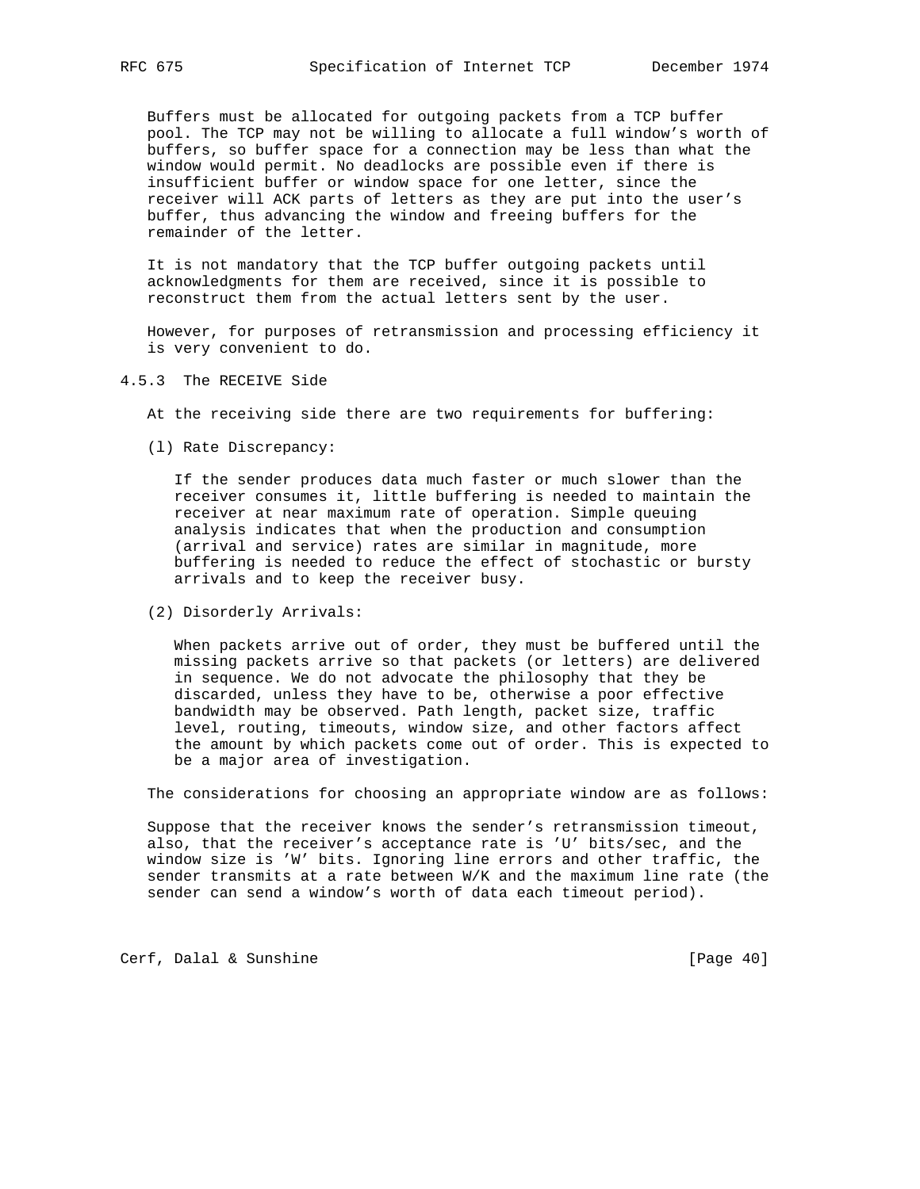Buffers must be allocated for outgoing packets from a TCP buffer pool. The TCP may not be willing to allocate a full window's worth of buffers, so buffer space for a connection may be less than what the window would permit. No deadlocks are possible even if there is insufficient buffer or window space for one letter, since the receiver will ACK parts of letters as they are put into the user's buffer, thus advancing the window and freeing buffers for the remainder of the letter.

It is not mandatory that the TCP buffer outgoing packets until acknowledgments for them are received, since it is possible to reconstruct them from the actual letters sent by the user.

However, for purposes of retransmission and processing efficiency it is very convenient to do.

### 4.5.3 The RECEIVE Side

At the receiving side there are two requirements for buffering:

(l) Rate Discrepancy:

If the sender produces data much faster or much slower than the receiver consumes it, little buffering is needed to maintain the receiver at near maximum rate of operation. Simple queuing analysis indicates that when the production and consumption (arrival and service) rates are similar in magnitude, more buffering is needed to reduce the effect of stochastic or bursty arrivals and to keep the receiver busy.

(2) Disorderly Arrivals:

When packets arrive out of order, they must be buffered until the missing packets arrive so that packets (or letters) are delivered in sequence. We do not advocate the philosophy that they be discarded, unless they have to be, otherwise a poor effective bandwidth may be observed. Path length, packet size, traffic level, routing, timeouts, window size, and other factors affect the amount by which packets come out of order. This is expected to be a major area of investigation.

The considerations for choosing an appropriate window are as follows:

Suppose that the receiver knows the sender's retransmission timeout, also, that the receiver's acceptance rate is 'U' bits/sec, and the window size is 'W' bits. Ignoring line errors and other traffic, the sender transmits at a rate between W/K and the maximum line rate (the sender can send a window's worth of data each timeout period).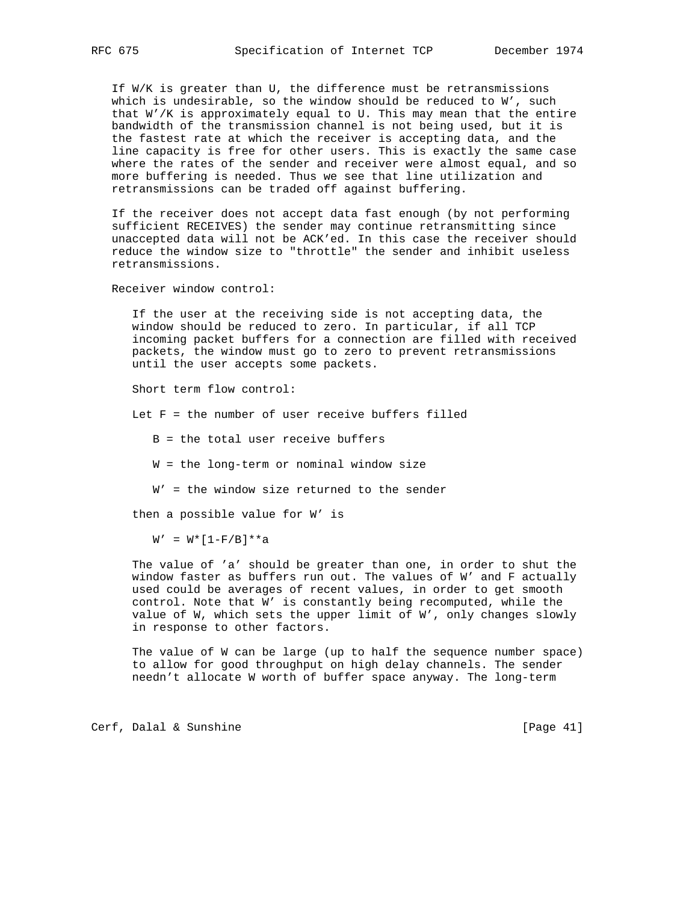If W/K is greater than U, the difference must be retransmissions which is undesirable, so the window should be reduced to W', such that W'/K is approximately equal to U. This may mean that the entire bandwidth of the transmission channel is not being used, but it is the fastest rate at which the receiver is accepting data, and the line capacity is free for other users. This is exactly the same case where the rates of the sender and receiver were almost equal, and so more buffering is needed. Thus we see that line utilization and retransmissions can be traded off against buffering.

If the receiver does not accept data fast enough (by not performing sufficient RECEIVES) the sender may continue retransmitting since unaccepted data will not be ACK'ed. In this case the receiver should reduce the window size to "throttle" the sender and inhibit useless retransmissions.

Receiver window control:

If the user at the receiving side is not accepting data, the window should be reduced to zero. In particular, if all TCP incoming packet buffers for a connection are filled with received packets, the window must go to zero to prevent retransmissions until the user accepts some packets.

Short term flow control:

Let F = the number of user receive buffers filled

B = the total user receive buffers

W = the long-term or nominal window size

W' = the window size returned to the sender

then a possible value for W' is

$$W' = W*[1-F/B]**a$$

The value of 'a' should be greater than one, in order to shut the window faster as buffers run out. The values of W' and F actually used could be averages of recent values, in order to get smooth control. Note that W' is constantly being recomputed, while the value of W, which sets the upper limit of W', only changes slowly in response to other factors.

The value of W can be large (up to half the sequence number space) to allow for good throughput on high delay channels. The sender needn't allocate W worth of buffer space anyway. The long-term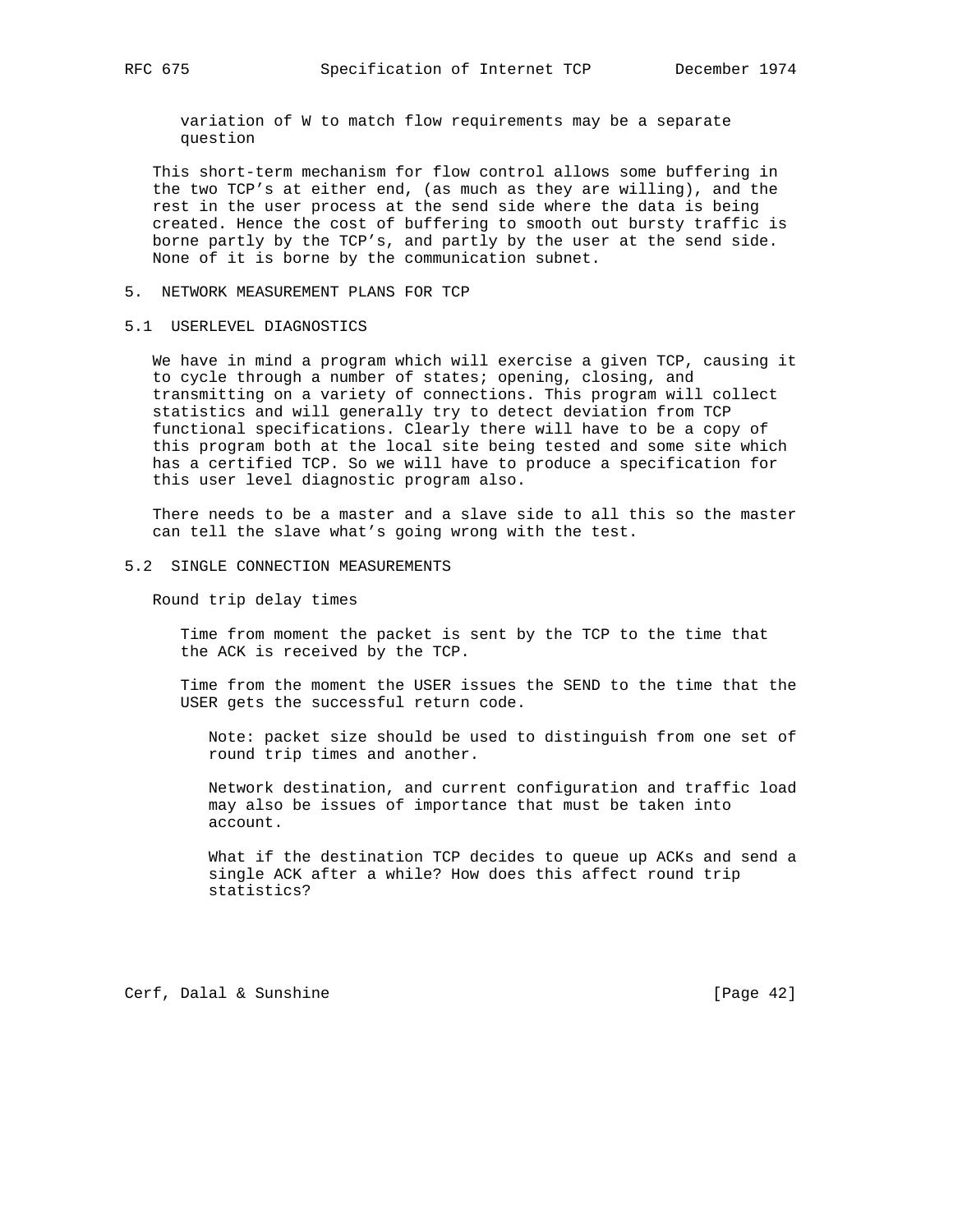variation of W to match flow requirements may be a separate question

This short-term mechanism for flow control allows some buffering in the two TCP's at either end, (as much as they are willing), and the rest in the user process at the send side where the data is being created. Hence the cost of buffering to smooth out bursty traffic is borne partly by the TCP's, and partly by the user at the send side. None of it is borne by the communication subnet.

## 5. NETWORK MEASUREMENT PLANS FOR TCP

### 5.1 USERLEVEL DIAGNOSTICS

We have in mind a program which will exercise a given TCP, causing it to cycle through a number of states; opening, closing, and transmitting on a variety of connections. This program will collect statistics and will generally try to detect deviation from TCP functional specifications. Clearly there will have to be a copy of this program both at the local site being tested and some site which has a certified TCP. So we will have to produce a specification for this user level diagnostic program also.

There needs to be a master and a slave side to all this so the master can tell the slave what's going wrong with the test.

### 5.2 SINGLE CONNECTION MEASUREMENTS

Round trip delay times

Time from moment the packet is sent by the TCP to the time that the ACK is received by the TCP.

Time from the moment the USER issues the SEND to the time that the USER gets the successful return code.

Note: packet size should be used to distinguish from one set of round trip times and another.

Network destination, and current configuration and traffic load may also be issues of importance that must be taken into account.

What if the destination TCP decides to queue up ACKs and send a single ACK after a while? How does this affect round trip statistics?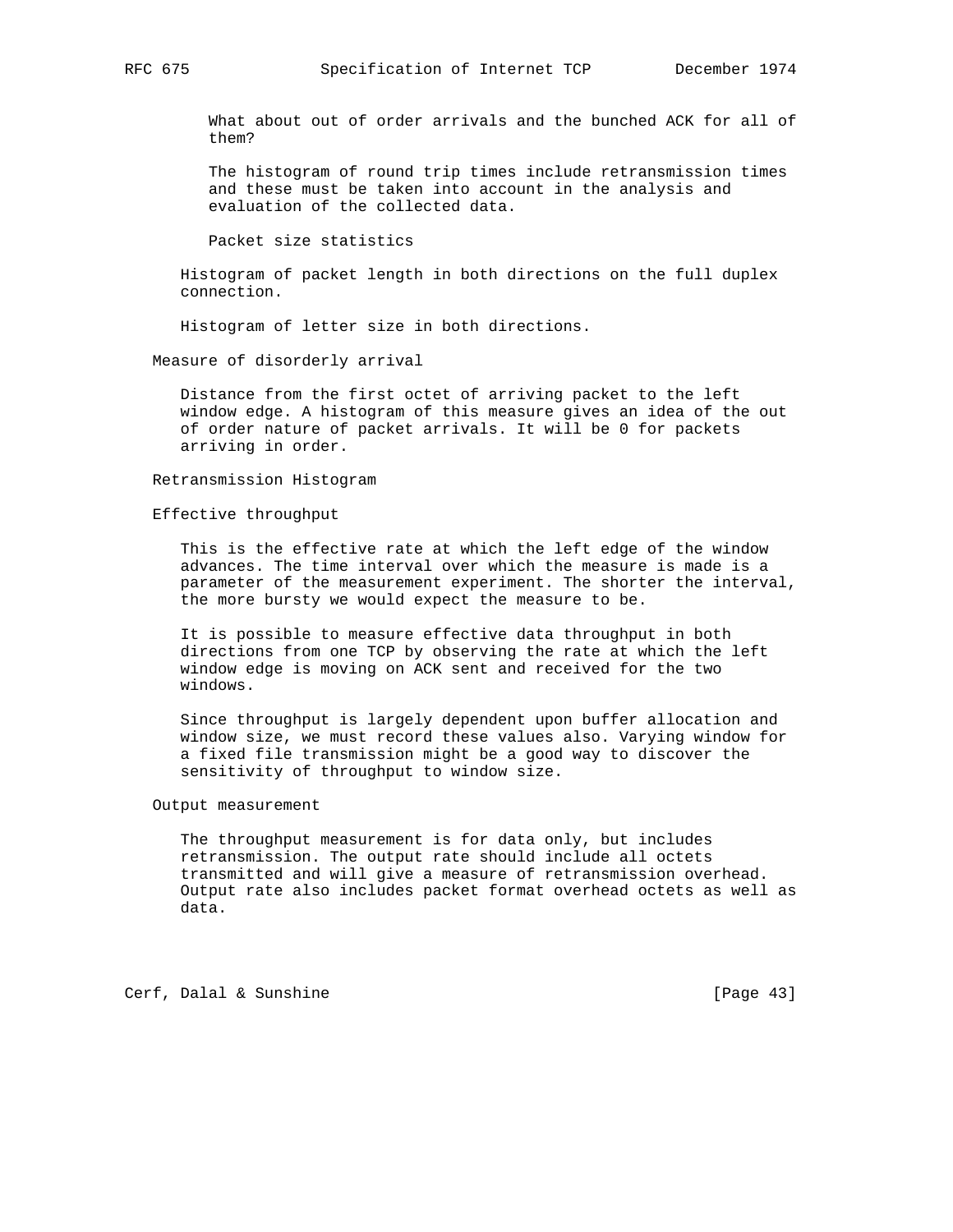What about out of order arrivals and the bunched ACK for all of them?

The histogram of round trip times include retransmission times and these must be taken into account in the analysis and evaluation of the collected data.

Packet size statistics

Histogram of packet length in both directions on the full duplex connection.

Histogram of letter size in both directions.

Measure of disorderly arrival

Distance from the first octet of arriving packet to the left window edge. A histogram of this measure gives an idea of the out of order nature of packet arrivals. It will be 0 for packets arriving in order.

Retransmission Histogram

Effective throughput

This is the effective rate at which the left edge of the window advances. The time interval over which the measure is made is a parameter of the measurement experiment. The shorter the interval, the more bursty we would expect the measure to be.

It is possible to measure effective data throughput in both directions from one TCP by observing the rate at which the left window edge is moving on ACK sent and received for the two windows.

Since throughput is largely dependent upon buffer allocation and window size, we must record these values also. Varying window for a fixed file transmission might be a good way to discover the sensitivity of throughput to window size.

Output measurement

The throughput measurement is for data only, but includes retransmission. The output rate should include all octets transmitted and will give a measure of retransmission overhead. Output rate also includes packet format overhead octets as well as data.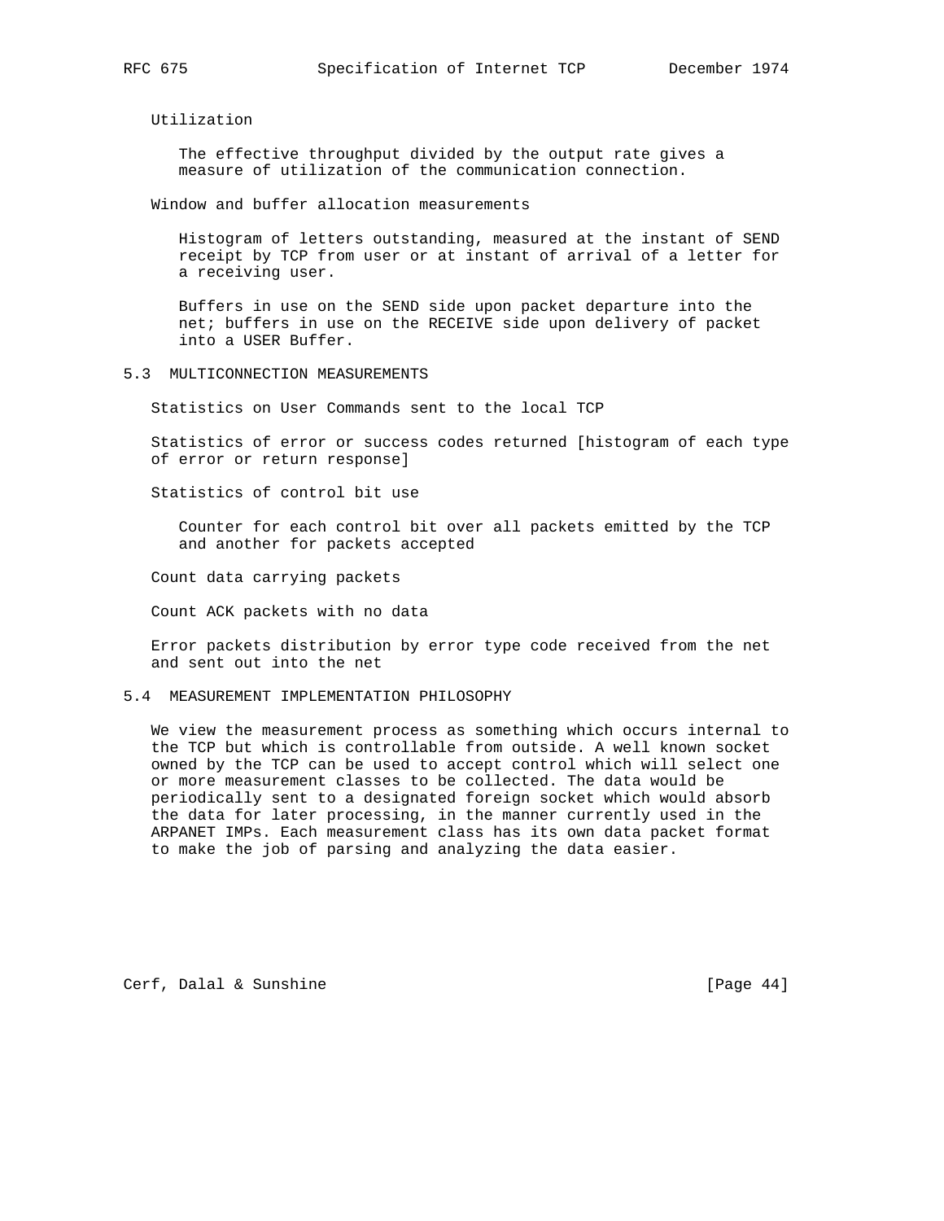Utilization

The effective throughput divided by the output rate gives a measure of utilization of the communication connection.

Window and buffer allocation measurements

Histogram of letters outstanding, measured at the instant of SEND receipt by TCP from user or at instant of arrival of a letter for a receiving user.

Buffers in use on the SEND side upon packet departure into the net; buffers in use on the RECEIVE side upon delivery of packet into a USER Buffer.

## 5.3 MULTICONNECTION MEASUREMENTS

Statistics on User Commands sent to the local TCP

Statistics of error or success codes returned [histogram of each type of error or return response]

Statistics of control bit use

Counter for each control bit over all packets emitted by the TCP and another for packets accepted

Count data carrying packets

Count ACK packets with no data

Error packets distribution by error type code received from the net and sent out into the net

## 5.4 MEASUREMENT IMPLEMENTATION PHILOSOPHY

We view the measurement process as something which occurs internal to the TCP but which is controllable from outside. A well known socket owned by the TCP can be used to accept control which will select one or more measurement classes to be collected. The data would be periodically sent to a designated foreign socket which would absorb the data for later processing, in the manner currently used in the ARPANET IMPs. Each measurement class has its own data packet format to make the job of parsing and analyzing the data easier.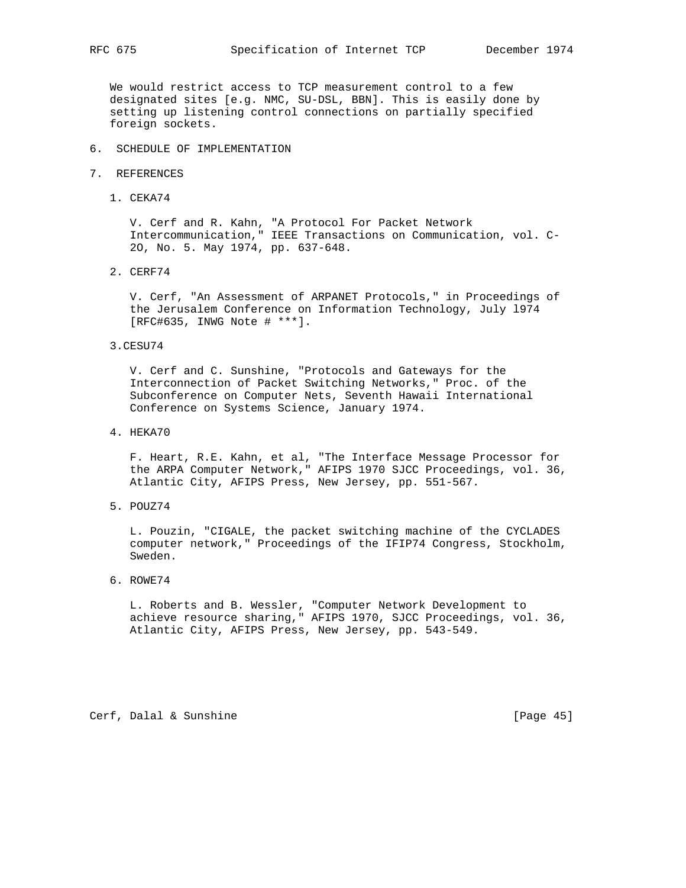We would restrict access to TCP measurement control to a few designated sites [e.g. NMC, SU-DSL, BBN]. This is easily done by setting up listening control connections on partially specified foreign sockets.

## 6. SCHEDULE OF IMPLEMENTATION

## 7. REFERENCES

1. CEKA74

   V. Cerf and R. Kahn, "A Protocol For Packet Network Intercommunication," IEEE Transactions on Communication, vol. C-2O, No. 5. May 1974, pp. 637-648.

2. CERF74

   V. Cerf, "An Assessment of ARPANET Protocols," in Proceedings of the Jerusalem Conference on Information Technology, July l974 [RFC#635, INWG Note # ***].

3. CESU74

   V. Cerf and C. Sunshine, "Protocols and Gateways for the Interconnection of Packet Switching Networks," Proc. of the Subconference on Computer Nets, Seventh Hawaii International Conference on Systems Science, January 1974.

4. HEKA70

   F. Heart, R.E. Kahn, et al, "The Interface Message Processor for the ARPA Computer Network," AFIPS 1970 SJCC Proceedings, vol. 36, Atlantic City, AFIPS Press, New Jersey, pp. 551-567.

5. POUZ74

   L. Pouzin, "CIGALE, the packet switching machine of the CYCLADES computer network," Proceedings of the IFIP74 Congress, Stockholm, Sweden.

6. ROWE74

   L. Roberts and B. Wessler, "Computer Network Development to achieve resource sharing," AFIPS 1970, SJCC Proceedings, vol. 36, Atlantic City, AFIPS Press, New Jersey, pp. 543-549.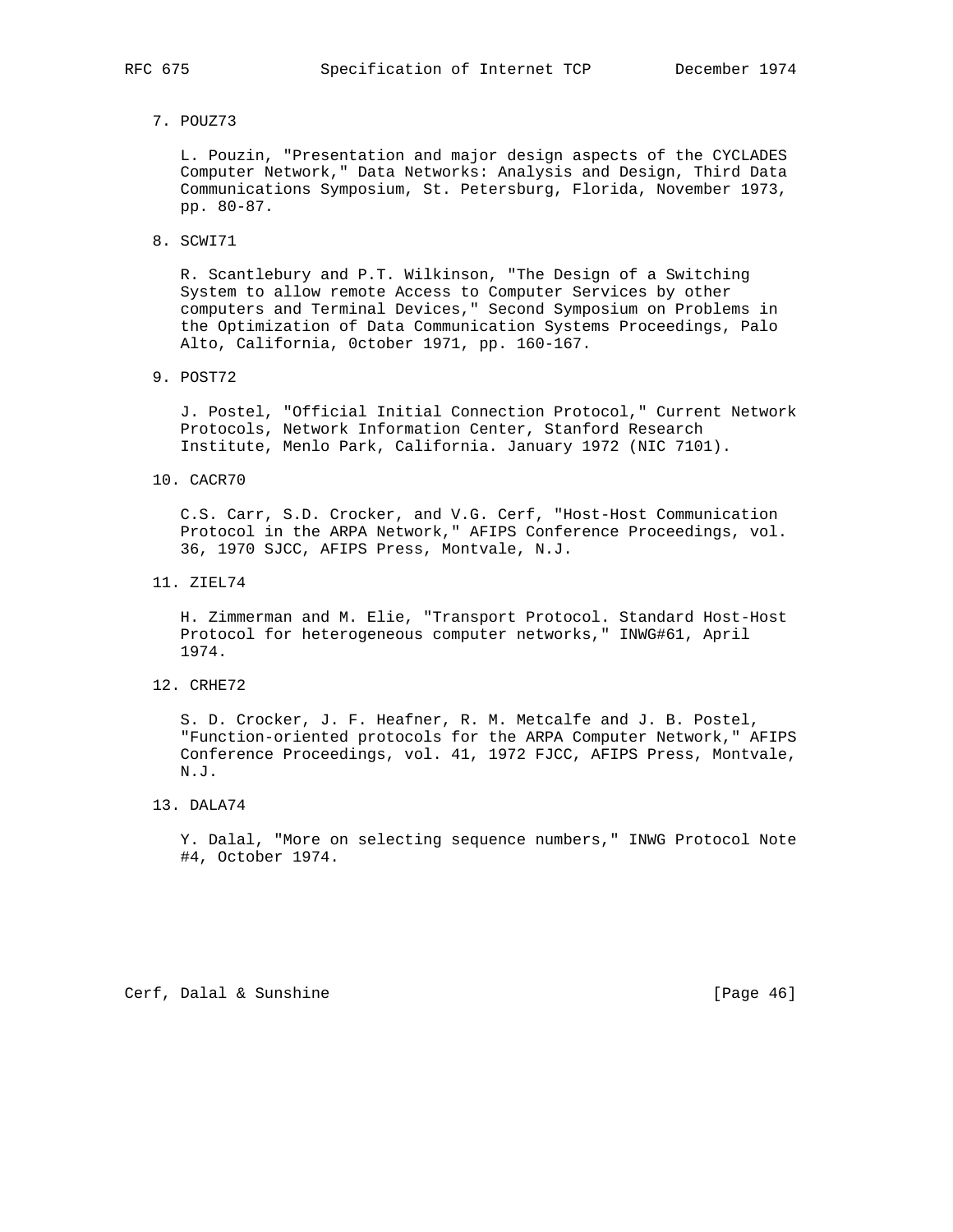7. POUZ73

   L. Pouzin, "Presentation and major design aspects of the CYCLADES Computer Network," Data Networks: Analysis and Design, Third Data Communications Symposium, St. Petersburg, Florida, November 1973, pp. 80-87.

8. SCWI71

   R. Scantlebury and P.T. Wilkinson, "The Design of a Switching System to allow remote Access to Computer Services by other computers and Terminal Devices," Second Symposium on Problems in the Optimization of Data Communication Systems Proceedings, Palo Alto, California, 0ctober 1971, pp. 160-167.

9. POST72

   J. Postel, "Official Initial Connection Protocol," Current Network Protocols, Network Information Center, Stanford Research Institute, Menlo Park, California. January 1972 (NIC 7101).

10. CACR70

    C.S. Carr, S.D. Crocker, and V.G. Cerf, "Host-Host Communication Protocol in the ARPA Network," AFIPS Conference Proceedings, vol. 36, 1970 SJCC, AFIPS Press, Montvale, N.J.

11. ZIEL74

    H. Zimmerman and M. Elie, "Transport Protocol. Standard Host-Host Protocol for heterogeneous computer networks," INWG#61, April 1974.

12. CRHE72

    S. D. Crocker, J. F. Heafner, R. M. Metcalfe and J. B. Postel, "Function-oriented protocols for the ARPA Computer Network," AFIPS Conference Proceedings, vol. 41, 1972 FJCC, AFIPS Press, Montvale, N.J.

13. DALA74

    Y. Dalal, "More on selecting sequence numbers," INWG Protocol Note #4, October 1974.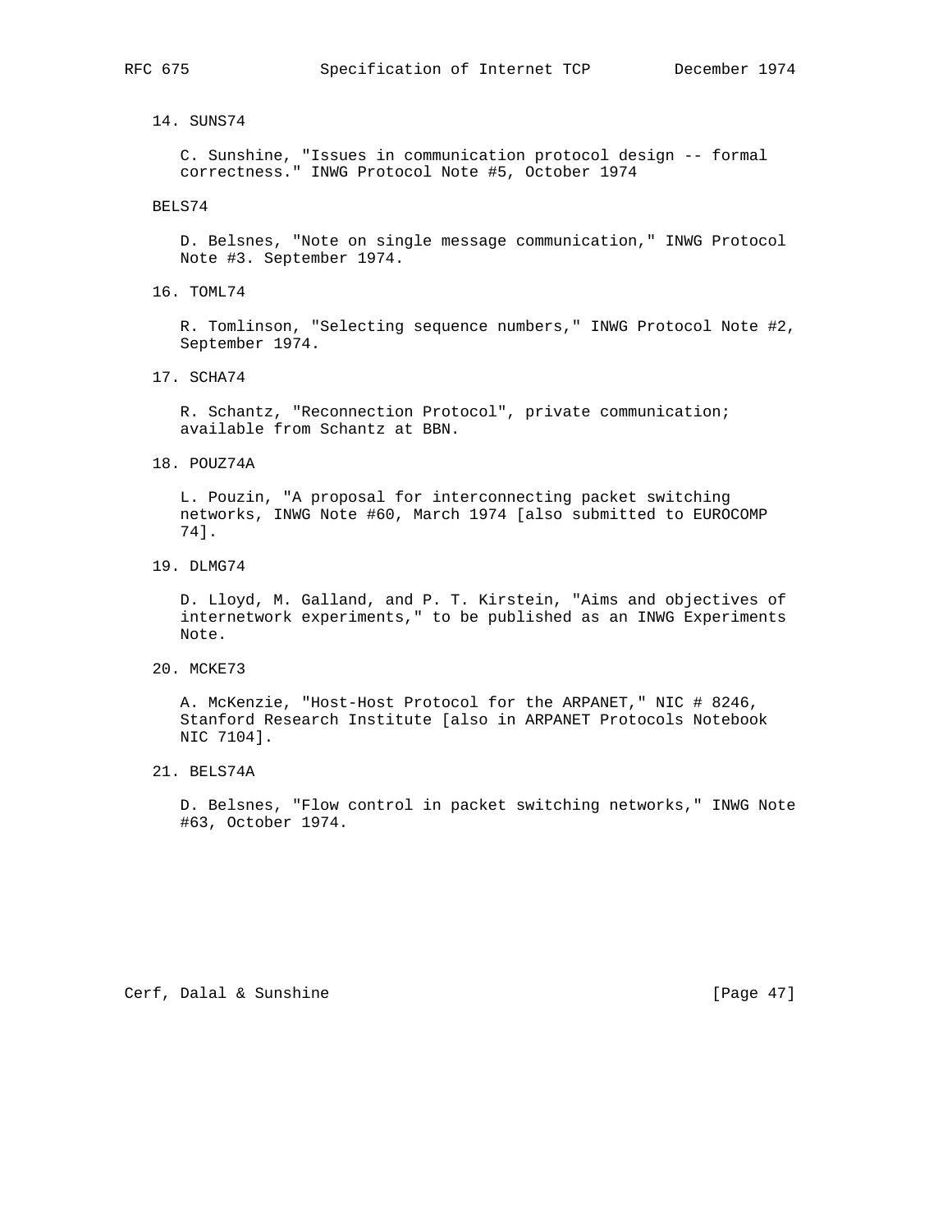14. SUNS74

    C. Sunshine, "Issues in communication protocol design -- formal correctness." INWG Protocol Note #5, October 1974

BELS74

    D. Belsnes, "Note on single message communication," INWG Protocol Note #3. September 1974.

16. TOML74

    R. Tomlinson, "Selecting sequence numbers," INWG Protocol Note #2, September 1974.

17. SCHA74

    R. Schantz, "Reconnection Protocol", private communication; available from Schantz at BBN.

18. POUZ74A

    L. Pouzin, "A proposal for interconnecting packet switching networks, INWG Note #60, March 1974 [also submitted to EUROCOMP 74].

19. DLMG74

    D. Lloyd, M. Galland, and P. T. Kirstein, "Aims and objectives of internetwork experiments," to be published as an INWG Experiments Note.

20. MCKE73

    A. McKenzie, "Host-Host Protocol for the ARPANET," NIC # 8246, Stanford Research Institute [also in ARPANET Protocols Notebook NIC 7104].

21. BELS74A

    D. Belsnes, "Flow control in packet switching networks," INWG Note #63, October 1974.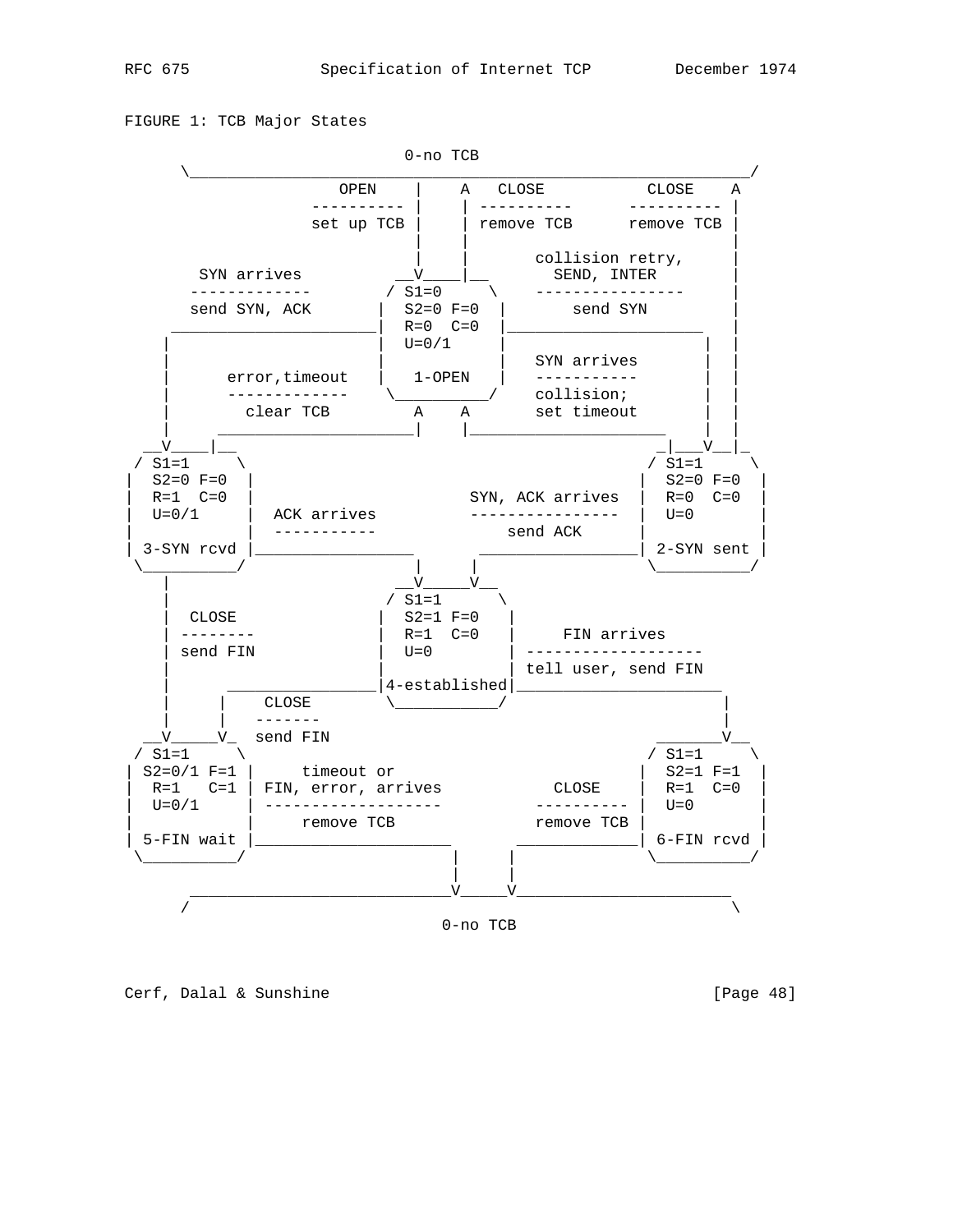FIGURE 1: TCB Major States

```
                          0-no TCB
     \_________________________________________________________/
                  OPEN    |    A   CLOSE          CLOSE    A
                ---------- |    | ----------      ---------- |
               set up TCB |    | remove TCB      remove TCB |
                          |    |                            |
                          |    |      collision retry,      |
       SYN arrives      __V____|__      SEND, INTER         |
      -------------    / S1=0     \    ----------------     |
      send SYN, ACK   |  S2=0 F=0  |       send SYN         |
    __________________|  R=0  C=0  |_____________________   |
   |                  |  U=0/1     |                     |  |
   |                  |            |   SYN arrives       |  |
   |      error,timeout   |   1-OPEN   |   -----------       |  |
   |      -------------    \__________/    collision;        |  |
   |        clear TCB        A    A       set timeout       |  |
   |     ____________________|    |_____________________ |  |
 __V____|__                                            _|___V__|_
/ S1=1     \                                          / S1=1     \
|  S2=0 F=0  |                                        |  S2=0 F=0  |
|  R=1  C=0  |                      SYN, ACK arrives  |  R=0  C=0  |
|  U=0/1     |  ACK arrives         ----------------  |  U=0       |
|            |  -----------             send ACK      |            |
| 3-SYN rcvd |_________________     _________________| 2-SYN sent |
 \__________/                  |   |                   \__________/
   |                         __V___V__
   |                        / S1=1     \
   |  CLOSE                |  S2=1 F=0   |
   | --------              |  R=1  C=0   |     FIN arrives
   | send FIN              |  U=0        | -------------------
   |                       |             | tell user, send FIN
   |      _________________|4-established|______________________
   |     |    CLOSE         \___________/                       |
   |     |   -------                                            |
 __V_____V_  send FIN                                  _______V__
/ S1=1     \                                          / S1=1     \
| S2=0/1 F=1 |     timeout or                         |  S2=1 F=1  |
|  R=1   C=1 | FIN, error, arrives        CLOSE       |  R=1  C=0  |
|  U=0/1     | -------------------      ----------    |  U=0       |
|            |     remove TCB           remove TCB    |            |
| 5-FIN wait |_____________________   _____________| 6-FIN rcvd |
 \__________/                     |   |               \__________/
                                  |   |
      ____________________________V___V_______________________
     /                                                        \
                              0-no TCB
```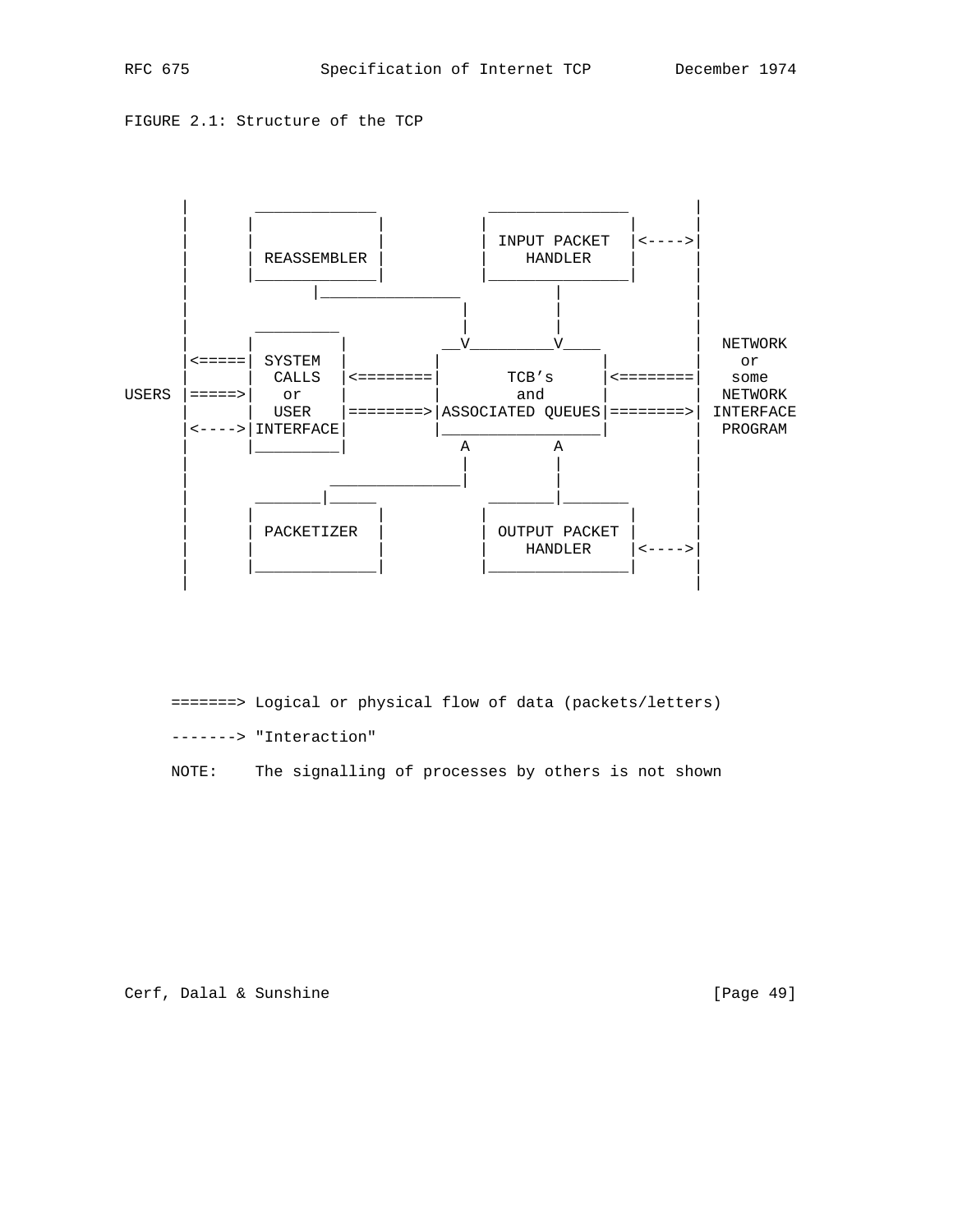FIGURE 2.1: Structure of the TCP

```
       |        _____________          _______________         |
       |       |             |        |               |        |
       |       |             |        | INPUT PACKET  |<---->|
       |       | REASSEMBLER |        |    HANDLER    |        |
       |       |_____________|        |_______________|        |
       |              |_______________          |              |
       |                              |         |              |
       |        _________             |         |              |
       |       |         |          __V_________V____          |  NETWORK
       |<=====| SYSTEM   |         |                 |         |    or
       |       |  CALLS  |<========|       TCB's     |<========|   some
USERS  |=====>|   or     |         |        and      |         |  NETWORK
       |       |  USER   |========>|ASSOCIATED QUEUES|========>| INTERFACE
       |<---->|INTERFACE|         |_________________|         |  PROGRAM
       |       |_________|            A          A             |
       |                              |          |             |
       |                _______________|          |             |
       |        _______|_____          _______|_______         |
       |       |             |        |               |        |
       |       | PACKETIZER  |        | OUTPUT PACKET |        |
       |       |             |        |    HANDLER    |<---->|
       |       |_____________|        |_______________|        |
       |                                                       |
```

```
=======> Logical or physical flow of data (packets/letters)

-------> "Interaction"

NOTE:    The signalling of processes by others is not shown
```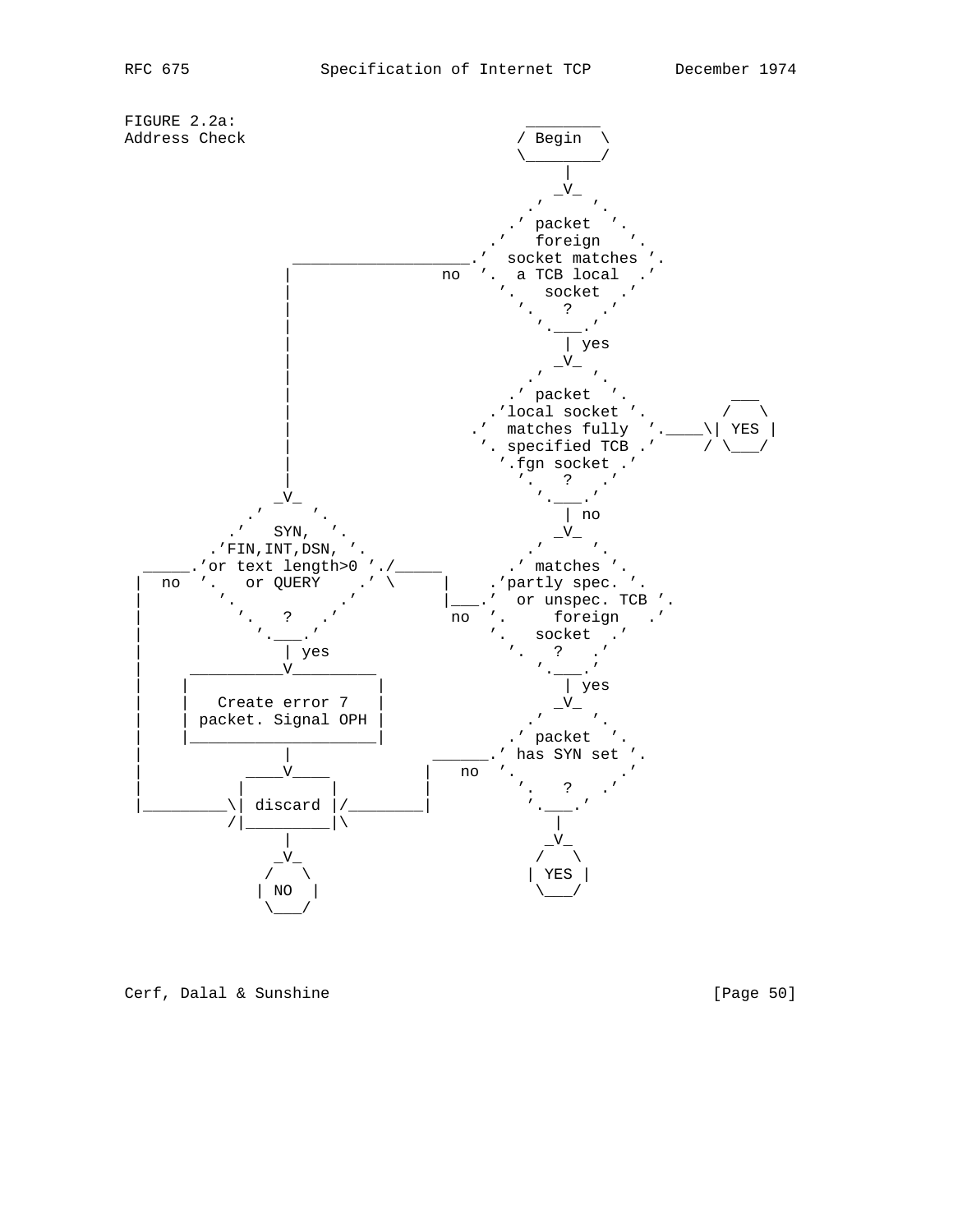```
FIGURE 2.2a:                                     ________
Address Check                                   / Begin  \
                                                \________/
                                                    |
                                                   _V_
                                                .'     '.
                                              .' packet  '.
                                            .'   foreign   '.
                 ___________________.'  socket matches '.
                |                  no  '.  a TCB local  .'
                |                        '.   socket  .'
                |                          '.   ?   .'
                |                            '.___.'
                |                               | yes
                |                              _V_
                |                           .'     '.
                |                         .' packet  '.        ___
                |                       .'local socket '.     /   \
                |                     .'  matches fully  '.____\| YES |
                |                      '. specified TCB .'    / \___/
                |                        '.fgn socket .'
                |                          '.   ?   .'
               _V_                           '.___.'
            .'     '.                           | no
          .'   SYN,  '.                        _V_
        .'FIN,INT,DSN, '.                   .'     '.
  _____.'or text length>0 './_____        .' matches '.
 |  no  '.   or QUERY    .' \     |     .'partly spec. '.
 |        '.           .'         |___.'  or unspec. TCB '.
 |          '.   ?   .'            no  '.     foreign    .'
 |            '.___.'                    '.   socket  .'
 |               | yes                     '.   ?   .'
 |     __________V_________                  '.___.'
 |    |                    |                    | yes
 |    |   Create error 7   |                   _V_
 |    | packet. Signal OPH |                .'     '.
 |    |____________________|              .' packet  '.
 |               |                  ______.' has SYN set '.
 |           ____V____             |   no  '.           .'
 |          |         |            |         '.   ?   .'
 |_________\| discard |/___________|           '.___.'
           /|_________|\                          |
                 |                               _V_
                _V_                             /   \
               /   \                           | YES |
              | NO  |                           \___/
               \___/
```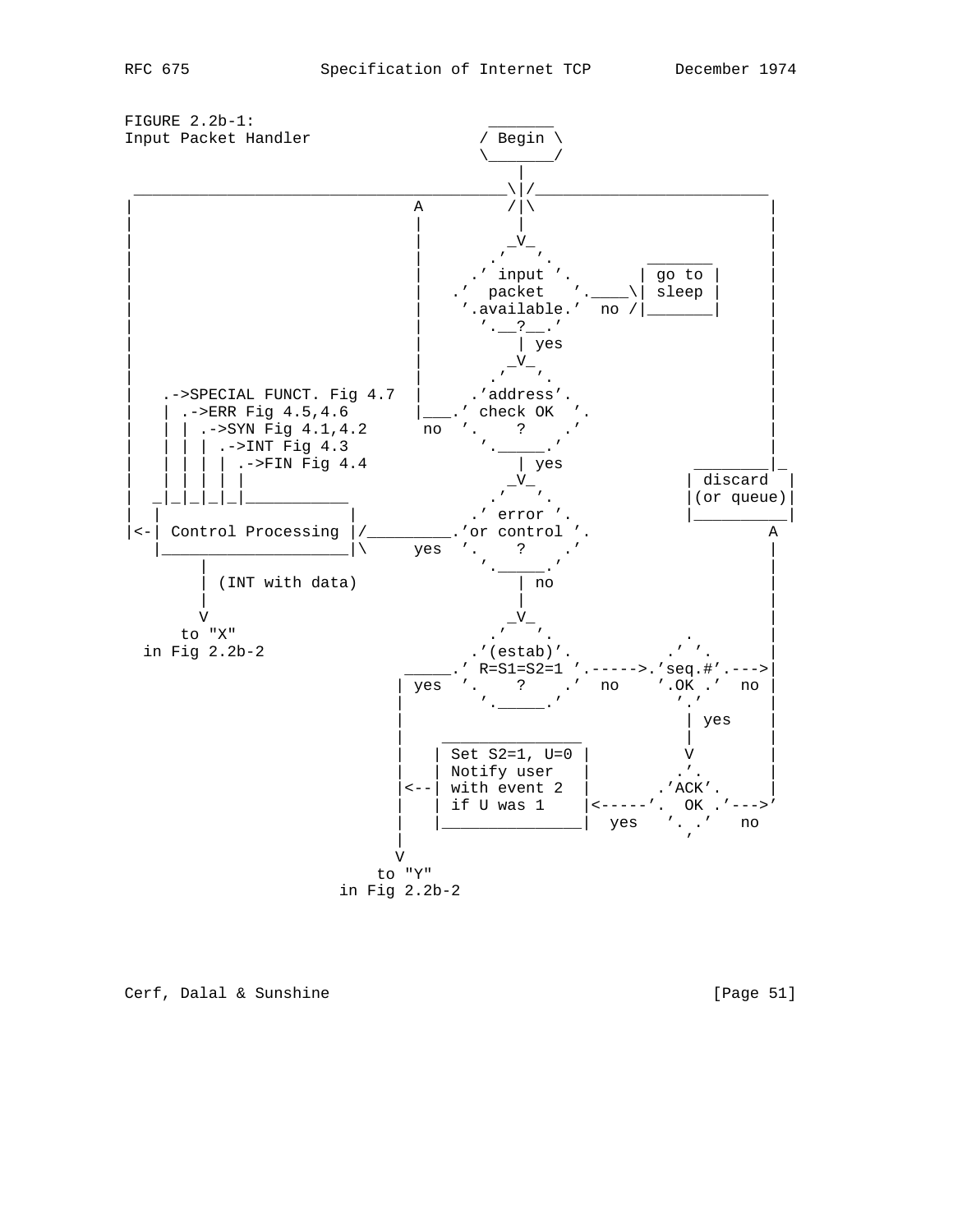```
FIGURE 2.2b-1:                                  _______
Input Packet Handler                           / Begin \
                                               \_______/
                                                   |
  _______________________________________________\|/_________________________
 |                                 A              /|\                         |
 |                                 |               |                          |
 |                                 |              _V_                         |
 |                                 |            .'   '.        _______        |
 |                                 |          .' input '.     | go to |       |
 |                                 |        .'  packet   '.____\| sleep |       |
 |                                 |          '.available.'  no /|_______|       |
 |                                 |            '.__?__.'                     |
 |                                 |               | yes                      |
 |                                 |              _V_                         |
 |                                 |            .'   '.                       |
 |    .->SPECIAL FUNCT. Fig 4.7    |          .'address'.                     |
 |    | .->ERR Fig 4.5,4.6         |___.' check OK  '.                        |
 |    | | .->SYN Fig 4.1,4.2        no  '.    ?    .'                         |
 |    | | | .->INT Fig 4.3               '._____.'                            |
 |    | | | | .->FIN Fig 4.4                | yes                 _________|_
 |    | | | | |                            _V_                  | discard  |
 |   _|_|_|_|_|___________               .'   '.                |(or queue)|
 |  |                     |            .' error '.              |__________|
 |<-| Control Processing |/_________.'or control '.                  A
    |_____________________|\     yes  '.    ?    .'                  |
        |                                '._____.'                    |
        | (INT with data)                   | no                      |
        |                                   |                         |
        V                                  _V_                        |
      to "X"                             .'   '.             .        |
   in Fig 2.2b-2                       .'(estab)'.        .' '.       |
                                  _____.' R=S1=S2=1 '.----->.'seq.#'.--->|
                                 | yes  '.    ?    .'  no    '.OK .'  no |
                                 |        '._____.'            '.'        |
                                 |                              | yes     |
                                 |   _______________            |         |
                                 |  | Set S2=1, U=0 |           V         |
                                 |  | Notify user   |          .'.        |
                                 |<--| with event 2  |        .'ACK'.      |
                                 |  | if U was 1    |<-----'.  OK .'--->'
                                 |  |_______________|  yes   '. .'   no
                                 |                            '
                                 V
                               to "Y"
                           in Fig 2.2b-2
```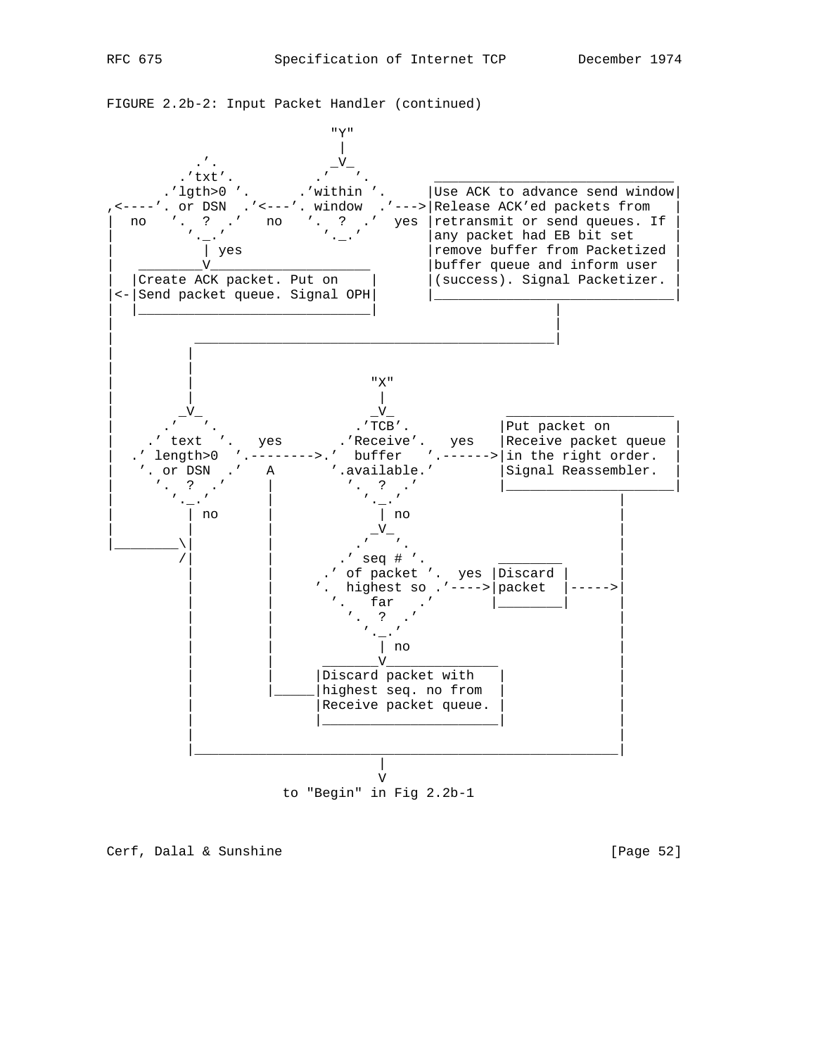FIGURE 2.2b-2: Input Packet Handler (continued)

```
                              "Y"
                               |
            .'.               _V_
          .'txt'.          .'   '.          ______________________________
        .'lgth>0 '.      .'within '.      |Use ACK to advance send window|
,<----'. or DSN  .'<---'. window  .'--->|Release ACK'ed packets from   |
|  no   '.  ?  .'   no   '.  ?  .'  yes |retransmit or send queues. If |
|         '._.'            '._.'         |any packet had EB bit set     |
|           | yes                        |remove buffer from Packetized |
|   ________V____________________        |buffer queue and inform user  |
|  |Create ACK packet. Put on    |       |(success). Signal Packetizer. |
|<-|Send packet queue. Signal OPH|       |______________________________|
|  |_____________________________|                      |
|                                                       |
|          _____________________________________________|
|         |
|         |
|         |                   "X"
|         |                    |
|        _V_                  _V_               _____________________
|      .'   '.              .'TCB'.            |Put packet on        |
|    .' text  '.   yes    .'Receive'.   yes    |Receive packet queue |
|  .' length>0  '.-------->.'  buffer   '.------>|in the right order.  |
|   '. or DSN  .'    A      '.available.'       |Signal Reassembler.  |
|     '.  ?  .'     |        '.  ?  .'         |_____________________|
|       '._.'       |          '._.'                      |
|         | no      |            | no                     |
|         |         |           _V_                       |
|_________\|        |         .'   '.                     |
          /|        |       .' seq # '.      ________     |
           |        |     .' of packet '.  yes |Discard |    |
           |        |     '.  highest so .'---->|packet  |----->|
           |        |       '.   far   .'      |________|     |
           |        |         '.  ?  .'                   |
           |        |           '._.'                     |
           |        |             | no                    |
           |        |      _______V______________         |
           |        |     |Discard packet with   |        |
           |        |_____|highest seq. no from  |        |
           |              |Receive packet queue. |        |
           |              |______________________|        |
           |                                              |
           |______________________________________________|
                                 |
                                 V
                       to "Begin" in Fig 2.2b-1
```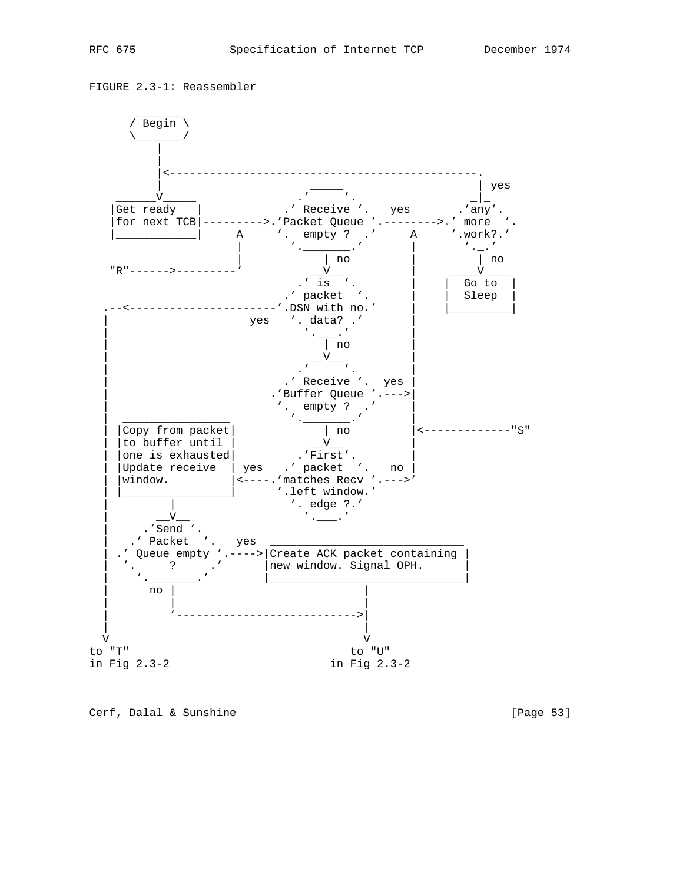FIGURE 2.3-1: Reassembler

```
          _______
         / Begin \
         \_______/
             |
             |
             |<---------------------------------------------.
             |                           _____              | yes
       ______V_____                    .'     '.           _|_
      |Get ready   |                 .' Receive '.   yes  .'any'.
      |for next TCB|--------->.'Packet Queue '.-------->.' more  '.
      |____________|     A     '.  empty ?  .'     A     '.work?.'
                         |       '._______.'       |       '._.'
                         |            | no         |         | no
      "R"------>---------'          __V__          |     ____V____
                                  .' is  '.        |    |  Go to  |
                                .' packet  '.      |    |  Sleep  |
     .--<--------------------'.DSN with no.'       |    |_________|
     |                    yes    '. data? .'       |
     |                             '.___.'         |
     |                               | no          |
     |                             __V__           |
     |                           .'     '.         |
     |                         .' Receive '.  yes  |
     |                       .'Buffer Queue '.---->|
     |                        '.  empty ?  .'      |
     |  ________________        '._______.'        |
     | |Copy from packet|            | no          |<-------------"S"
     | |to buffer until |          __V__           |
     | |one is exhausted|        .'First'.         |
     | |Update receive  | yes  .' packet  '.   no  |
     | |window.         |<----.'matches Recv '.--->'
     | |________________|      '.left window.'
     |         |                 '. edge ?.'
     |       __V__                 '.___.'
     |     .'Send '.
     |   .' Packet  '.   yes  _____________________________
     | .' Queue empty '.---->|Create ACK packet containing |
     |  '.     ?     .'      |new window. Signal OPH.      |
     |    '._______.'        |_____________________________|
     |      no |                       |
     |         |                       |
     |         '-------------------------->|
     |                                 |
     V                                 V
  to "T"                            to "U"
  in Fig 2.3-2                   in Fig 2.3-2
```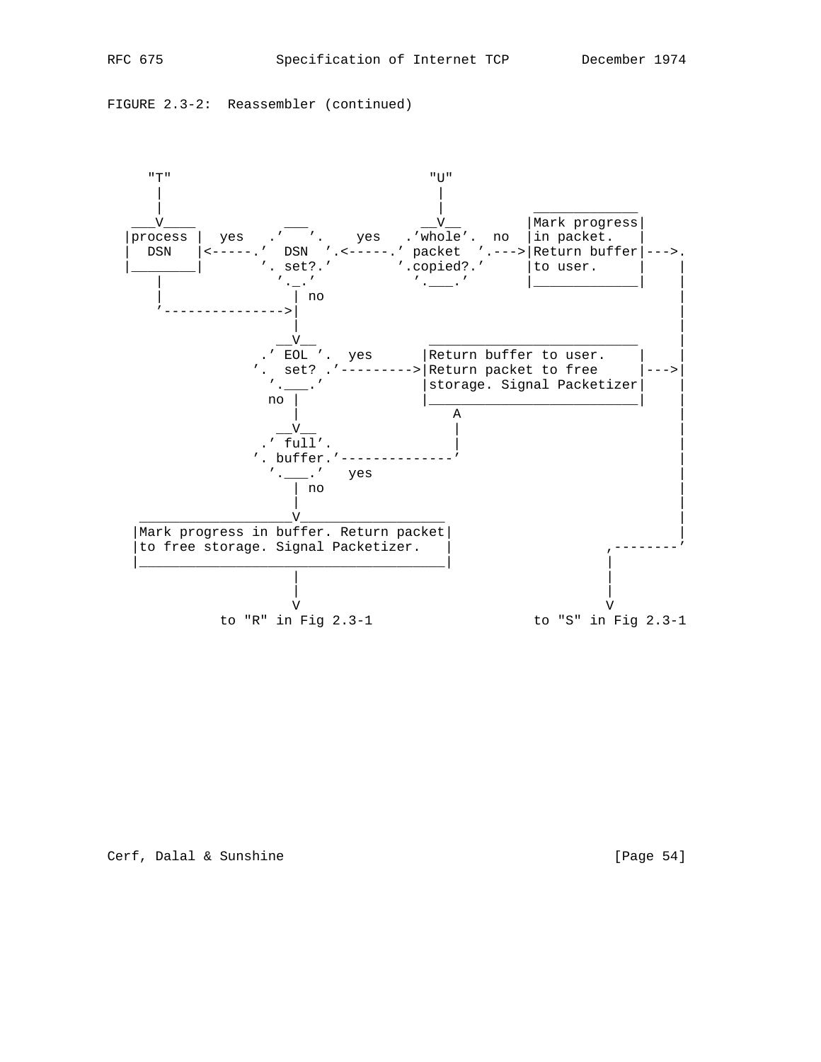FIGURE 2.3-2:  Reassembler (continued)

```
     "T"                              "U"
      |                                |
      |                                |           _____________
   ___V____          ___             __V__        |Mark progress|
  |process |  yes   .'   '.    yes   .'whole'.  no  |in packet.    |
  |  DSN   |<-----.'  DSN  '.<-----.' packet  '.--->|Return buffer|--->.
  |________|       '. set?.'        '.copied?.'     |to user.      |    |
      |             '._.'            '.___.'       |_____________|    |
      |               | no                                             |
      '-------------->|                                                |
                      |                                                |
                    __V__           __________________________         |
                  .' EOL '.  yes   |Return buffer to user.    |        |
                 '.  set? .'------>|Return packet to free     |--->|
                   '.___.'         |storage. Signal Packetizer|        |
                  no |             |__________________________|        |
                     |                    A                            |
                   __V__                  |                            |
                 .' full'.                |                            |
                '. buffer.'---------------'                            |
                  '.___.'   yes                                        |
                     | no                                              |
                     |                                                 |
   __________________V__________________                               |
  |Mark progress in buffer. Return packet|                             |
  |to free storage. Signal Packetizer.   |                   ,--------'
  |______________________________________|                   |
                     |                                       |
                     |                                       |
                     V                                       V
             to "R" in Fig 2.3-1                     to "S" in Fig 2.3-1
```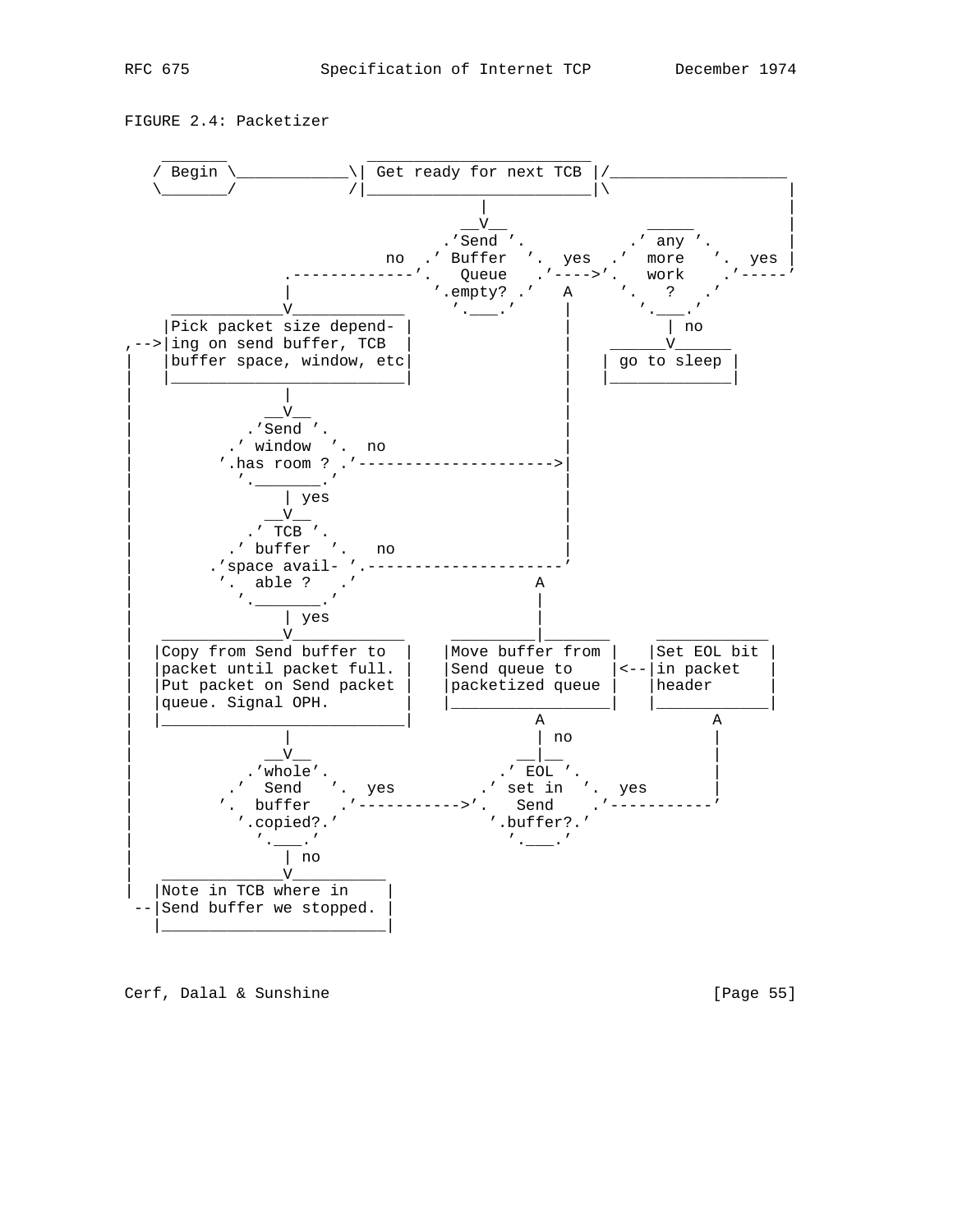FIGURE 2.4: Packetizer

```
     _______              ________________________
    / Begin \____________\| Get ready for next TCB |/__________________
    \_______/            /|________________________|\                  |
                                      |                                |
                                    __V__                 _____        |
                                  .'Send '.            .' any '.       |
                             no .' Buffer  '.  yes  .'  more   '.  yes |
                .-------------'.   Queue   .'---->'.   work    .'-----'
                |               '.empty? .'    A     '.   ?   .'
          ______V_____________    '.___.'      |       '.___.'
         |Pick packet size depend- |           |          | no
    ,-->|ing on send buffer, TCB  |           |    ______V______
    |   |buffer space, window, etc|           |   | go to sleep |
    |   |_________________________|           |   |_____________|
    |               |                          |
    |             __V__                        |
    |           .'Send '.                      |
    |         .' window  '.  no                |
    |        '.has room ? .'------------------->|
    |          '._______.'                     |
    |               | yes                      |
    |             __V__                        |
    |           .' TCB '.                      |
    |         .' buffer  '.   no               |
    |       .'space avail- '.---------------------'
    |        '.  able ?   .'              A
    |          '._______.'                |
    |               | yes                 |
    |   ____________V____________    _________|_______     ____________
    |  |Copy from Send buffer to  |  |Move buffer from |   |Set EOL bit |
    |  |packet until packet full. |  |Send queue to    |<--|in packet   |
    |  |Put packet on Send packet |  |packetized queue |   |header      |
    |  |queue. Signal OPH.        |  |_________________|   |____________|
    |  |_________________________|          A                    A
    |               |                       | no                 |
    |             __V__                   __|__                  |
    |           .'whole'.               .' EOL '.                |
    |         .'  Send   '.  yes      .' set in  '.  yes         |
    |        '.  buffer   .'---------->'.   Send    .'-----------'
    |          '.copied?.'              '.buffer?.'
    |            '.___.'                  '.___.'
    |               | no
    |   ____________V__________
    |  |Note in TCB where in    |
     --|Send buffer we stopped. |
       |_______________________|
```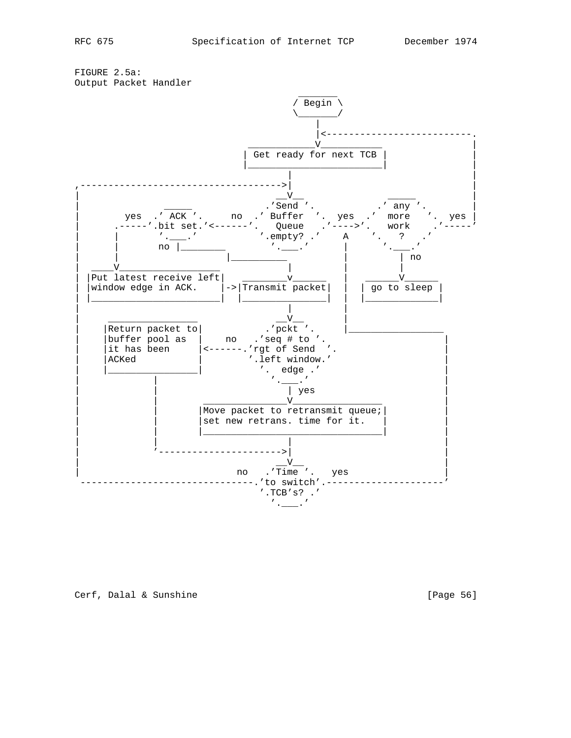FIGURE 2.5a:
Output Packet Handler

```
                                                _______
                                               / Begin \
                                               \_______/
                                                   |
                                                   |<--------------------------.
                                       ____________V___________                |
                                      | Get ready for next TCB |               |
                                      |________________________|               |
                                                  |                            |
,---------------------------------->|                            |
|                                               __V__              _____       |
|               _____                         .'Send '.          .' any '.     |
|        yes  .' ACK '.     no  .' Buffer  '.  yes  .'  more    '.  yes |
|      .-----'.bit set.'<------'.   Queue   .'---->'.   work    .'-----'
|      |       '.___.'          '.empty? .'    A    '.   ?   .'
|      |       no |________       '.___.'      |      '.___.'
|      |                  |__________          |         | no
|  ____V___________________          |         |         |
| |Put latest receive left|   ________v______   |   ______V______
| |window edge in ACK.    |->|Transmit packet|  |  | go to sleep |
| |_______________________|  |_______________|  |  |_____________|
|                                    |          |
|    ________________              __V__        |
|   |Return packet to|           .'pckt '.      |_________________
|   |buffer pool as  |    no   .'seq # to '.                       |
|   |it has been     |<------.'rgt of Send  '.                     |
|   |ACKed           |        '.left window.'                      |
|   |________________|          '.  edge .'                        |
|           |                     '.___.'                          |
|           |                        | yes                         |
|           |       _________________V________________             |
|           |      |Move packet to retransmit queue;|             |
|           |      |set new retrans. time for it.   |             |
|           |      |________________________________|             |
|           |                        |                             |
|           '----------------------->|                             |
|                                  __V__                           |
|                           no   .'Time '.   yes                   |
 ------------------------------.'to switch'.---------------------'
                                 '.TCB's? .'
                                   '.___.'
```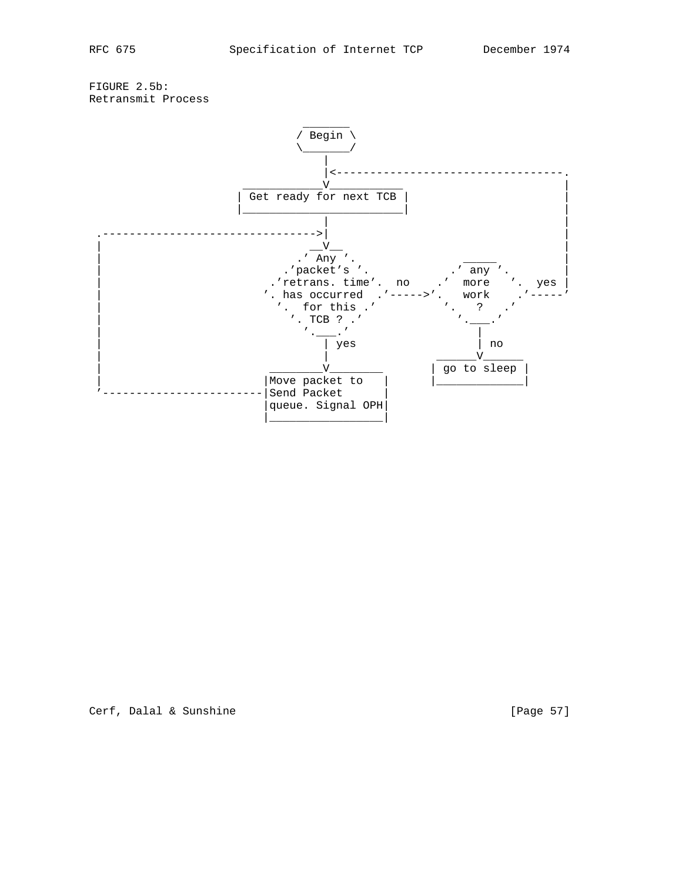FIGURE 2.5b:
Retransmit Process

```
                                _______
                               / Begin \
                               \_______/
                                   |
                                   |<----------------------------------.
                       ____________V___________                        |
                      | Get ready for next TCB |                       |
                      |________________________|                       |
                                   |                                   |
 .-------------------------------->|                                   |
 |                               __V__                                 |
 |                            .' Any '.              _____             |
 |                          .'packet's '.          .' any '.           |
 |                        .'retrans. time'.  no   .'  more   '.  yes |
 |                       '. has occurred  .'----->'.   work    .'-----'
 |                         '.  for this .'          '.   ?   .'
 |                           '. TCB ? .'              '.___.'
 |                             '.___.'                   |
 |                                 | yes                 | no
 |                                 |                ______V______
 |                         ________V________       | go to sleep |
 |                        |Move packet to   |      |_____________|
 '------------------------|Send Packet      |
                          |queue. Signal OPH|
                          |_________________|
```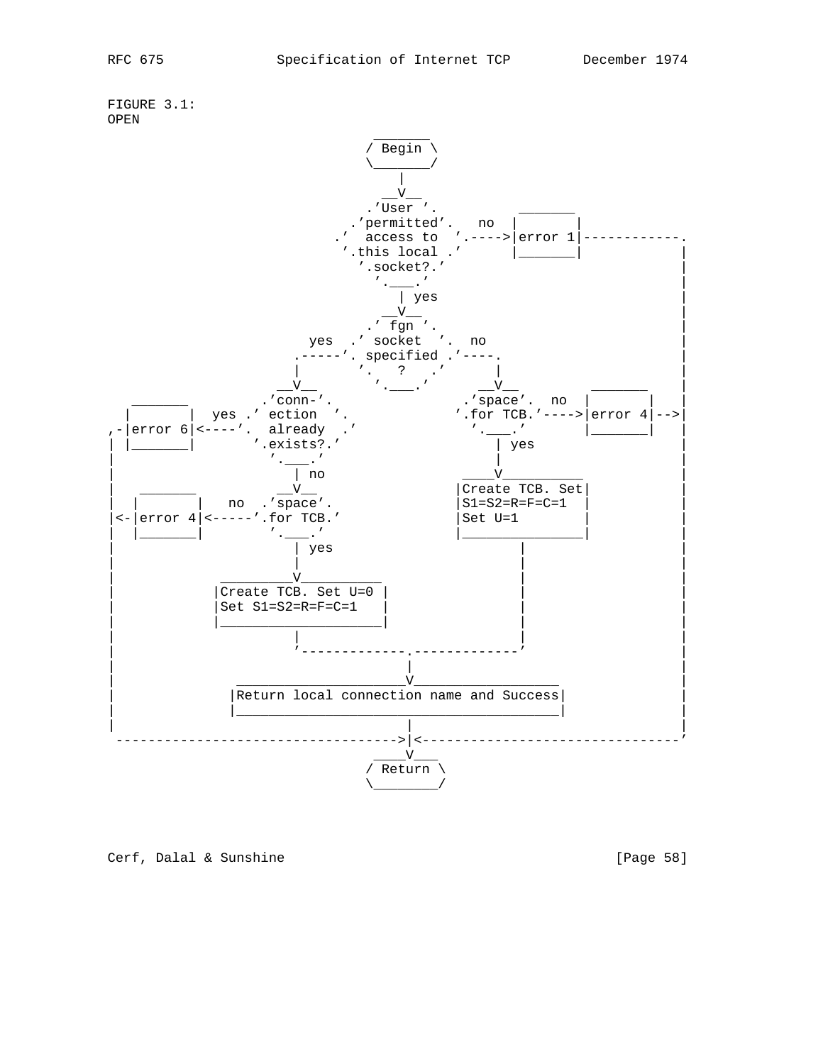FIGURE 3.1:
OPEN

```
                                _______
                              / Begin \
                              \_______/
                                  |
                                __V__
                              .'User '.            _______
                            .'permitted'.   no   |       |
                          .'  access to  '.---->|error 1|------------.
                           '.this local .'      |_______|            |
                             '.socket?.'                             |
                               '.___.'                               |
                                  | yes                              |
                                __V__                                |
                              .' fgn '.                              |
                        yes  .' socket  '.  no                       |
                         .-----'. specified .'----.                  |
                         |       '.   ?   .'      |                  |
                       __V__       '.___.'      __V__      _______   |
  _______             .'conn-'.              .'space'.  no |       |  |
 |       |  yes .' ection  '.            '.for TCB.'---->|error 4|-->|
,-|error 6|<----'.  already  .'           '.___.'       |_______|   |
| |_______|       '.exists?.'                | yes                   |
|                  '.___.'                   |                       |
|                    | no                ____V__________             |
|   _______        __V__                |Create TCB. Set|            |
|  |       |   no  .'space'.            |S1=S2=R=F=C=1  |            |
|<-|error 4|<-----'.for TCB.'           |Set U=1        |            |
|  |_______|        '.___.'             |_______________|            |
|                     | yes                     |                    |
|                     |                         |                    |
|            _________V__________               |                    |
|           |Create TCB. Set U=0 |              |                    |
|           |Set S1=S2=R=F=C=1   |              |                    |
|           |____________________|              |                    |
|                     |                         |                    |
|                     '-------------.-----------'                    |
|                                   |                                |
|              _____________________V__________________              |
|             |Return local connection name and Success|             |
|             |________________________________________|             |
|                                   |                                |
 ----------------------------------->|<-------------------------------'
                                ____V___
                              / Return \
                              \________/
```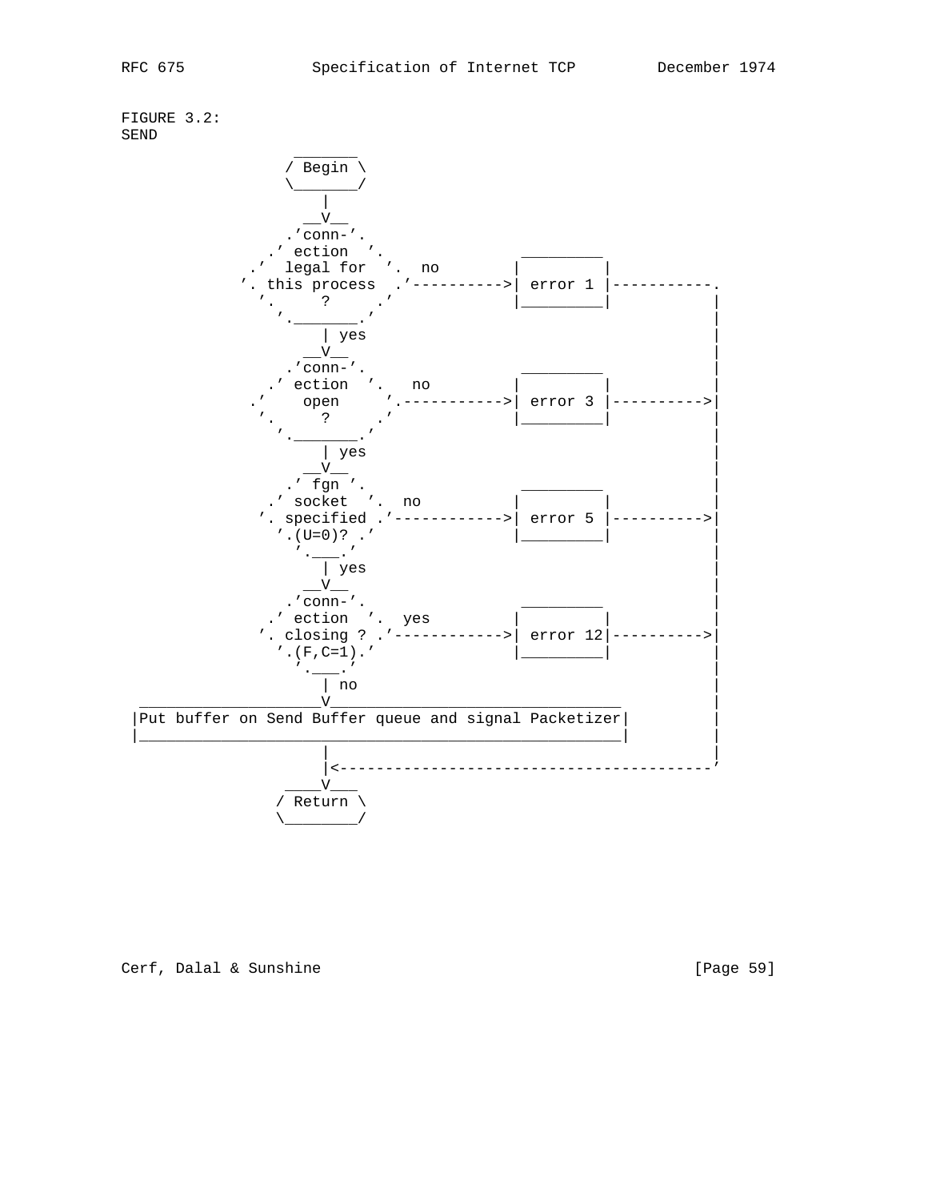FIGURE 3.2:
SEND

```
                  _______
                 / Begin \
                 \_______/
                     |
                   __V__
                 .'conn-'.
               .' ection  '.                _________
             .'  legal for  '.  no         |         |
            '. this process  .'---------->| error 1 |-----------.
              '.     ?     .'              |_________|           |
                '._______.'                                      |
                     | yes                                       |
                   __V__                                         |
                 .'conn-'.                  _________            |
               .' ection  '.   no          |         |           |
             .'    open     '.----------->| error 3 |---------->|
              '.     ?     .'              |_________|           |
                '._______.'                                      |
                     | yes                                       |
                   __V__                                         |
                 .' fgn '.                  _________            |
               .' socket  '.  no           |         |           |
              '. specified .'------------>| error 5 |---------->|
                '.(U=0)? .'                |_________|           |
                  '.___.'                                        |
                     | yes                                       |
                   __V__                                         |
                 .'conn-'.                  _________            |
               .' ection  '.  yes          |         |           |
              '. closing ? .'------------>| error 12|---------->|
                '.(F,C=1).'                |_________|           |
                  '.___.'                                        |
                     | no                                        |
  ___________________V__________________________________         |
 |Put buffer on Send Buffer queue and signal Packetizer|         |
 |_____________________________________________________|         |
                     |                                           |
                     |<-----------------------------------------'
                 ____V___
                / Return \
                \________/
```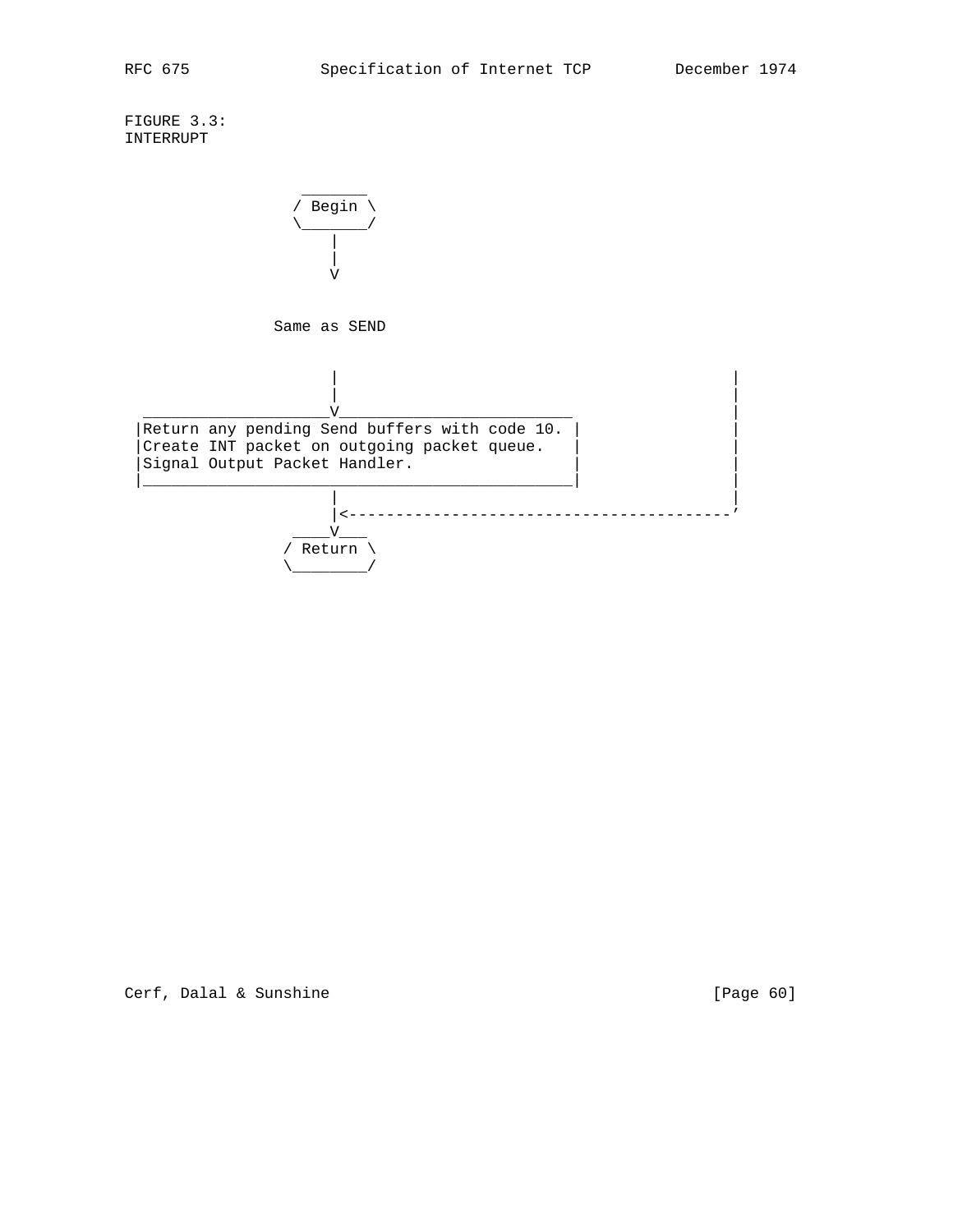FIGURE 3.3:
INTERRUPT

```
                  _______
                 / Begin \
                 \_______/
                     |
                     |
                     V


               Same as SEND

                     |                                       |
                     |                                       |
   __________________V_________________________              |
  |Return any pending Send buffers with code 10. |           |
  |Create INT packet on outgoing packet queue.   |           |
  |Signal Output Packet Handler.                 |           |
  |______________________________________________|           |
                     |                                       |
                     |<--------------------------------------'
                 ____V___
                / Return \
                \________/
```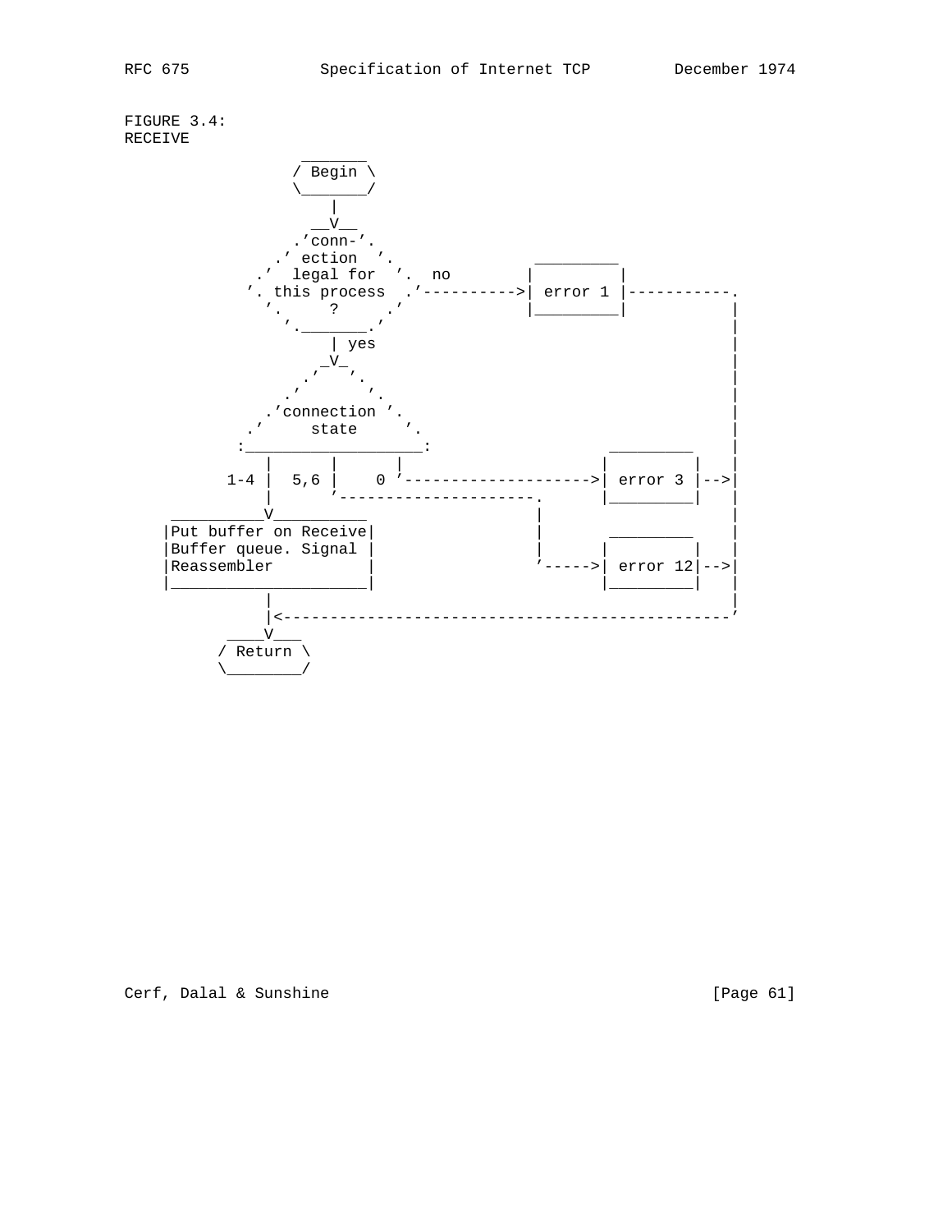FIGURE 3.4:
RECEIVE

```
                  _______
                 / Begin \
                 \_______/
                     |
                   __V__
                 .'conn-'.
               .' ection  '.                     _________
             .'  legal for  '.  no              |         |
            '. this process  .'---------->| error 1 |-----------.
              '.     ?     .'                   |_________|           |
                '._______.'                                             |
                     | yes                                              |
                    _V_                                                 |
                  .'   '.                                               |
                .'       '.                                             |
              .'connection '.                                           |
            .'     state     '.                                         |
           :___________________:                     _________          |
              |      |      |                        |         |        |
          1-4 |  5,6 |    0 '-------------------->| error 3 |-->|
              |      '---------------------.         |_________|        |
     __________V__________                 |                            |
    |Put buffer on Receive|                |          _________         |
    |Buffer queue. Signal |                |         |         |        |
    |Reassembler          |                '----->| error 12|-->|
    |_____________________|                          |_________|        |
              |                                                         |
              |<--------------------------------------------------------'
          ____V___
         / Return \
         \________/
```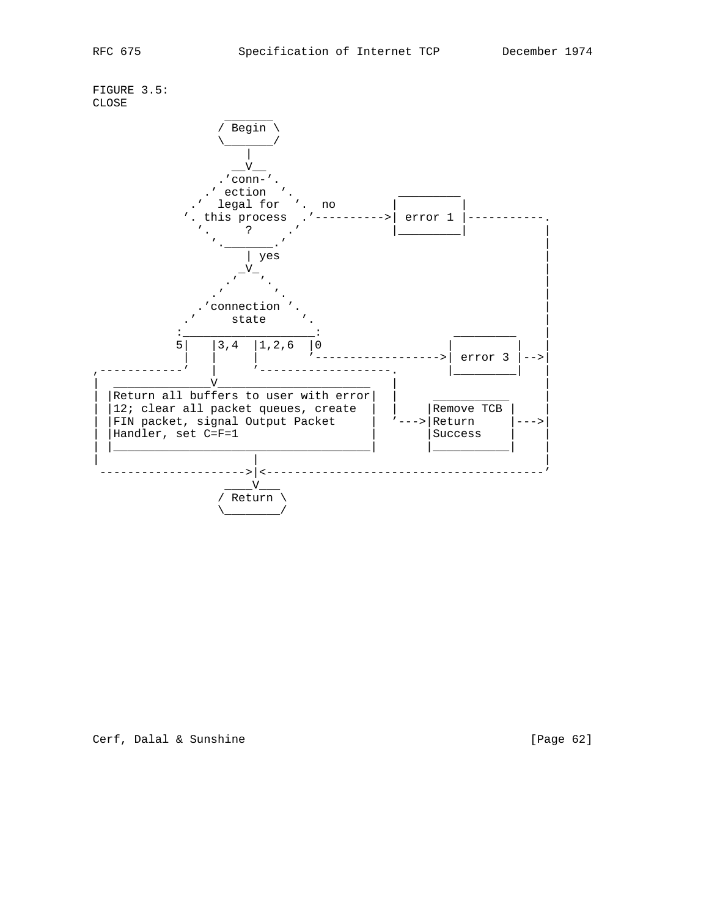FIGURE 3.5:
CLOSE

```
                 _______
                / Begin \
                \_______/
                    |
                  __V__
                .'conn-'.
              .' ection  '.                    _________
            .'  legal for  '.  no             |         |
           '. this process  .'---------->| error 1 |-----------.
             '.     ?     .'                  |_________|           |
               '._______.'                                          |
                    | yes                                           |
                   _V_                                              |
                 .'   '.                                            |
               .'       '.                                          |
             .'connection '.                                        |
           .'     state     '.                                      |
          :___________________:                         _________   |
          5|   |3,4  |1,2,6  |0                        |         |  |
           |   |     |       '------------------>| error 3 |-->|
,----------'   |     '------------------.              |_________|  |
|  ____________V______________________   |                          |
| |Return all buffers to user with error|  |     ___________        |
| |12; clear all packet queues, create  |  |    |Remove TCB |       |
| |FIN packet, signal Output Packet     |  '--->|Return     |--->|
| |Handler, set C=F=1                   |       |Success    |     |
| |_____________________________________|       |___________|     |
|                    |                                              |
 ------------------->|<---------------------------------------------'
                 ____V___
                / Return \
                \________/
```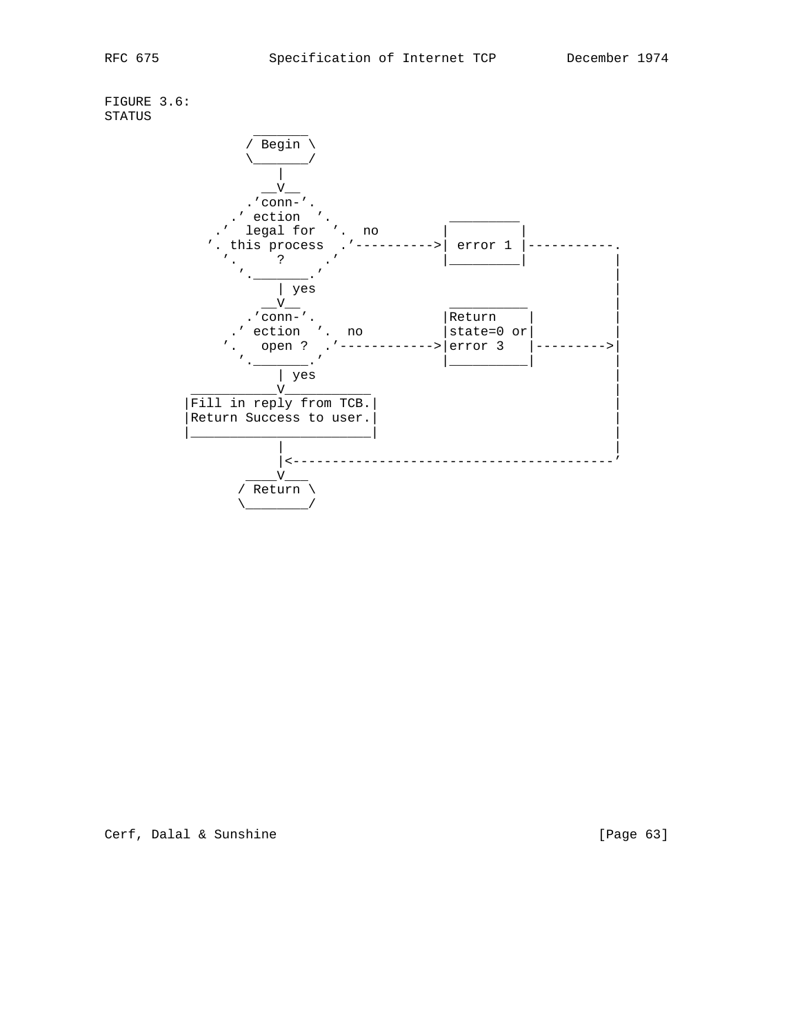FIGURE 3.6:
STATUS

```
                 _______
                / Begin \
                \_______/
                    |
                  __V__
                .'conn-'.
              .' ection  '.                   _________
            .'  legal for  '.  no            |         |
           '. this process  .'---------->| error 1 |-----------.
             '.     ?     .'                 |_________|           |
               '._______.'                                         |
                    | yes                                          |
                  __V__                       __________           |
                .'conn-'.                    |Return    |          |
              .' ection  '.  no              |state=0 or|          |
             '.   open ?  .'------------>|error 3   |--------->|
               '._______.'                   |__________|          |
                    | yes                                          |
         ___________V___________                                   |
        |Fill in reply from TCB.|                                  |
        |Return Success to user.|                                  |
        |_______________________|                                  |
                    |                                              |
                    |<---------------------------------------------'
                ____V___
               / Return \
               \________/
```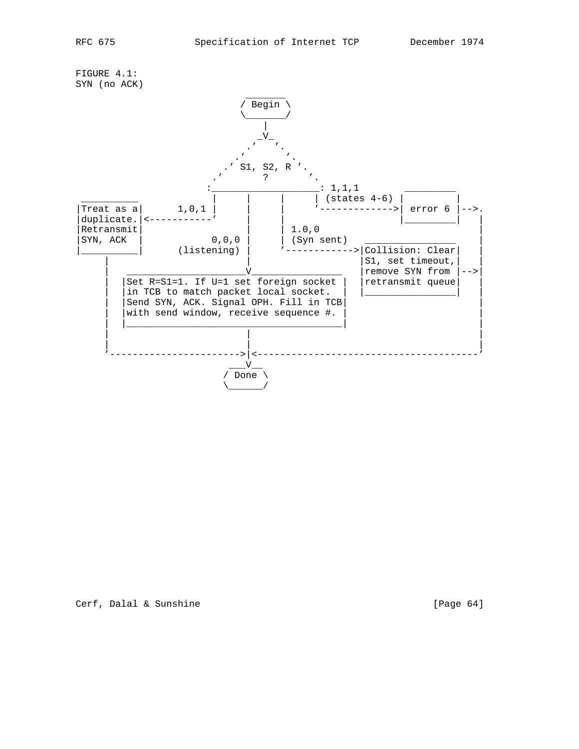FIGURE 4.1:
SYN (no ACK)

```
                           _______
                          / Begin \
                          \_______/
                              |
                             _V_
                           .'   '.
                         .'       '.
                       .' S1, S2, R '.
                     .'      ?        '.
                    :___________________: 1,1,1        _________
 __________            |     |     |     | (states 4-6) |         |
|Treat as a|     1,0,1 |     |     |     '------------->| error 6 |-->.
|duplicate.|<----------'     |     |                    |_________|   |
|Retransmit|                 |     | 1.0,0                            |
|SYN, ACK  |           0,0,0 |     | (Syn sent)   ________________    |
|__________|     (listening) |     '------------>|Collision: Clear|   |
     |                       |                   |S1, set timeout,|   |
     |   ____________________V________________   |remove SYN from |-->|
     |  |Set R=S1=1. If U=1 set foreign socket |  |retransmit queue|   |
     |  |in TCB to match packet local socket.  |  |________________|   |
     |  |Send SYN, ACK. Signal OPH. Fill in TCB|                       |
     |  |with send window, receive sequence #. |                       |
     |  |______________________________________|                       |
     |                       |                                         |
     |                       |                                         |
     '---------------------->|<----------------------------------------'
                          ___V__
                         / Done \
                         \______/
```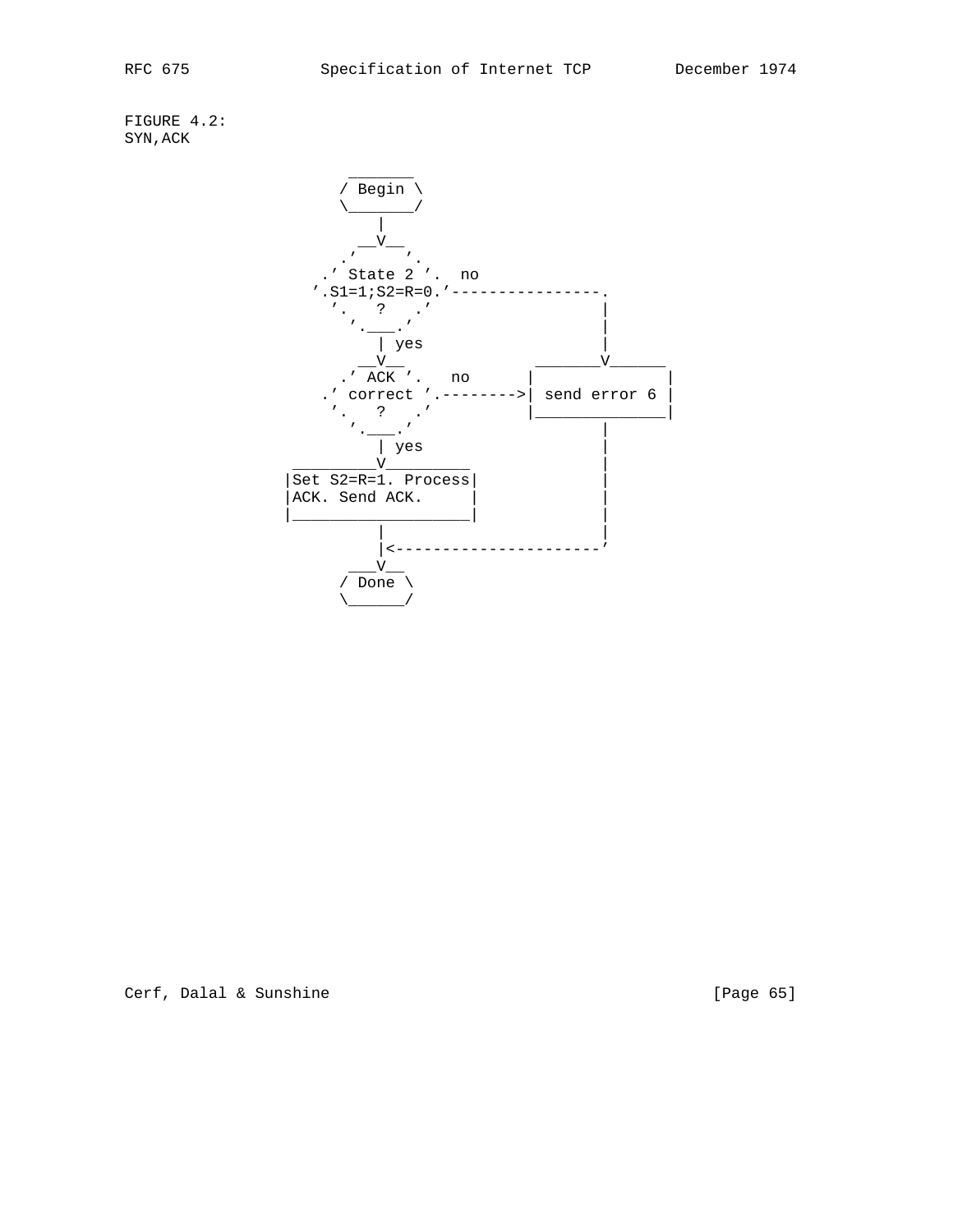FIGURE 4.2:
SYN,ACK

```
                    _______
                   / Begin \
                   \_______/
                       |
                     __V__
                   ,'     '.
                 .' State 2 '.  no
               '.S1=1;S2=R=0.'----------------.
                 '.   ?   .'                  |
                   '.___.'                    |
                       | yes                  |
                     __V__             _______V______
                   .' ACK '.   no     |              |
                 .' correct '.-------->| send error 6 |
                 '.   ?   .'          |______________|
                   '.___.'                    |
                       | yes                  |
               _________V_________            |
              |Set S2=R=1. Process|           |
              |ACK. Send ACK.     |           |
              |___________________|           |
                       |                      |
                       |<---------------------'
                     __V__
                   / Done \
                   \______/
```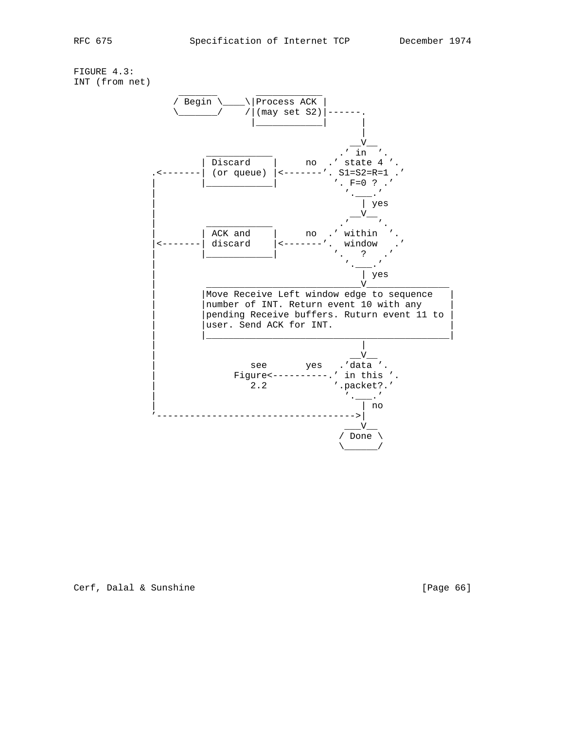FIGURE 4.3:
INT (from net)

```
               _______      ____________
              / Begin \____\|Process ACK |
              \_______/    /|(may set S2)|------.
                            |____________|      |
                                                |
                                              __V__
                    ____________            .' in  '.
                   | Discard    |     no  .' state 4 '.
            .<-----| (or queue) |<-------'. S1=S2=R=1 .'
            |      |____________|          '. F=0 ? .'
            |                                '.___.'
            |                                   | yes
            |                                 __V__
            |       ____________            .'     '.
            |      | ACK and    |     no  .' within  '.
            |<-----| discard    |<-------'.  window   .'
            |      |____________|          '.   ?   .'
            |                                '.___.'
            |                                   | yes
            |       ____________________________V________________
            |      |Move Receive Left window edge to sequence    |
            |      |number of INT. Return event 10 with any      |
            |      |pending Receive buffers. Ruturn event 11 to  |
            |      |user. Send ACK for INT.                      |
            |      |_____________________________________________|
            |                                   |
            |                                 __V__
            |            see       yes   .'data '.
            |          Figure<-----------.' in this '.
            |            2.2            '.packet?.'
            |                            '.___.'
            |                               | no
            '------------------------------>|
                                          __V__
                                         / Done \
                                         \______/
```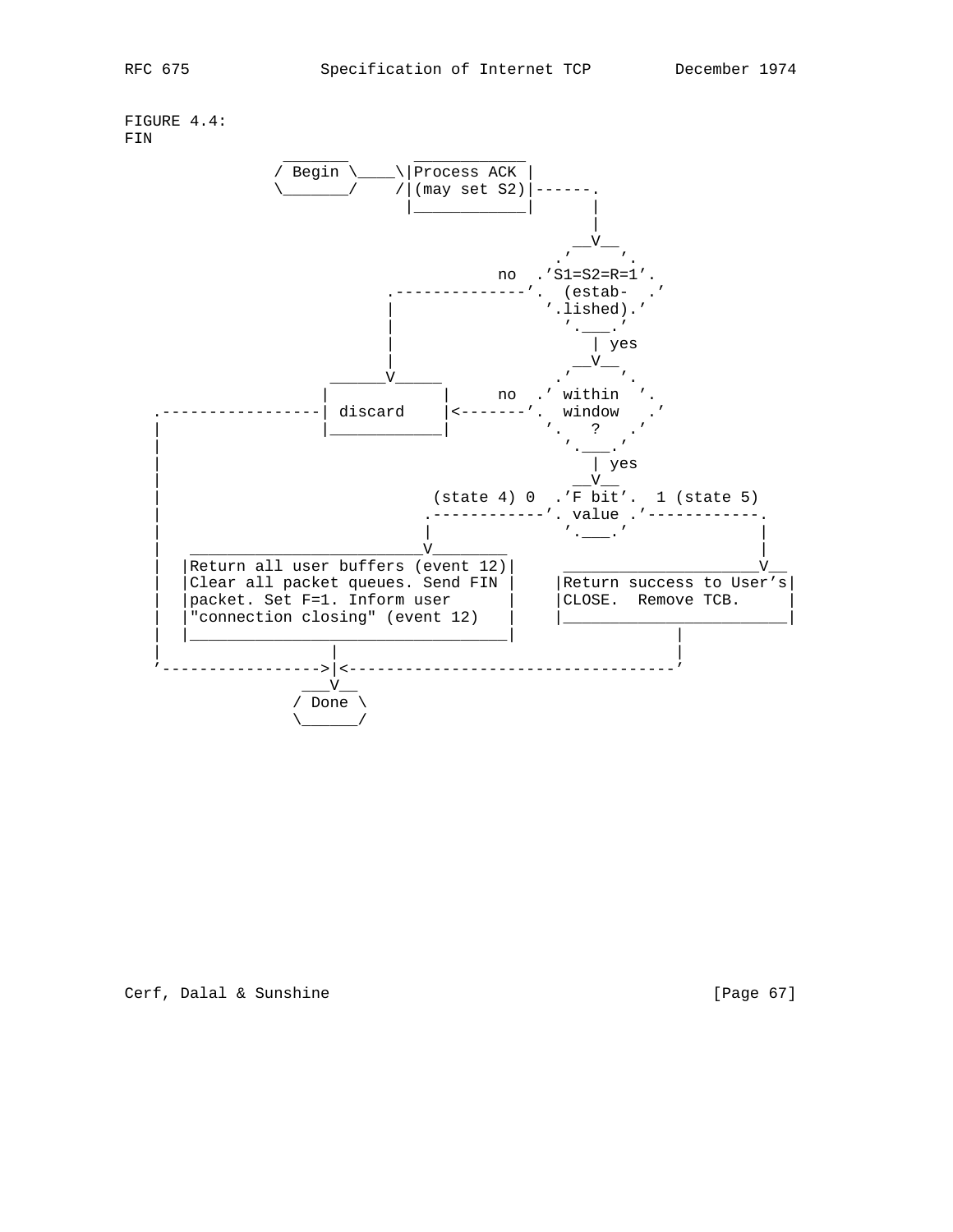FIGURE 4.4:
FIN

```
                _______          ____________
              / Begin \____\|Process ACK |
              \_______/    /|(may set S2)|------.
                            |____________|      |
                                                |
                                              __V__
                                            .'     '.
                                    no  .'S1=S2=R=1'.
                        .--------------'.  (estab-  .'
                        |                '.lished).'
                        |                  '.___.'
                        |                     | yes
                        |                   __V__
                  ______V_____            .'     '.
                 |            |     no  .' within  '.
   .-----------------| discard    |<--------'.  window   .'
   |             |____________|          '.   ?   .'
   |                                       '.___.'
   |                                          | yes
   |                                        __V__
   |                         (state 4) 0  .'F bit'.  1 (state 5)
   |                        .------------'. value .'------------.
   |                        |               '.___.'               |
   |   _________________________V________                         |
   |  |Return all user buffers (event 12)|   ____________________V__
   |  |Clear all packet queues. Send FIN |  |Return success to User's|
   |  |packet. Set F=1. Inform user      |  |CLOSE.  Remove TCB.     |
   |  |"connection closing" (event 12)   |  |________________________|
   |  |__________________________________|              |
   |                  |                                 |
   '----------------->|<--------------------------------'
                   ___V__
                  / Done \
                  \______/
```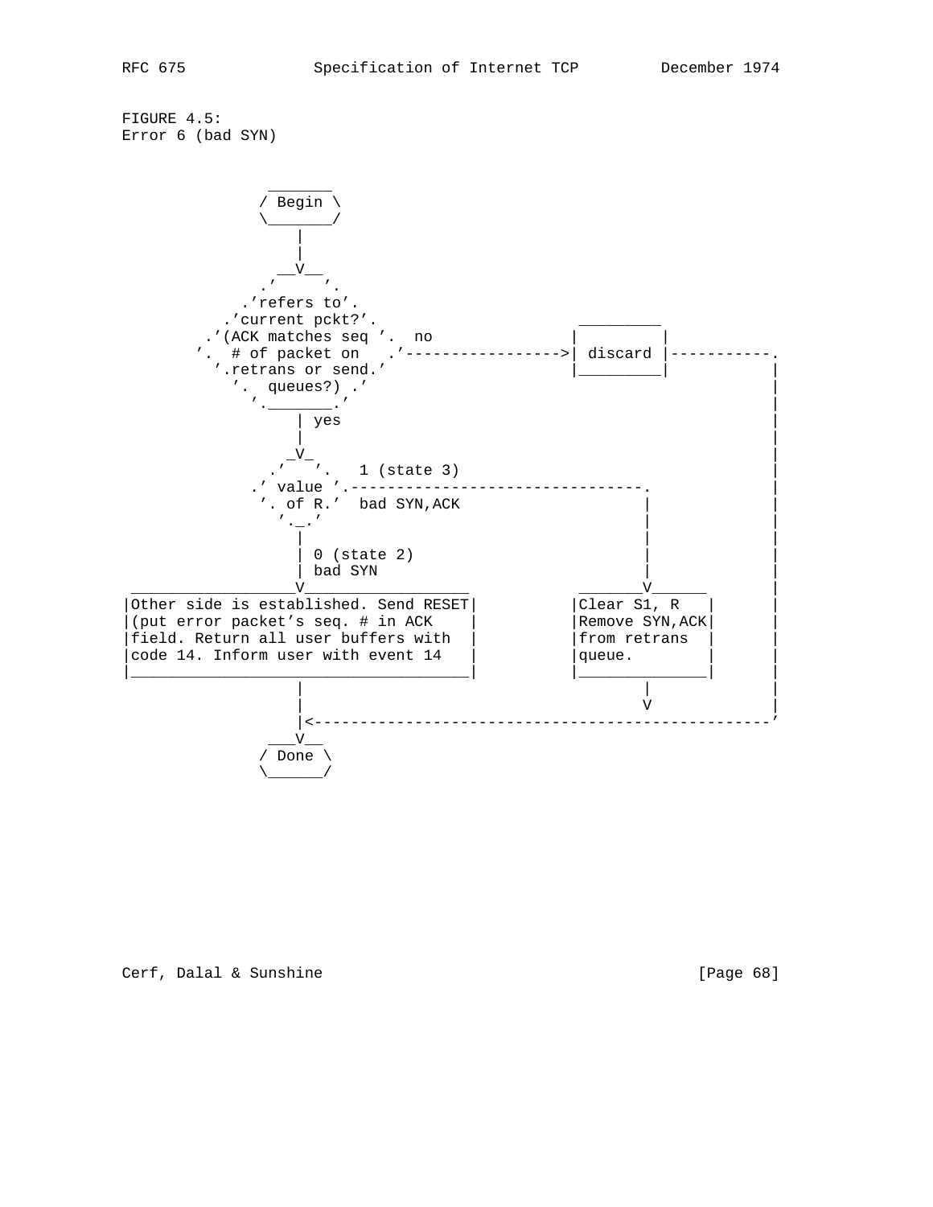FIGURE 4.5:
Error 6 (bad SYN)

```
                 _______
                / Begin \
                \_______/
                    |
                    |
                  __V__
                .'     '.
              .'refers to'.
            .'current pckt?'.                         _________
          .'(ACK matches seq '.  no                  |         |
         '.  # of packet on   .'------------------->| discard |-----------.
           '.retrans or send.'                       |_________|           |
             '.  queues?) .'                                               |
               '._______.'                                                 |
                    | yes                                                  |
                    |                                                      |
                   _V_                                                     |
                 .'   '.   1 (state 3)                                     |
               .' value '.--------------------------------.                |
                '. of R.'  bad SYN,ACK                    |                |
                  '._.'                                   |                |
                    |                                     |                |
                    | 0 (state 2)                         |                |
                    | bad SYN                             |                |
 ___________________V__________________           _______V______          |
|Other side is established. Send RESET|          |Clear S1, R   |         |
|(put error packet's seq. # in ACK    |          |Remove SYN,ACK|         |
|field. Return all user buffers with  |          |from retrans  |         |
|code 14. Inform user with event 14   |          |queue.        |         |
|_____________________________________|          |______________|         |
                    |                                     |                |
                    |                                     V                |
                    |<---------------------------------------------------'
                  __V__
                / Done \
                \______/
```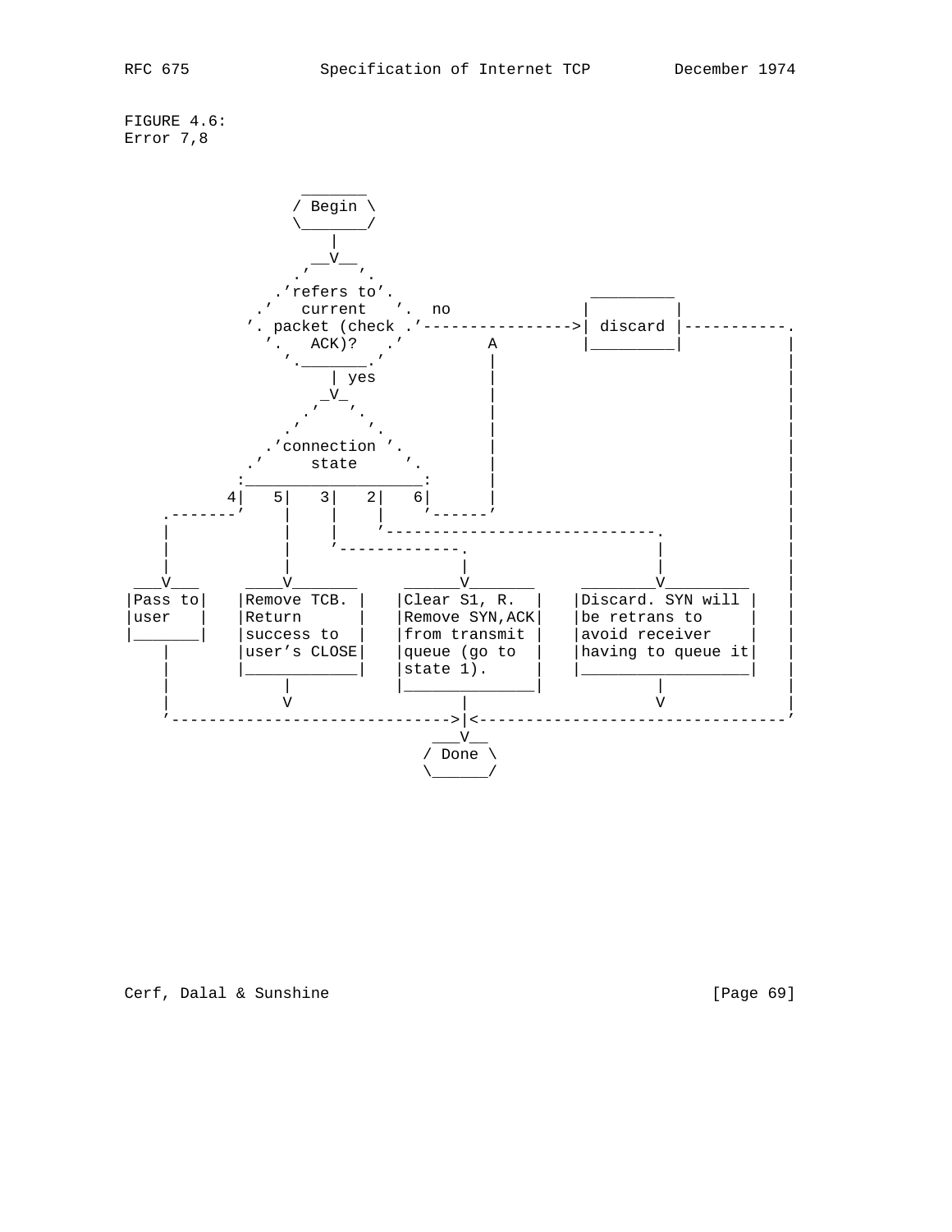FIGURE 4.6:
Error 7,8

```
                    _______
                   / Begin \
                   \_______/
                       |
                     __V__
                   .'     '.
                 .'refers to'.                         _________
               .'   current   '.  no                  |         |
              '. packet (check .'----------------->| discard |-----------.
                '.   ACK)?   .'         A             |_________|           |
                  '._______.'           |                                   |
                       | yes            |                                   |
                      _V_               |                                   |
                    .'   '.             |                                   |
                  .'       '.           |                                   |
                .'connection '.         |                                   |
              .'     state     '.       |                                   |
             :___________________:      |                                   |
            4|   5|   3|   2|   6|      |                                   |
    .-------'    |    |    |    '------'                                   |
    |            |    |    '----------------------------.                 |
    |            |    '-------------.                    |                 |
    |            |                  |                    |                 |
 ___V___     ____V_______     ______V_______     ________V_________       |
|Pass to|   |Remove TCB. |   |Clear S1, R.  |   |Discard. SYN will |      |
|user   |   |Return      |   |Remove SYN,ACK|   |be retrans to     |      |
|_______|   |success to  |   |from transmit |   |avoid receiver    |      |
    |       |user's CLOSE|   |queue (go to  |   |having to queue it|      |
    |       |____________|   |state 1).     |   |__________________|      |
    |            |           |______________|            |                 |
    |            V                  |                    V                 |
    '------------------------------>|<---------------------------------'
                                 ___V__
                                / Done \
                                \______/
```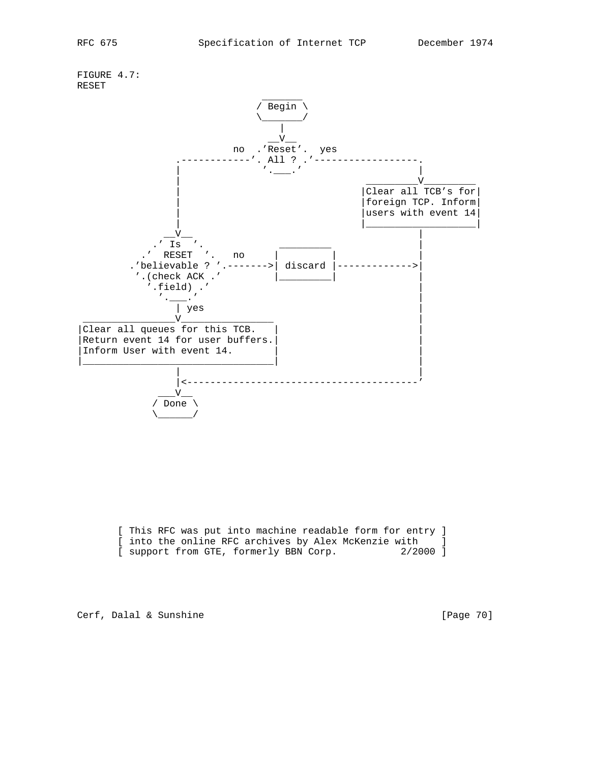FIGURE 4.7:
RESET

```
                                 _______
                                / Begin \
                                \_______/
                                    |
                                  __V__
                         no  .'Reset'.  yes
              .------------'. All ? .'------------------.
              |               '.___.'                   |
              |                                ________V_________
              |                               |Clear all TCB's for|
              |                               |foreign TCP. Inform|
              |                               |users with event 14|
              |                               |___________________|
            __V__                                       |
          .' Is  '.                ________             |
        .'  RESET  '.   no       |         |            |
      .'believable ? '.------->| discard |------------->|
       '.(check ACK .'          |_________|             |
         '.field) .'                                    |
           '.___.'                                      |
              | yes                                     |
 _____________V_________________                        |
|Clear all queues for this TCB.  |                      |
|Return event 14 for user buffers.|                     |
|Inform User with event 14.      |                      |
|________________________________|                      |
              |                                         |
              |<----------------------------------------'
           ___V__
          / Done \
          \______/
```

[ This RFC was put into machine readable form for entry ]
[ into the online RFC archives by Alex McKenzie with    ]
[ support from GTE, formerly BBN Corp.           2/2000 ]